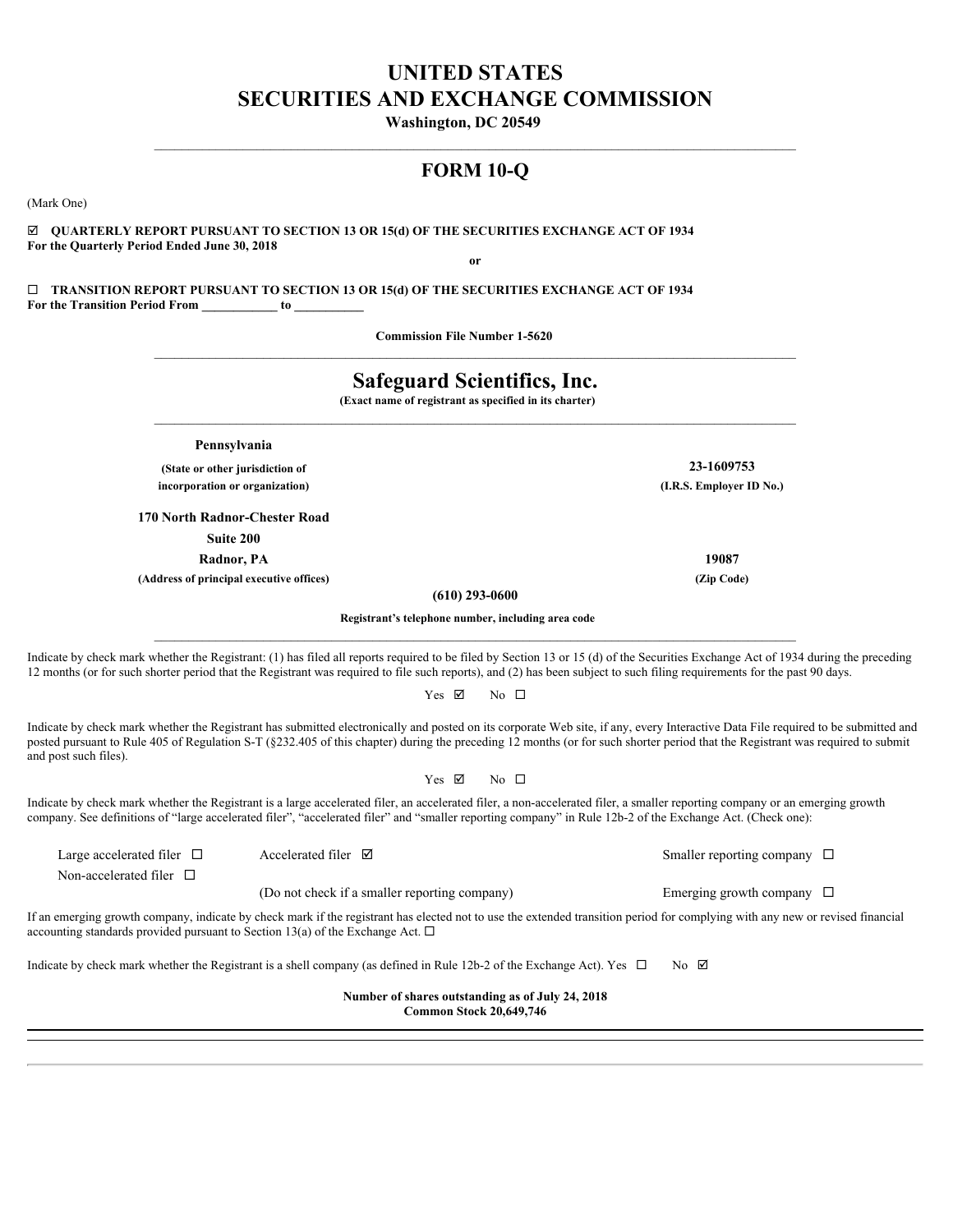# UNITED STATES
# SECURITIES AND EXCHANGE COMMISSION

**Washington, DC 20549**

---

## FORM 10-Q

(Mark One)

☑ **QUARTERLY REPORT PURSUANT TO SECTION 13 OR 15(d) OF THE SECURITIES EXCHANGE ACT OF 1934**
**For the Quarterly Period Ended June 30, 2018**

**or**

☐ **TRANSITION REPORT PURSUANT TO SECTION 13 OR 15(d) OF THE SECURITIES EXCHANGE ACT OF 1934**
**For the Transition Period From \_\_\_\_\_\_\_\_\_\_\_\_ to \_\_\_\_\_\_\_\_\_\_\_**

**Commission File Number 1-5620**

---

## Safeguard Scientifics, Inc.

**(Exact name of registrant as specified in its charter)**

---

| | |
|---|---|
| **Pennsylvania** | |
| **(State or other jurisdiction of incorporation or organization)** | **23-1609753** **(I.R.S. Employer ID No.)** |
| **170 North Radnor-Chester Road** | |
| **Suite 200** | |
| **Radnor, PA** | **19087** |
| **(Address of principal executive offices)** | **(Zip Code)** |

**(610) 293-0600**

**Registrant's telephone number, including area code**

---

Indicate by check mark whether the Registrant: (1) has filed all reports required to be filed by Section 13 or 15 (d) of the Securities Exchange Act of 1934 during the preceding 12 months (or for such shorter period that the Registrant was required to file such reports), and (2) has been subject to such filing requirements for the past 90 days.

Yes ☑ No ☐

Indicate by check mark whether the Registrant has submitted electronically and posted on its corporate Web site, if any, every Interactive Data File required to be submitted and posted pursuant to Rule 405 of Regulation S-T (§232.405 of this chapter) during the preceding 12 months (or for such shorter period that the Registrant was required to submit and post such files).

Yes ☑ No ☐

Indicate by check mark whether the Registrant is a large accelerated filer, an accelerated filer, a non-accelerated filer, a smaller reporting company or an emerging growth company. See definitions of "large accelerated filer", "accelerated filer" and "smaller reporting company" in Rule 12b-2 of the Exchange Act. (Check one):

| | | |
|---|---|---|
| Large accelerated filer ☐ | Accelerated filer ☑ | Smaller reporting company ☐ |
| Non-accelerated filer ☐ | (Do not check if a smaller reporting company) | Emerging growth company ☐ |

If an emerging growth company, indicate by check mark if the registrant has elected not to use the extended transition period for complying with any new or revised financial accounting standards provided pursuant to Section 13(a) of the Exchange Act. ☐

Indicate by check mark whether the Registrant is a shell company (as defined in Rule 12b-2 of the Exchange Act). Yes ☐ No ☑

**Number of shares outstanding as of July 24, 2018**
**Common Stock 20,649,746**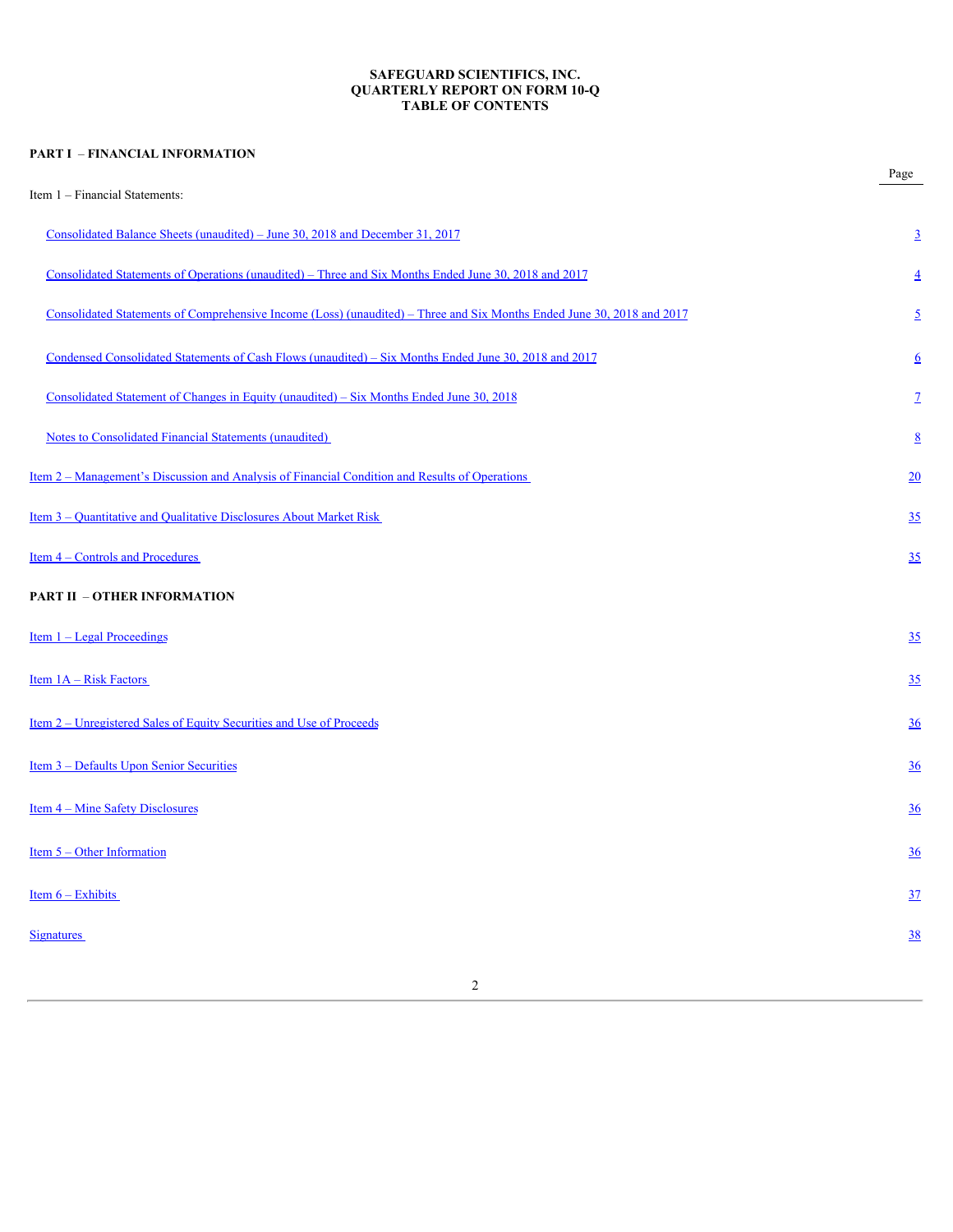**SAFEGUARD SCIENTIFICS, INC.**
**QUARTERLY REPORT ON FORM 10-Q**
**TABLE OF CONTENTS**

**PART I – FINANCIAL INFORMATION**

| | Page |
|---|---|
| Item 1 – Financial Statements: | |
| Consolidated Balance Sheets (unaudited) – June 30, 2018 and December 31, 2017 | 3 |
| Consolidated Statements of Operations (unaudited) – Three and Six Months Ended June 30, 2018 and 2017 | 4 |
| Consolidated Statements of Comprehensive Income (Loss) (unaudited) – Three and Six Months Ended June 30, 2018 and 2017 | 5 |
| Condensed Consolidated Statements of Cash Flows (unaudited) – Six Months Ended June 30, 2018 and 2017 | 6 |
| Consolidated Statement of Changes in Equity (unaudited) – Six Months Ended June 30, 2018 | 7 |
| Notes to Consolidated Financial Statements (unaudited) | 8 |
| Item 2 – Management's Discussion and Analysis of Financial Condition and Results of Operations | 20 |
| Item 3 – Quantitative and Qualitative Disclosures About Market Risk | 35 |
| Item 4 – Controls and Procedures | 35 |

**PART II – OTHER INFORMATION**

| | |
|---|---|
| Item 1 – Legal Proceedings | 35 |
| Item 1A – Risk Factors | 35 |
| Item 2 – Unregistered Sales of Equity Securities and Use of Proceeds | 36 |
| Item 3 – Defaults Upon Senior Securities | 36 |
| Item 4 – Mine Safety Disclosures | 36 |
| Item 5 – Other Information | 36 |
| Item 6 – Exhibits | 37 |
| Signatures | 38 |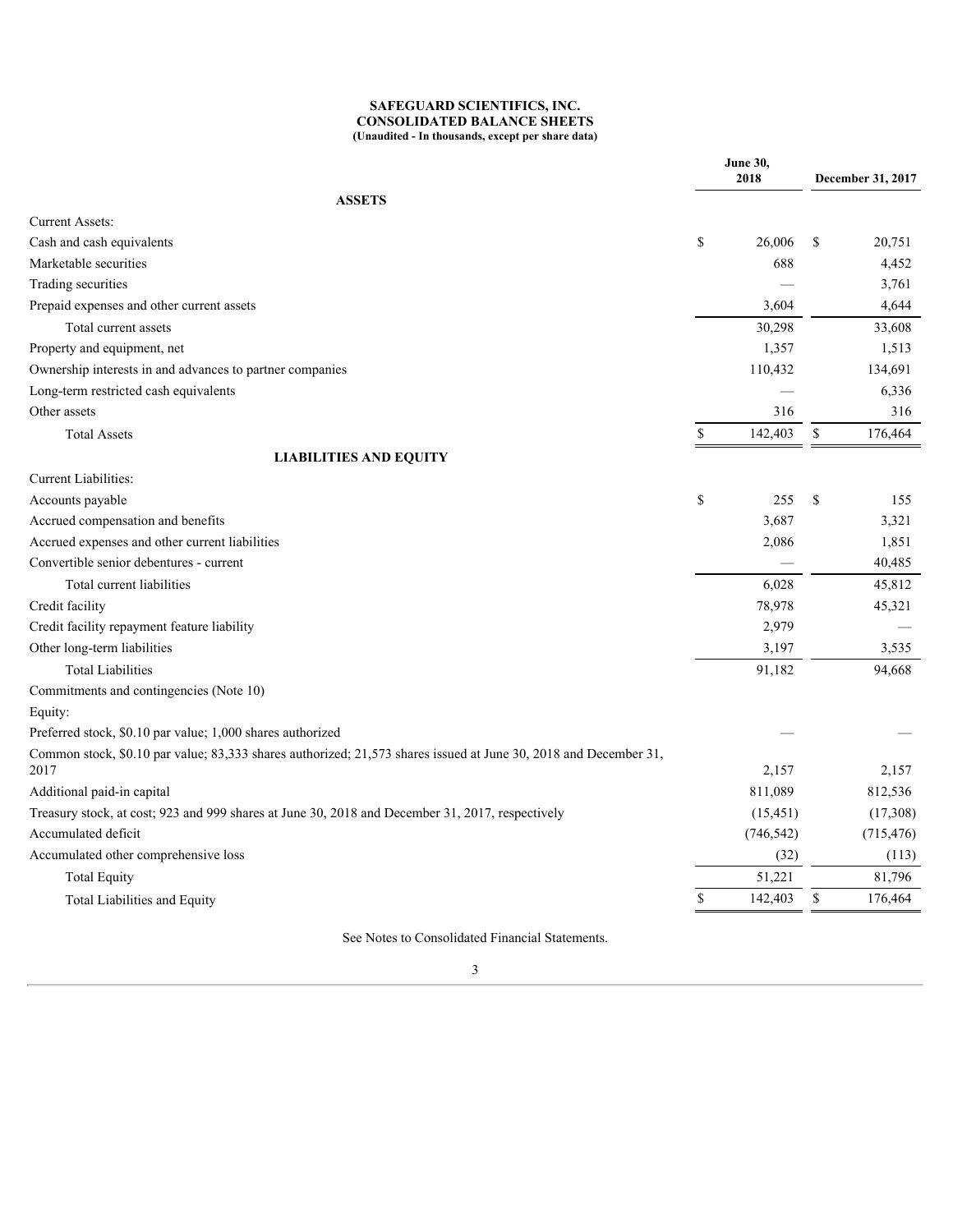**SAFEGUARD SCIENTIFICS, INC.**
**CONSOLIDATED BALANCE SHEETS**
**(Unaudited - In thousands, except per share data)**

| | June 30, 2018 | December 31, 2017 |
|---|---|---|
| **ASSETS** | | |
| Current Assets: | | |
| Cash and cash equivalents | $ 26,006 | $ 20,751 |
| Marketable securities | 688 | 4,452 |
| Trading securities | — | 3,761 |
| Prepaid expenses and other current assets | 3,604 | 4,644 |
| Total current assets | 30,298 | 33,608 |
| Property and equipment, net | 1,357 | 1,513 |
| Ownership interests in and advances to partner companies | 110,432 | 134,691 |
| Long-term restricted cash equivalents | — | 6,336 |
| Other assets | 316 | 316 |
| Total Assets | $ 142,403 | $ 176,464 |
| **LIABILITIES AND EQUITY** | | |
| Current Liabilities: | | |
| Accounts payable | $ 255 | $ 155 |
| Accrued compensation and benefits | 3,687 | 3,321 |
| Accrued expenses and other current liabilities | 2,086 | 1,851 |
| Convertible senior debentures - current | — | 40,485 |
| Total current liabilities | 6,028 | 45,812 |
| Credit facility | 78,978 | 45,321 |
| Credit facility repayment feature liability | 2,979 | — |
| Other long-term liabilities | 3,197 | 3,535 |
| Total Liabilities | 91,182 | 94,668 |
| Commitments and contingencies (Note 10) | | |
| Equity: | | |
| Preferred stock, $0.10 par value; 1,000 shares authorized | — | — |
| Common stock, $0.10 par value; 83,333 shares authorized; 21,573 shares issued at June 30, 2018 and December 31, 2017 | 2,157 | 2,157 |
| Additional paid-in capital | 811,089 | 812,536 |
| Treasury stock, at cost; 923 and 999 shares at June 30, 2018 and December 31, 2017, respectively | (15,451) | (17,308) |
| Accumulated deficit | (746,542) | (715,476) |
| Accumulated other comprehensive loss | (32) | (113) |
| Total Equity | 51,221 | 81,796 |
| Total Liabilities and Equity | $ 142,403 | $ 176,464 |

See Notes to Consolidated Financial Statements.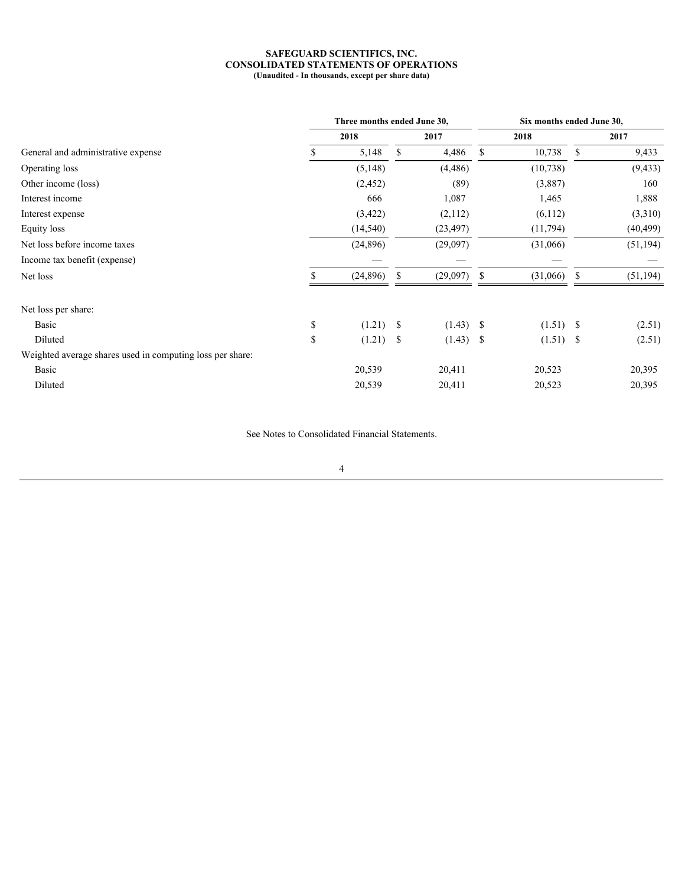# SAFEGUARD SCIENTIFICS, INC.
## CONSOLIDATED STATEMENTS OF OPERATIONS
**(Unaudited - In thousands, except per share data)**

| | Three months ended June 30, | | Six months ended June 30, | |
|---|---|---|---|---|
| | 2018 | 2017 | 2018 | 2017 |
| General and administrative expense | $ 5,148 | $ 4,486 | $ 10,738 | $ 9,433 |
| Operating loss | (5,148) | (4,486) | (10,738) | (9,433) |
| Other income (loss) | (2,452) | (89) | (3,887) | 160 |
| Interest income | 666 | 1,087 | 1,465 | 1,888 |
| Interest expense | (3,422) | (2,112) | (6,112) | (3,310) |
| Equity loss | (14,540) | (23,497) | (11,794) | (40,499) |
| Net loss before income taxes | (24,896) | (29,097) | (31,066) | (51,194) |
| Income tax benefit (expense) | — | — | — | — |
| Net loss | $ (24,896) | $ (29,097) | $ (31,066) | $ (51,194) |
| Net loss per share: | | | | |
| Basic | $ (1.21) | $ (1.43) | $ (1.51) | $ (2.51) |
| Diluted | $ (1.21) | $ (1.43) | $ (1.51) | $ (2.51) |
| Weighted average shares used in computing loss per share: | | | | |
| Basic | 20,539 | 20,411 | 20,523 | 20,395 |
| Diluted | 20,539 | 20,411 | 20,523 | 20,395 |

See Notes to Consolidated Financial Statements.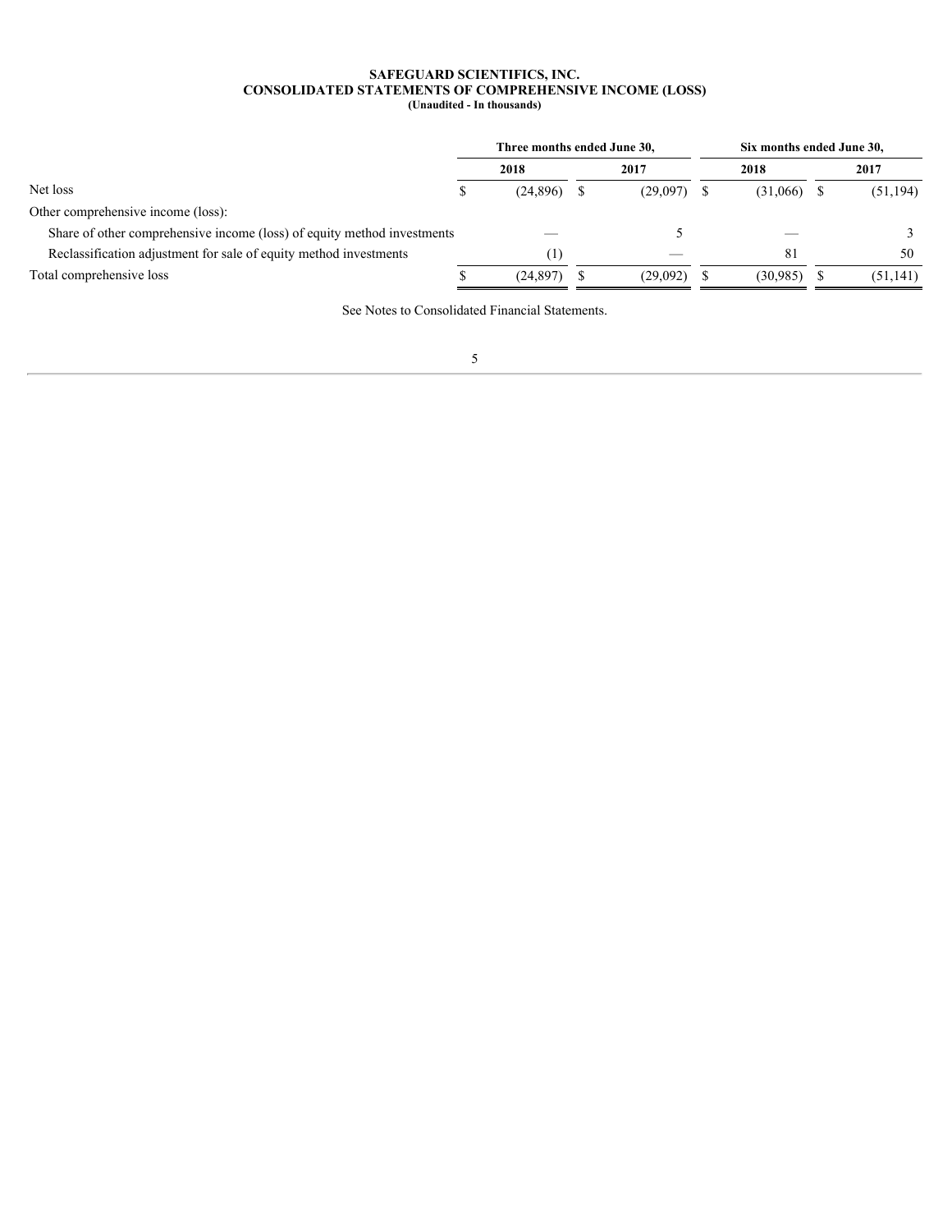**SAFEGUARD SCIENTIFICS, INC.**
**CONSOLIDATED STATEMENTS OF COMPREHENSIVE INCOME (LOSS)**
**(Unaudited - In thousands)**

| | Three months ended June 30, | | Six months ended June 30, | |
|---|---|---|---|---|
| | **2018** | **2017** | **2018** | **2017** |
| Net loss | $ (24,896) | $ (29,097) | $ (31,066) | $ (51,194) |
| Other comprehensive income (loss): | | | | |
| Share of other comprehensive income (loss) of equity method investments | — | 5 | — | 3 |
| Reclassification adjustment for sale of equity method investments | (1) | — | 81 | 50 |
| Total comprehensive loss | $ (24,897) | $ (29,092) | $ (30,985) | $ (51,141) |

See Notes to Consolidated Financial Statements.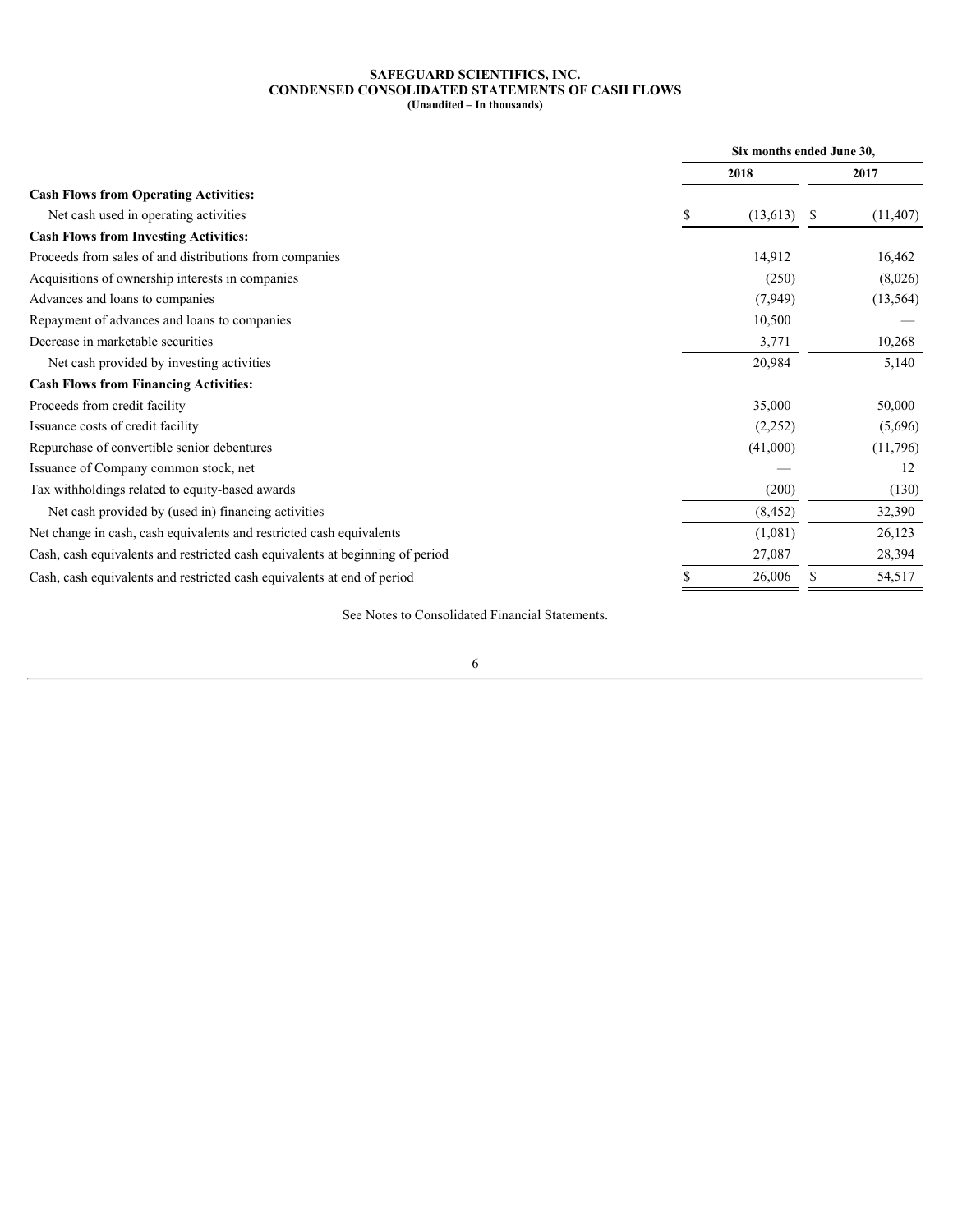**SAFEGUARD SCIENTIFICS, INC.**
**CONDENSED CONSOLIDATED STATEMENTS OF CASH FLOWS**
**(Unaudited – In thousands)**

| | Six months ended June 30, | |
|---|---|---|
| | 2018 | 2017 |
| **Cash Flows from Operating Activities:** | | |
| Net cash used in operating activities | $ (13,613) | $ (11,407) |
| **Cash Flows from Investing Activities:** | | |
| Proceeds from sales of and distributions from companies | 14,912 | 16,462 |
| Acquisitions of ownership interests in companies | (250) | (8,026) |
| Advances and loans to companies | (7,949) | (13,564) |
| Repayment of advances and loans to companies | 10,500 | — |
| Decrease in marketable securities | 3,771 | 10,268 |
| Net cash provided by investing activities | 20,984 | 5,140 |
| **Cash Flows from Financing Activities:** | | |
| Proceeds from credit facility | 35,000 | 50,000 |
| Issuance costs of credit facility | (2,252) | (5,696) |
| Repurchase of convertible senior debentures | (41,000) | (11,796) |
| Issuance of Company common stock, net | — | 12 |
| Tax withholdings related to equity-based awards | (200) | (130) |
| Net cash provided by (used in) financing activities | (8,452) | 32,390 |
| Net change in cash, cash equivalents and restricted cash equivalents | (1,081) | 26,123 |
| Cash, cash equivalents and restricted cash equivalents at beginning of period | 27,087 | 28,394 |
| Cash, cash equivalents and restricted cash equivalents at end of period | $ 26,006 | $ 54,517 |

See Notes to Consolidated Financial Statements.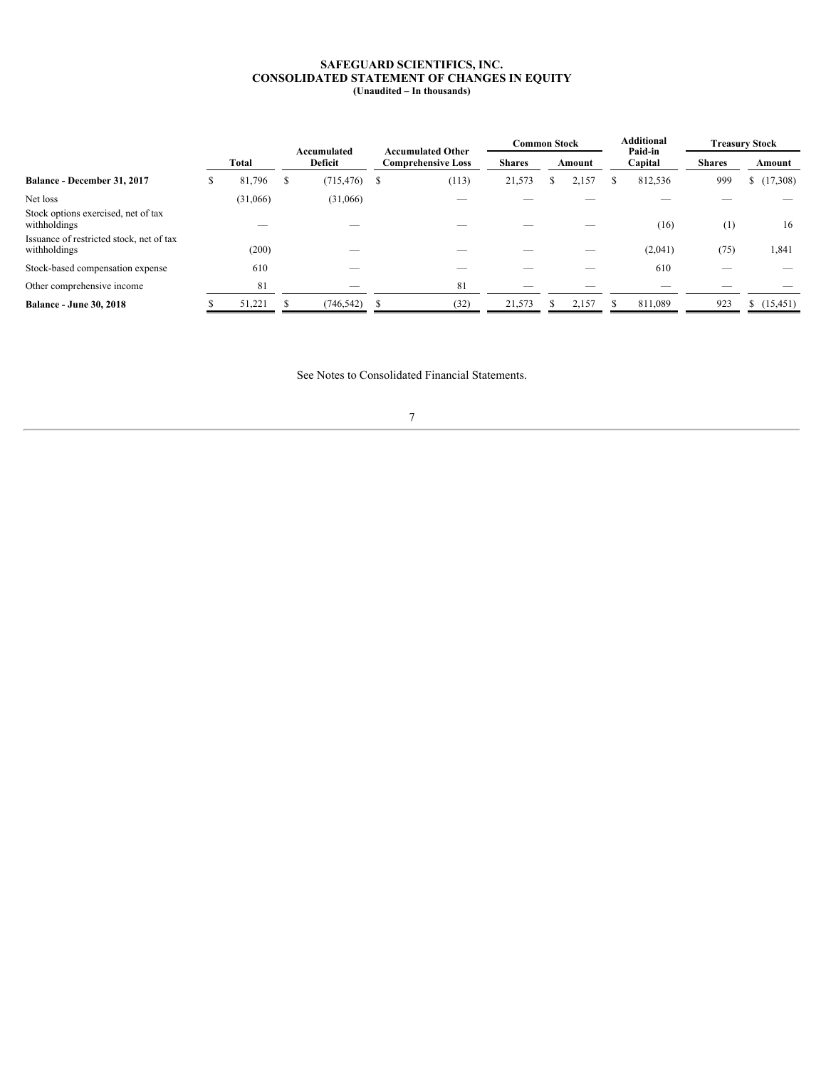# SAFEGUARD SCIENTIFICS, INC.
## CONSOLIDATED STATEMENT OF CHANGES IN EQUITY
**(Unaudited – In thousands)**

| | Total | Accumulated Deficit | Accumulated Other Comprehensive Loss | Common Stock | | Additional Paid-in Capital | Treasury Stock | |
|---|---|---|---|---|---|---|---|---|
| | | | | Shares | Amount | | Shares | Amount |
| **Balance - December 31, 2017** | $ 81,796 | $ (715,476) | $ (113) | 21,573 | $ 2,157 | $ 812,536 | 999 | $ (17,308) |
| Net loss | (31,066) | (31,066) | — | — | — | — | — | — |
| Stock options exercised, net of tax withholdings | — | — | — | — | — | (16) | (1) | 16 |
| Issuance of restricted stock, net of tax withholdings | (200) | — | — | — | — | (2,041) | (75) | 1,841 |
| Stock-based compensation expense | 610 | — | — | — | — | 610 | — | — |
| Other comprehensive income | 81 | — | 81 | — | — | — | — | — |
| **Balance - June 30, 2018** | $ 51,221 | $ (746,542) | $ (32) | 21,573 | $ 2,157 | $ 811,089 | 923 | $ (15,451) |

See Notes to Consolidated Financial Statements.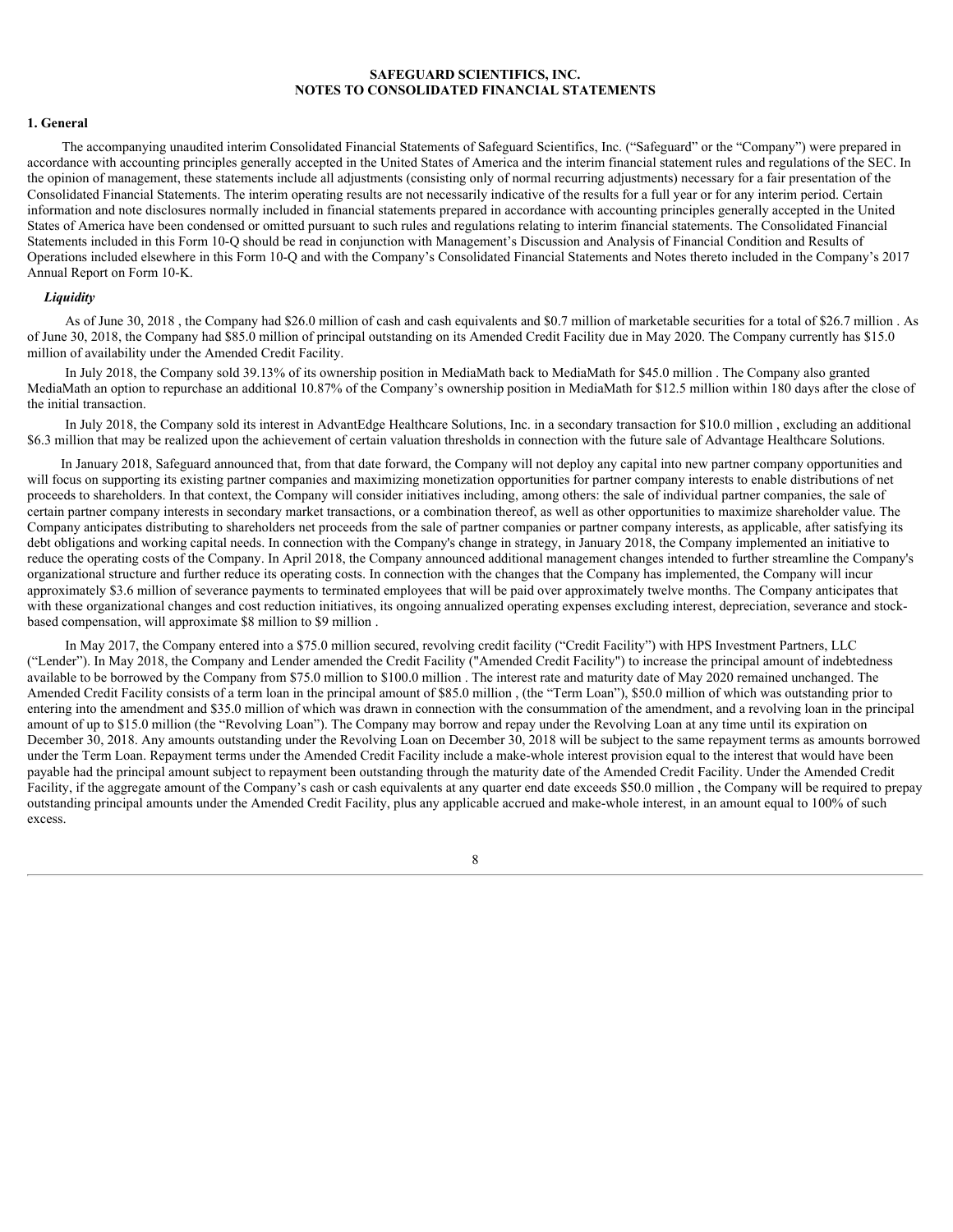# SAFEGUARD SCIENTIFICS, INC.
# NOTES TO CONSOLIDATED FINANCIAL STATEMENTS

## 1. General

The accompanying unaudited interim Consolidated Financial Statements of Safeguard Scientifics, Inc. ("Safeguard" or the "Company") were prepared in accordance with accounting principles generally accepted in the United States of America and the interim financial statement rules and regulations of the SEC. In the opinion of management, these statements include all adjustments (consisting only of normal recurring adjustments) necessary for a fair presentation of the Consolidated Financial Statements. The interim operating results are not necessarily indicative of the results for a full year or for any interim period. Certain information and note disclosures normally included in financial statements prepared in accordance with accounting principles generally accepted in the United States of America have been condensed or omitted pursuant to such rules and regulations relating to interim financial statements. The Consolidated Financial Statements included in this Form 10-Q should be read in conjunction with Management's Discussion and Analysis of Financial Condition and Results of Operations included elsewhere in this Form 10-Q and with the Company's Consolidated Financial Statements and Notes thereto included in the Company's 2017 Annual Report on Form 10-K.

### *Liquidity*

As of June 30, 2018 , the Company had $26.0 million of cash and cash equivalents and $0.7 million of marketable securities for a total of $26.7 million . As of June 30, 2018, the Company had $85.0 million of principal outstanding on its Amended Credit Facility due in May 2020. The Company currently has $15.0 million of availability under the Amended Credit Facility.

In July 2018, the Company sold 39.13% of its ownership position in MediaMath back to MediaMath for $45.0 million . The Company also granted MediaMath an option to repurchase an additional 10.87% of the Company's ownership position in MediaMath for $12.5 million within 180 days after the close of the initial transaction.

In July 2018, the Company sold its interest in AdvantEdge Healthcare Solutions, Inc. in a secondary transaction for $10.0 million , excluding an additional $6.3 million that may be realized upon the achievement of certain valuation thresholds in connection with the future sale of Advantage Healthcare Solutions.

In January 2018, Safeguard announced that, from that date forward, the Company will not deploy any capital into new partner company opportunities and will focus on supporting its existing partner companies and maximizing monetization opportunities for partner company interests to enable distributions of net proceeds to shareholders. In that context, the Company will consider initiatives including, among others: the sale of individual partner companies, the sale of certain partner company interests in secondary market transactions, or a combination thereof, as well as other opportunities to maximize shareholder value. The Company anticipates distributing to shareholders net proceeds from the sale of partner companies or partner company interests, as applicable, after satisfying its debt obligations and working capital needs. In connection with the Company's change in strategy, in January 2018, the Company implemented an initiative to reduce the operating costs of the Company. In April 2018, the Company announced additional management changes intended to further streamline the Company's organizational structure and further reduce its operating costs. In connection with the changes that the Company has implemented, the Company will incur approximately $3.6 million of severance payments to terminated employees that will be paid over approximately twelve months. The Company anticipates that with these organizational changes and cost reduction initiatives, its ongoing annualized operating expenses excluding interest, depreciation, severance and stock-based compensation, will approximate $8 million to $9 million .

In May 2017, the Company entered into a $75.0 million secured, revolving credit facility ("Credit Facility") with HPS Investment Partners, LLC ("Lender"). In May 2018, the Company and Lender amended the Credit Facility ("Amended Credit Facility") to increase the principal amount of indebtedness available to be borrowed by the Company from $75.0 million to $100.0 million . The interest rate and maturity date of May 2020 remained unchanged. The Amended Credit Facility consists of a term loan in the principal amount of $85.0 million , (the "Term Loan"), $50.0 million of which was outstanding prior to entering into the amendment and $35.0 million of which was drawn in connection with the consummation of the amendment, and a revolving loan in the principal amount of up to $15.0 million (the "Revolving Loan"). The Company may borrow and repay under the Revolving Loan at any time until its expiration on December 30, 2018. Any amounts outstanding under the Revolving Loan on December 30, 2018 will be subject to the same repayment terms as amounts borrowed under the Term Loan. Repayment terms under the Amended Credit Facility include a make-whole interest provision equal to the interest that would have been payable had the principal amount subject to repayment been outstanding through the maturity date of the Amended Credit Facility. Under the Amended Credit Facility, if the aggregate amount of the Company's cash or cash equivalents at any quarter end date exceeds $50.0 million , the Company will be required to prepay outstanding principal amounts under the Amended Credit Facility, plus any applicable accrued and make-whole interest, in an amount equal to 100% of such excess.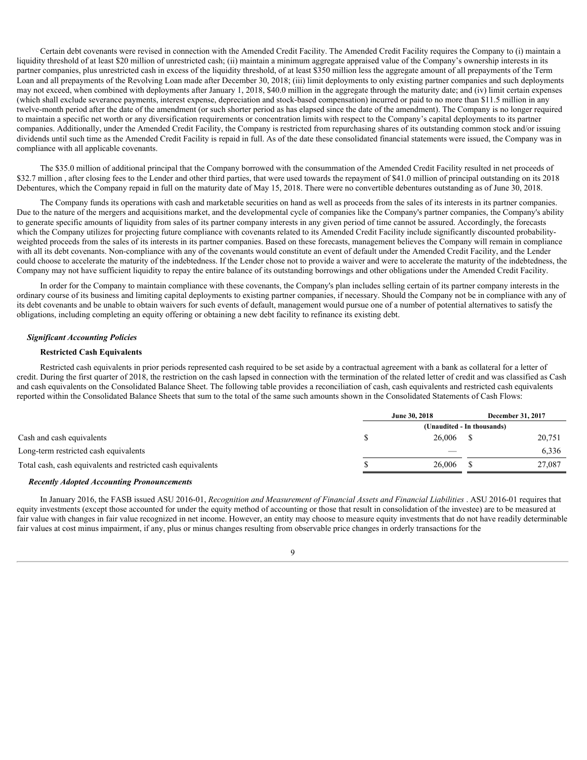Certain debt covenants were revised in connection with the Amended Credit Facility. The Amended Credit Facility requires the Company to (i) maintain a liquidity threshold of at least $20 million of unrestricted cash; (ii) maintain a minimum aggregate appraised value of the Company's ownership interests in its partner companies, plus unrestricted cash in excess of the liquidity threshold, of at least $350 million less the aggregate amount of all prepayments of the Term Loan and all prepayments of the Revolving Loan made after December 30, 2018; (iii) limit deployments to only existing partner companies and such deployments may not exceed, when combined with deployments after January 1, 2018, $40.0 million in the aggregate through the maturity date; and (iv) limit certain expenses (which shall exclude severance payments, interest expense, depreciation and stock-based compensation) incurred or paid to no more than $11.5 million in any twelve-month period after the date of the amendment (or such shorter period as has elapsed since the date of the amendment). The Company is no longer required to maintain a specific net worth or any diversification requirements or concentration limits with respect to the Company's capital deployments to its partner companies. Additionally, under the Amended Credit Facility, the Company is restricted from repurchasing shares of its outstanding common stock and/or issuing dividends until such time as the Amended Credit Facility is repaid in full. As of the date these consolidated financial statements were issued, the Company was in compliance with all applicable covenants.

The $35.0 million of additional principal that the Company borrowed with the consummation of the Amended Credit Facility resulted in net proceeds of $32.7 million , after closing fees to the Lender and other third parties, that were used towards the repayment of $41.0 million of principal outstanding on its 2018 Debentures, which the Company repaid in full on the maturity date of May 15, 2018. There were no convertible debentures outstanding as of June 30, 2018.

The Company funds its operations with cash and marketable securities on hand as well as proceeds from the sales of its interests in its partner companies. Due to the nature of the mergers and acquisitions market, and the developmental cycle of companies like the Company's partner companies, the Company's ability to generate specific amounts of liquidity from sales of its partner company interests in any given period of time cannot be assured. Accordingly, the forecasts which the Company utilizes for projecting future compliance with covenants related to its Amended Credit Facility include significantly discounted probability-weighted proceeds from the sales of its interests in its partner companies. Based on these forecasts, management believes the Company will remain in compliance with all its debt covenants. Non-compliance with any of the covenants would constitute an event of default under the Amended Credit Facility, and the Lender could choose to accelerate the maturity of the indebtedness. If the Lender chose not to provide a waiver and were to accelerate the maturity of the indebtedness, the Company may not have sufficient liquidity to repay the entire balance of its outstanding borrowings and other obligations under the Amended Credit Facility.

In order for the Company to maintain compliance with these covenants, the Company's plan includes selling certain of its partner company interests in the ordinary course of its business and limiting capital deployments to existing partner companies, if necessary. Should the Company not be in compliance with any of its debt covenants and be unable to obtain waivers for such events of default, management would pursue one of a number of potential alternatives to satisfy the obligations, including completing an equity offering or obtaining a new debt facility to refinance its existing debt.

***Significant Accounting Policies***

**Restricted Cash Equivalents**

Restricted cash equivalents in prior periods represented cash required to be set aside by a contractual agreement with a bank as collateral for a letter of credit. During the first quarter of 2018, the restriction on the cash lapsed in connection with the termination of the related letter of credit and was classified as Cash and cash equivalents on the Consolidated Balance Sheet. The following table provides a reconciliation of cash, cash equivalents and restricted cash equivalents reported within the Consolidated Balance Sheets that sum to the total of the same such amounts shown in the Consolidated Statements of Cash Flows:

| | June 30, 2018 | December 31, 2017 |
|---|---|---|
| | (Unaudited - In thousands) | |
| Cash and cash equivalents | $ 26,006 | $ 20,751 |
| Long-term restricted cash equivalents | — | 6,336 |
| Total cash, cash equivalents and restricted cash equivalents | $ 26,006 | $ 27,087 |

***Recently Adopted Accounting Pronouncements***

In January 2016, the FASB issued ASU 2016-01, *Recognition and Measurement of Financial Assets and Financial Liabilities* . ASU 2016-01 requires that equity investments (except those accounted for under the equity method of accounting or those that result in consolidation of the investee) are to be measured at fair value with changes in fair value recognized in net income. However, an entity may choose to measure equity investments that do not have readily determinable fair values at cost minus impairment, if any, plus or minus changes resulting from observable price changes in orderly transactions for the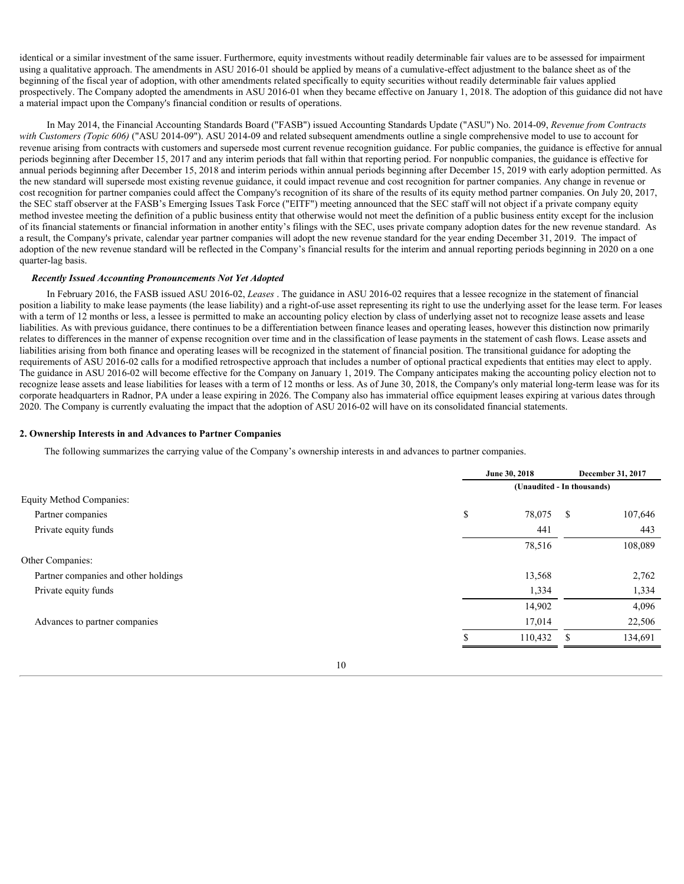identical or a similar investment of the same issuer. Furthermore, equity investments without readily determinable fair values are to be assessed for impairment using a qualitative approach. The amendments in ASU 2016-01 should be applied by means of a cumulative-effect adjustment to the balance sheet as of the beginning of the fiscal year of adoption, with other amendments related specifically to equity securities without readily determinable fair values applied prospectively. The Company adopted the amendments in ASU 2016-01 when they became effective on January 1, 2018. The adoption of this guidance did not have a material impact upon the Company's financial condition or results of operations.

In May 2014, the Financial Accounting Standards Board ("FASB") issued Accounting Standards Update ("ASU") No. 2014-09, *Revenue from Contracts with Customers (Topic 606)* ("ASU 2014-09"). ASU 2014-09 and related subsequent amendments outline a single comprehensive model to use to account for revenue arising from contracts with customers and supersede most current revenue recognition guidance. For public companies, the guidance is effective for annual periods beginning after December 15, 2017 and any interim periods that fall within that reporting period. For nonpublic companies, the guidance is effective for annual periods beginning after December 15, 2018 and interim periods within annual periods beginning after December 15, 2019 with early adoption permitted. As the new standard will supersede most existing revenue guidance, it could impact revenue and cost recognition for partner companies. Any change in revenue or cost recognition for partner companies could affect the Company's recognition of its share of the results of its equity method partner companies. On July 20, 2017, the SEC staff observer at the FASB's Emerging Issues Task Force ("EITF") meeting announced that the SEC staff will not object if a private company equity method investee meeting the definition of a public business entity that otherwise would not meet the definition of a public business entity except for the inclusion of its financial statements or financial information in another entity's filings with the SEC, uses private company adoption dates for the new revenue standard. As a result, the Company's private, calendar year partner companies will adopt the new revenue standard for the year ending December 31, 2019. The impact of adoption of the new revenue standard will be reflected in the Company's financial results for the interim and annual reporting periods beginning in 2020 on a one quarter-lag basis.

***Recently Issued Accounting Pronouncements Not Yet Adopted***

In February 2016, the FASB issued ASU 2016-02, *Leases* . The guidance in ASU 2016-02 requires that a lessee recognize in the statement of financial position a liability to make lease payments (the lease liability) and a right-of-use asset representing its right to use the underlying asset for the lease term. For leases with a term of 12 months or less, a lessee is permitted to make an accounting policy election by class of underlying asset not to recognize lease assets and lease liabilities. As with previous guidance, there continues to be a differentiation between finance leases and operating leases, however this distinction now primarily relates to differences in the manner of expense recognition over time and in the classification of lease payments in the statement of cash flows. Lease assets and liabilities arising from both finance and operating leases will be recognized in the statement of financial position. The transitional guidance for adopting the requirements of ASU 2016-02 calls for a modified retrospective approach that includes a number of optional practical expedients that entities may elect to apply. The guidance in ASU 2016-02 will become effective for the Company on January 1, 2019. The Company anticipates making the accounting policy election not to recognize lease assets and lease liabilities for leases with a term of 12 months or less. As of June 30, 2018, the Company's only material long-term lease was for its corporate headquarters in Radnor, PA under a lease expiring in 2026. The Company also has immaterial office equipment leases expiring at various dates through 2020. The Company is currently evaluating the impact that the adoption of ASU 2016-02 will have on its consolidated financial statements.

**2. Ownership Interests in and Advances to Partner Companies**

The following summarizes the carrying value of the Company's ownership interests in and advances to partner companies.

| | June 30, 2018 | December 31, 2017 |
|---|---|---|
| | (Unaudited - In thousands) | |
| Equity Method Companies: | | |
| Partner companies | $ 78,075 | $ 107,646 |
| Private equity funds | 441 | 443 |
| | 78,516 | 108,089 |
| Other Companies: | | |
| Partner companies and other holdings | 13,568 | 2,762 |
| Private equity funds | 1,334 | 1,334 |
| | 14,902 | 4,096 |
| Advances to partner companies | 17,014 | 22,506 |
| | $ 110,432 | $ 134,691 |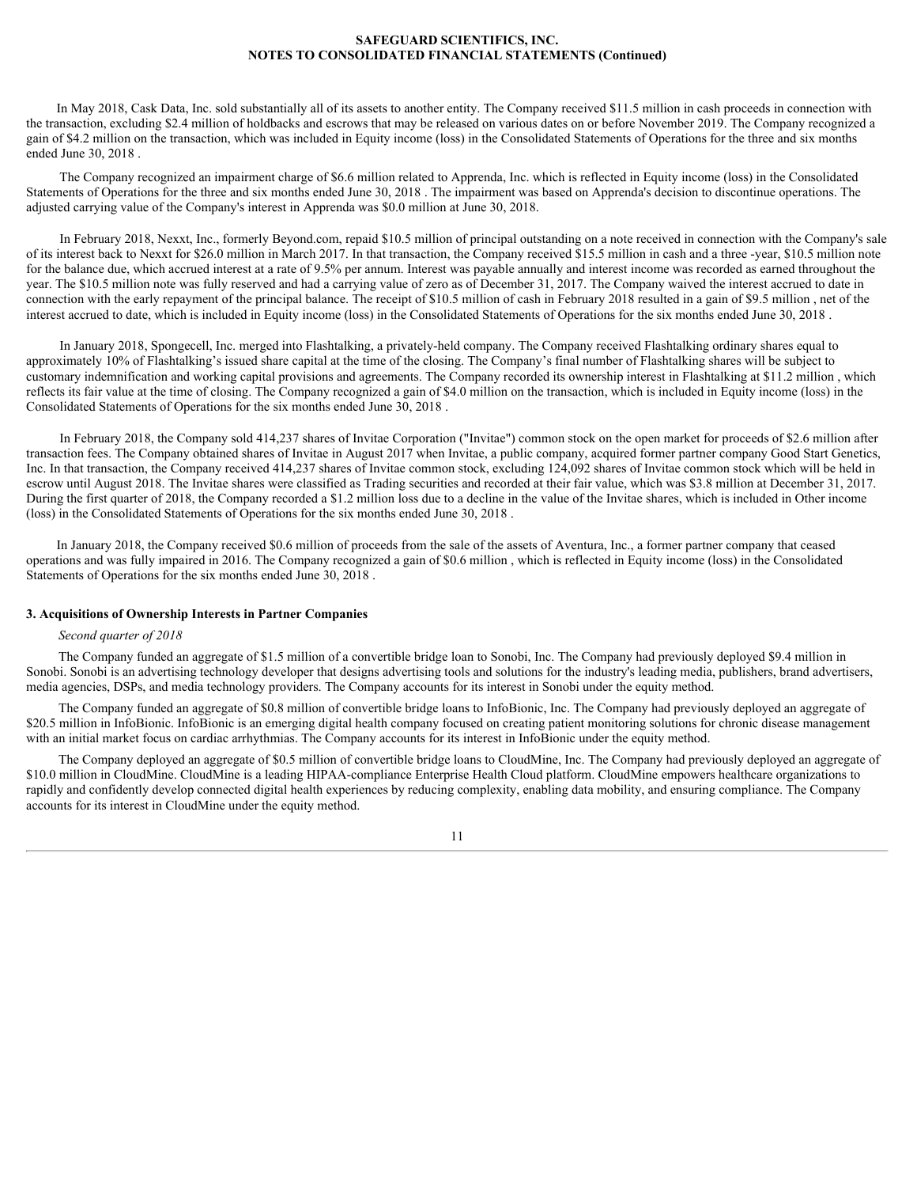In May 2018, Cask Data, Inc. sold substantially all of its assets to another entity. The Company received \$11.5 million in cash proceeds in connection with the transaction, excluding \$2.4 million of holdbacks and escrows that may be released on various dates on or before November 2019. The Company recognized a gain of \$4.2 million on the transaction, which was included in Equity income (loss) in the Consolidated Statements of Operations for the three and six months ended June 30, 2018 .

The Company recognized an impairment charge of \$6.6 million related to Apprenda, Inc. which is reflected in Equity income (loss) in the Consolidated Statements of Operations for the three and six months ended June 30, 2018 . The impairment was based on Apprenda's decision to discontinue operations. The adjusted carrying value of the Company's interest in Apprenda was \$0.0 million at June 30, 2018.

In February 2018, Nexxt, Inc., formerly Beyond.com, repaid \$10.5 million of principal outstanding on a note received in connection with the Company's sale of its interest back to Nexxt for \$26.0 million in March 2017. In that transaction, the Company received \$15.5 million in cash and a three -year, \$10.5 million note for the balance due, which accrued interest at a rate of 9.5% per annum. Interest was payable annually and interest income was recorded as earned throughout the year. The \$10.5 million note was fully reserved and had a carrying value of zero as of December 31, 2017. The Company waived the interest accrued to date in connection with the early repayment of the principal balance. The receipt of \$10.5 million of cash in February 2018 resulted in a gain of \$9.5 million , net of the interest accrued to date, which is included in Equity income (loss) in the Consolidated Statements of Operations for the six months ended June 30, 2018 .

In January 2018, Spongecell, Inc. merged into Flashtalking, a privately-held company. The Company received Flashtalking ordinary shares equal to approximately 10% of Flashtalking's issued share capital at the time of the closing. The Company's final number of Flashtalking shares will be subject to customary indemnification and working capital provisions and agreements. The Company recorded its ownership interest in Flashtalking at \$11.2 million , which reflects its fair value at the time of closing. The Company recognized a gain of \$4.0 million on the transaction, which is included in Equity income (loss) in the Consolidated Statements of Operations for the six months ended June 30, 2018 .

In February 2018, the Company sold 414,237 shares of Invitae Corporation ("Invitae") common stock on the open market for proceeds of \$2.6 million after transaction fees. The Company obtained shares of Invitae in August 2017 when Invitae, a public company, acquired former partner company Good Start Genetics, Inc. In that transaction, the Company received 414,237 shares of Invitae common stock, excluding 124,092 shares of Invitae common stock which will be held in escrow until August 2018. The Invitae shares were classified as Trading securities and recorded at their fair value, which was \$3.8 million at December 31, 2017. During the first quarter of 2018, the Company recorded a \$1.2 million loss due to a decline in the value of the Invitae shares, which is included in Other income (loss) in the Consolidated Statements of Operations for the six months ended June 30, 2018 .

In January 2018, the Company received \$0.6 million of proceeds from the sale of the assets of Aventura, Inc., a former partner company that ceased operations and was fully impaired in 2016. The Company recognized a gain of \$0.6 million , which is reflected in Equity income (loss) in the Consolidated Statements of Operations for the six months ended June 30, 2018 .

### 3. Acquisitions of Ownership Interests in Partner Companies

*Second quarter of 2018*

The Company funded an aggregate of \$1.5 million of a convertible bridge loan to Sonobi, Inc. The Company had previously deployed \$9.4 million in Sonobi. Sonobi is an advertising technology developer that designs advertising tools and solutions for the industry's leading media, publishers, brand advertisers, media agencies, DSPs, and media technology providers. The Company accounts for its interest in Sonobi under the equity method.

The Company funded an aggregate of \$0.8 million of convertible bridge loans to InfoBionic, Inc. The Company had previously deployed an aggregate of \$20.5 million in InfoBionic. InfoBionic is an emerging digital health company focused on creating patient monitoring solutions for chronic disease management with an initial market focus on cardiac arrhythmias. The Company accounts for its interest in InfoBionic under the equity method.

The Company deployed an aggregate of \$0.5 million of convertible bridge loans to CloudMine, Inc. The Company had previously deployed an aggregate of \$10.0 million in CloudMine. CloudMine is a leading HIPAA-compliance Enterprise Health Cloud platform. CloudMine empowers healthcare organizations to rapidly and confidently develop connected digital health experiences by reducing complexity, enabling data mobility, and ensuring compliance. The Company accounts for its interest in CloudMine under the equity method.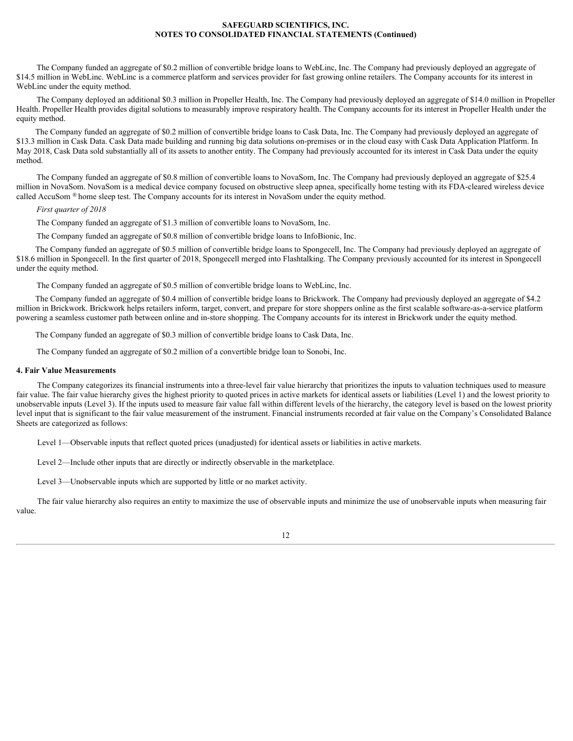The Company funded an aggregate of $0.2 million of convertible bridge loans to WebLinc, Inc. The Company had previously deployed an aggregate of $14.5 million in WebLinc. WebLinc is a commerce platform and services provider for fast growing online retailers. The Company accounts for its interest in WebLinc under the equity method.

The Company deployed an additional $0.3 million in Propeller Health, Inc. The Company had previously deployed an aggregate of $14.0 million in Propeller Health. Propeller Health provides digital solutions to measurably improve respiratory health. The Company accounts for its interest in Propeller Health under the equity method.

The Company funded an aggregate of $0.2 million of convertible bridge loans to Cask Data, Inc. The Company had previously deployed an aggregate of $13.3 million in Cask Data. Cask Data made building and running big data solutions on-premises or in the cloud easy with Cask Data Application Platform. In May 2018, Cask Data sold substantially all of its assets to another entity. The Company had previously accounted for its interest in Cask Data under the equity method.

The Company funded an aggregate of $0.8 million of convertible loans to NovaSom, Inc. The Company had previously deployed an aggregate of $25.4 million in NovaSom. NovaSom is a medical device company focused on obstructive sleep apnea, specifically home testing with its FDA-cleared wireless device called AccuSom ® home sleep test. The Company accounts for its interest in NovaSom under the equity method.

*First quarter of 2018*

The Company funded an aggregate of $1.3 million of convertible loans to NovaSom, Inc.

The Company funded an aggregate of $0.8 million of convertible bridge loans to InfoBionic, Inc.

The Company funded an aggregate of $0.5 million of convertible bridge loans to Spongecell, Inc. The Company had previously deployed an aggregate of $18.6 million in Spongecell. In the first quarter of 2018, Spongecell merged into Flashtalking. The Company previously accounted for its interest in Spongecell under the equity method.

The Company funded an aggregate of $0.5 million of convertible bridge loans to WebLinc, Inc.

The Company funded an aggregate of $0.4 million of convertible bridge loans to Brickwork. The Company had previously deployed an aggregate of $4.2 million in Brickwork. Brickwork helps retailers inform, target, convert, and prepare for store shoppers online as the first scalable software-as-a-service platform powering a seamless customer path between online and in-store shopping. The Company accounts for its interest in Brickwork under the equity method.

The Company funded an aggregate of $0.3 million of convertible bridge loans to Cask Data, Inc.

The Company funded an aggregate of $0.2 million of a convertible bridge loan to Sonobi, Inc.

**4. Fair Value Measurements**

The Company categorizes its financial instruments into a three-level fair value hierarchy that prioritizes the inputs to valuation techniques used to measure fair value. The fair value hierarchy gives the highest priority to quoted prices in active markets for identical assets or liabilities (Level 1) and the lowest priority to unobservable inputs (Level 3). If the inputs used to measure fair value fall within different levels of the hierarchy, the category level is based on the lowest priority level input that is significant to the fair value measurement of the instrument. Financial instruments recorded at fair value on the Company's Consolidated Balance Sheets are categorized as follows:

Level 1—Observable inputs that reflect quoted prices (unadjusted) for identical assets or liabilities in active markets.

Level 2—Include other inputs that are directly or indirectly observable in the marketplace.

Level 3—Unobservable inputs which are supported by little or no market activity.

The fair value hierarchy also requires an entity to maximize the use of observable inputs and minimize the use of unobservable inputs when measuring fair value.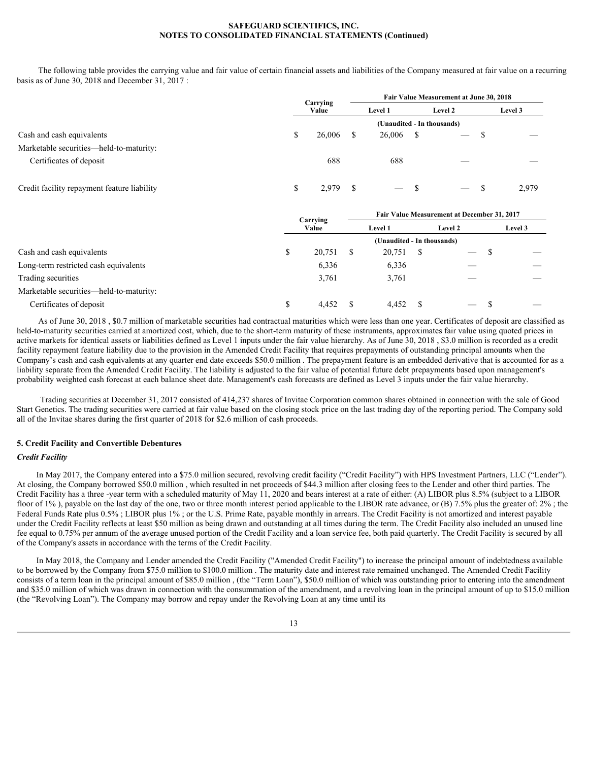The following table provides the carrying value and fair value of certain financial assets and liabilities of the Company measured at fair value on a recurring basis as of June 30, 2018 and December 31, 2017 :

| | Carrying Value | Fair Value Measurement at June 30, 2018 | | |
|---|---|---|---|---|
| | | Level 1 | Level 2 | Level 3 |
| | (Unaudited - In thousands) | | | |
| Cash and cash equivalents | $ 26,006 | $ 26,006 | $ — | $ — |
| Marketable securities—held-to-maturity: | | | | |
| Certificates of deposit | 688 | 688 | — | — |
| Credit facility repayment feature liability | $ 2,979 | $ — | $ — | $ 2,979 |

| | Carrying Value | Fair Value Measurement at December 31, 2017 | | |
|---|---|---|---|---|
| | | Level 1 | Level 2 | Level 3 |
| | (Unaudited - In thousands) | | | |
| Cash and cash equivalents | $ 20,751 | $ 20,751 | $ — | $ — |
| Long-term restricted cash equivalents | 6,336 | 6,336 | — | — |
| Trading securities | 3,761 | 3,761 | — | — |
| Marketable securities—held-to-maturity: | | | | |
| Certificates of deposit | $ 4,452 | $ 4,452 | $ — | $ — |

As of June 30, 2018 , $0.7 million of marketable securities had contractual maturities which were less than one year. Certificates of deposit are classified as held-to-maturity securities carried at amortized cost, which, due to the short-term maturity of these instruments, approximates fair value using quoted prices in active markets for identical assets or liabilities defined as Level 1 inputs under the fair value hierarchy. As of June 30, 2018 , $3.0 million is recorded as a credit facility repayment feature liability due to the provision in the Amended Credit Facility that requires prepayments of outstanding principal amounts when the Company's cash and cash equivalents at any quarter end date exceeds $50.0 million . The prepayment feature is an embedded derivative that is accounted for as a liability separate from the Amended Credit Facility. The liability is adjusted to the fair value of potential future debt prepayments based upon management's probability weighted cash forecast at each balance sheet date. Management's cash forecasts are defined as Level 3 inputs under the fair value hierarchy.

Trading securities at December 31, 2017 consisted of 414,237 shares of Invitae Corporation common shares obtained in connection with the sale of Good Start Genetics. The trading securities were carried at fair value based on the closing stock price on the last trading day of the reporting period. The Company sold all of the Invitae shares during the first quarter of 2018 for $2.6 million of cash proceeds.

### 5. Credit Facility and Convertible Debentures

#### *Credit Facility*

In May 2017, the Company entered into a $75.0 million secured, revolving credit facility ("Credit Facility") with HPS Investment Partners, LLC ("Lender"). At closing, the Company borrowed $50.0 million , which resulted in net proceeds of $44.3 million after closing fees to the Lender and other third parties. The Credit Facility has a three -year term with a scheduled maturity of May 11, 2020 and bears interest at a rate of either: (A) LIBOR plus 8.5% (subject to a LIBOR floor of 1% ), payable on the last day of the one, two or three month interest period applicable to the LIBOR rate advance, or (B) 7.5% plus the greater of: 2% ; the Federal Funds Rate plus 0.5% ; LIBOR plus 1% ; or the U.S. Prime Rate, payable monthly in arrears. The Credit Facility is not amortized and interest payable under the Credit Facility reflects at least $50 million as being drawn and outstanding at all times during the term. The Credit Facility also included an unused line fee equal to 0.75% per annum of the average unused portion of the Credit Facility and a loan service fee, both paid quarterly. The Credit Facility is secured by all of the Company's assets in accordance with the terms of the Credit Facility.

In May 2018, the Company and Lender amended the Credit Facility ("Amended Credit Facility") to increase the principal amount of indebtedness available to be borrowed by the Company from $75.0 million to $100.0 million . The maturity date and interest rate remained unchanged. The Amended Credit Facility consists of a term loan in the principal amount of $85.0 million , (the "Term Loan"), $50.0 million of which was outstanding prior to entering into the amendment and $35.0 million of which was drawn in connection with the consummation of the amendment, and a revolving loan in the principal amount of up to $15.0 million (the "Revolving Loan"). The Company may borrow and repay under the Revolving Loan at any time until its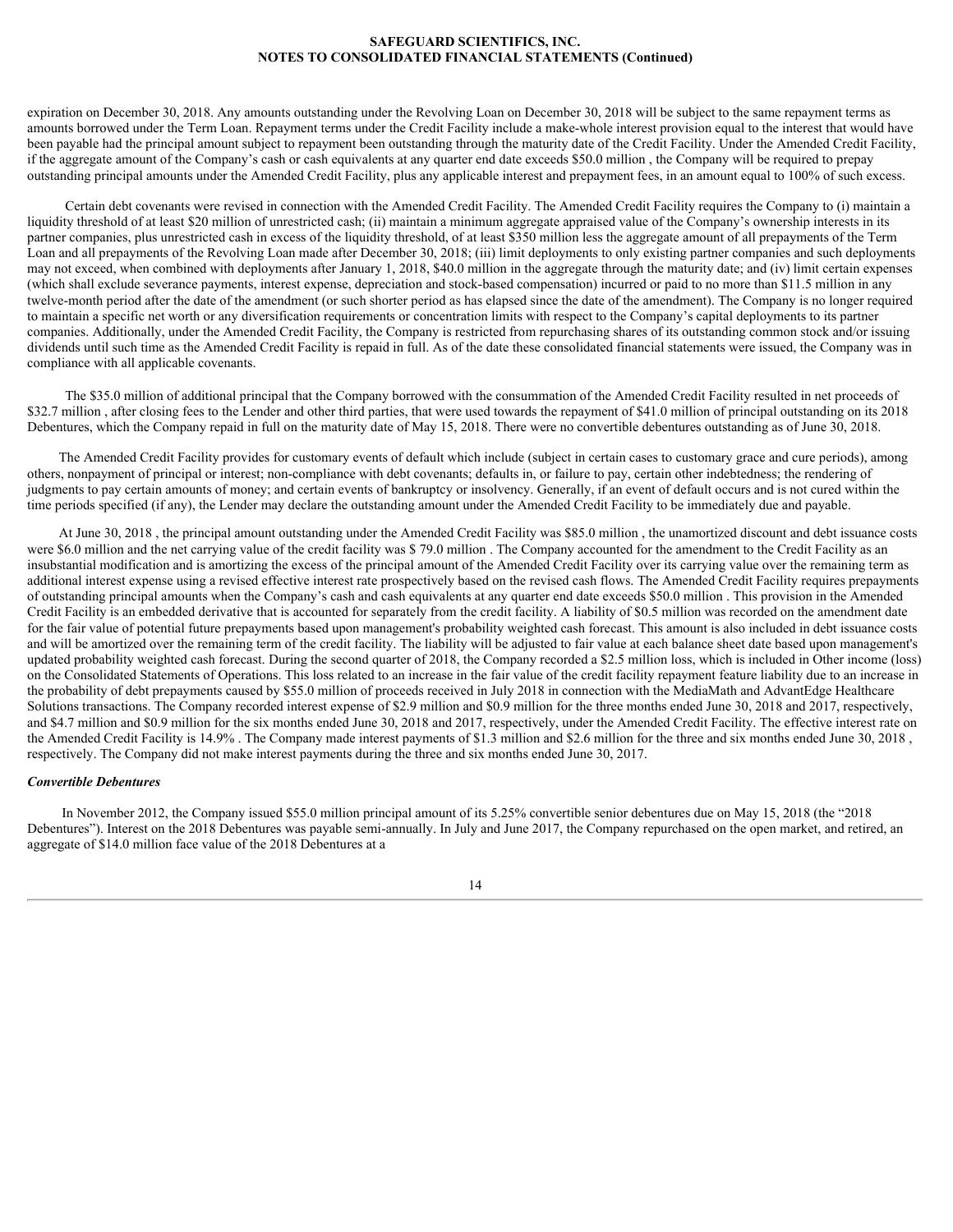expiration on December 30, 2018. Any amounts outstanding under the Revolving Loan on December 30, 2018 will be subject to the same repayment terms as amounts borrowed under the Term Loan. Repayment terms under the Credit Facility include a make-whole interest provision equal to the interest that would have been payable had the principal amount subject to repayment been outstanding through the maturity date of the Credit Facility. Under the Amended Credit Facility, if the aggregate amount of the Company's cash or cash equivalents at any quarter end date exceeds $50.0 million , the Company will be required to prepay outstanding principal amounts under the Amended Credit Facility, plus any applicable interest and prepayment fees, in an amount equal to 100% of such excess.

Certain debt covenants were revised in connection with the Amended Credit Facility. The Amended Credit Facility requires the Company to (i) maintain a liquidity threshold of at least $20 million of unrestricted cash; (ii) maintain a minimum aggregate appraised value of the Company's ownership interests in its partner companies, plus unrestricted cash in excess of the liquidity threshold, of at least $350 million less the aggregate amount of all prepayments of the Term Loan and all prepayments of the Revolving Loan made after December 30, 2018; (iii) limit deployments to only existing partner companies and such deployments may not exceed, when combined with deployments after January 1, 2018, $40.0 million in the aggregate through the maturity date; and (iv) limit certain expenses (which shall exclude severance payments, interest expense, depreciation and stock-based compensation) incurred or paid to no more than $11.5 million in any twelve-month period after the date of the amendment (or such shorter period as has elapsed since the date of the amendment). The Company is no longer required to maintain a specific net worth or any diversification requirements or concentration limits with respect to the Company's capital deployments to its partner companies. Additionally, under the Amended Credit Facility, the Company is restricted from repurchasing shares of its outstanding common stock and/or issuing dividends until such time as the Amended Credit Facility is repaid in full. As of the date these consolidated financial statements were issued, the Company was in compliance with all applicable covenants.

The $35.0 million of additional principal that the Company borrowed with the consummation of the Amended Credit Facility resulted in net proceeds of $32.7 million , after closing fees to the Lender and other third parties, that were used towards the repayment of $41.0 million of principal outstanding on its 2018 Debentures, which the Company repaid in full on the maturity date of May 15, 2018. There were no convertible debentures outstanding as of June 30, 2018.

The Amended Credit Facility provides for customary events of default which include (subject in certain cases to customary grace and cure periods), among others, nonpayment of principal or interest; non-compliance with debt covenants; defaults in, or failure to pay, certain other indebtedness; the rendering of judgments to pay certain amounts of money; and certain events of bankruptcy or insolvency. Generally, if an event of default occurs and is not cured within the time periods specified (if any), the Lender may declare the outstanding amount under the Amended Credit Facility to be immediately due and payable.

At June 30, 2018 , the principal amount outstanding under the Amended Credit Facility was $85.0 million , the unamortized discount and debt issuance costs were $6.0 million and the net carrying value of the credit facility was $ 79.0 million . The Company accounted for the amendment to the Credit Facility as an insubstantial modification and is amortizing the excess of the principal amount of the Amended Credit Facility over its carrying value over the remaining term as additional interest expense using a revised effective interest rate prospectively based on the revised cash flows. The Amended Credit Facility requires prepayments of outstanding principal amounts when the Company's cash and cash equivalents at any quarter end date exceeds $50.0 million . This provision in the Amended Credit Facility is an embedded derivative that is accounted for separately from the credit facility. A liability of $0.5 million was recorded on the amendment date for the fair value of potential future prepayments based upon management's probability weighted cash forecast. This amount is also included in debt issuance costs and will be amortized over the remaining term of the credit facility. The liability will be adjusted to fair value at each balance sheet date based upon management's updated probability weighted cash forecast. During the second quarter of 2018, the Company recorded a $2.5 million loss, which is included in Other income (loss) on the Consolidated Statements of Operations. This loss related to an increase in the fair value of the credit facility repayment feature liability due to an increase in the probability of debt prepayments caused by $55.0 million of proceeds received in July 2018 in connection with the MediaMath and AdvantEdge Healthcare Solutions transactions. The Company recorded interest expense of $2.9 million and $0.9 million for the three months ended June 30, 2018 and 2017, respectively, and $4.7 million and $0.9 million for the six months ended June 30, 2018 and 2017, respectively, under the Amended Credit Facility. The effective interest rate on the Amended Credit Facility is 14.9% . The Company made interest payments of $1.3 million and $2.6 million for the three and six months ended June 30, 2018 , respectively. The Company did not make interest payments during the three and six months ended June 30, 2017.

***Convertible Debentures***

In November 2012, the Company issued $55.0 million principal amount of its 5.25% convertible senior debentures due on May 15, 2018 (the "2018 Debentures"). Interest on the 2018 Debentures was payable semi-annually. In July and June 2017, the Company repurchased on the open market, and retired, an aggregate of $14.0 million face value of the 2018 Debentures at a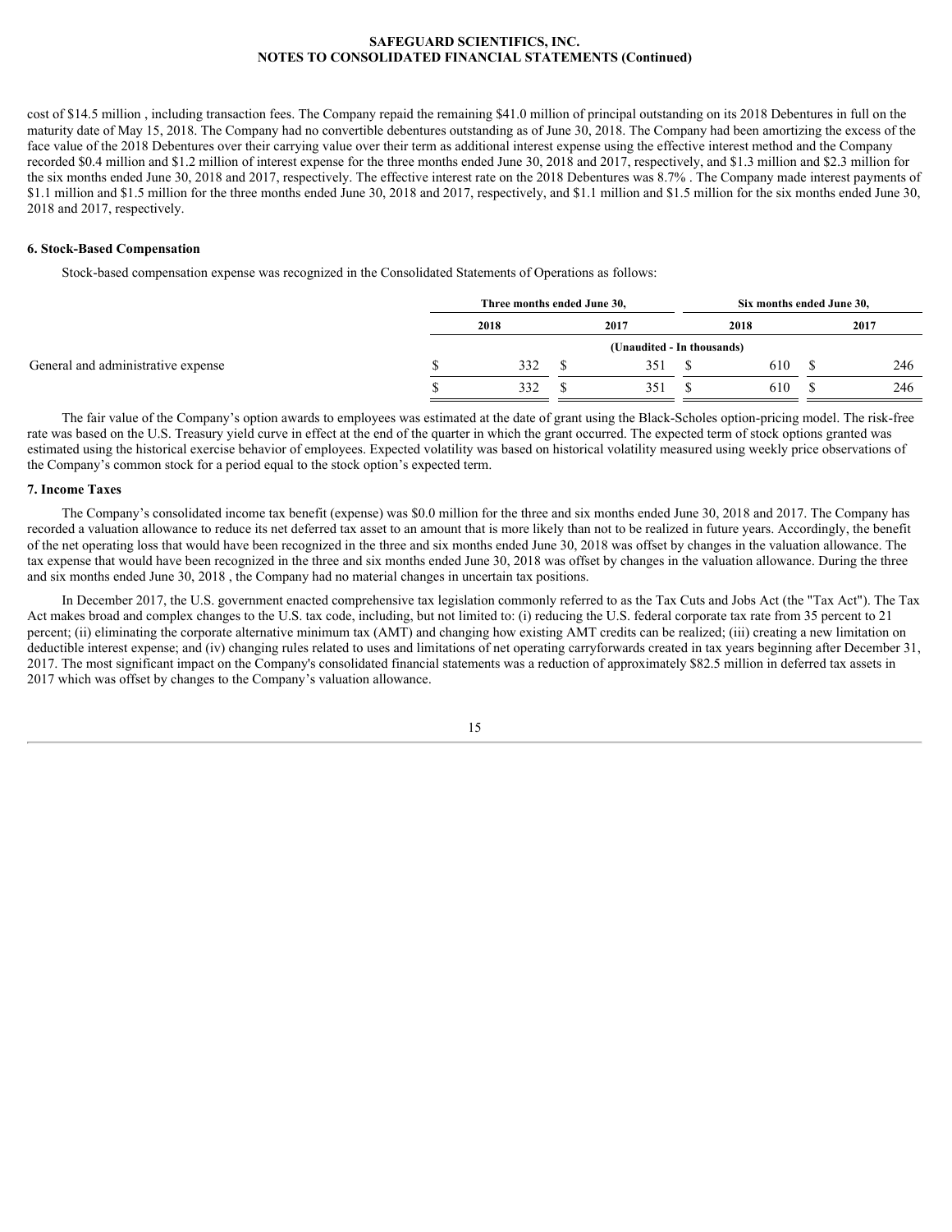cost of $14.5 million , including transaction fees. The Company repaid the remaining $41.0 million of principal outstanding on its 2018 Debentures in full on the maturity date of May 15, 2018. The Company had no convertible debentures outstanding as of June 30, 2018. The Company had been amortizing the excess of the face value of the 2018 Debentures over their carrying value over their term as additional interest expense using the effective interest method and the Company recorded $0.4 million and $1.2 million of interest expense for the three months ended June 30, 2018 and 2017, respectively, and $1.3 million and $2.3 million for the six months ended June 30, 2018 and 2017, respectively. The effective interest rate on the 2018 Debentures was 8.7% . The Company made interest payments of $1.1 million and $1.5 million for the three months ended June 30, 2018 and 2017, respectively, and $1.1 million and $1.5 million for the six months ended June 30, 2018 and 2017, respectively.

### 6. Stock-Based Compensation

Stock-based compensation expense was recognized in the Consolidated Statements of Operations as follows:

| | Three months ended June 30, | | Six months ended June 30, | |
|---|---|---|---|---|
| | 2018 | 2017 | 2018 | 2017 |
| | (Unaudited - In thousands) | | | |
| General and administrative expense | $ 332 | $ 351 | $ 610 | $ 246 |
| | $ 332 | $ 351 | $ 610 | $ 246 |

The fair value of the Company's option awards to employees was estimated at the date of grant using the Black-Scholes option-pricing model. The risk-free rate was based on the U.S. Treasury yield curve in effect at the end of the quarter in which the grant occurred. The expected term of stock options granted was estimated using the historical exercise behavior of employees. Expected volatility was based on historical volatility measured using weekly price observations of the Company's common stock for a period equal to the stock option's expected term.

### 7. Income Taxes

The Company's consolidated income tax benefit (expense) was $0.0 million for the three and six months ended June 30, 2018 and 2017. The Company has recorded a valuation allowance to reduce its net deferred tax asset to an amount that is more likely than not to be realized in future years. Accordingly, the benefit of the net operating loss that would have been recognized in the three and six months ended June 30, 2018 was offset by changes in the valuation allowance. The tax expense that would have been recognized in the three and six months ended June 30, 2018 was offset by changes in the valuation allowance. During the three and six months ended June 30, 2018 , the Company had no material changes in uncertain tax positions.

In December 2017, the U.S. government enacted comprehensive tax legislation commonly referred to as the Tax Cuts and Jobs Act (the "Tax Act"). The Tax Act makes broad and complex changes to the U.S. tax code, including, but not limited to: (i) reducing the U.S. federal corporate tax rate from 35 percent to 21 percent; (ii) eliminating the corporate alternative minimum tax (AMT) and changing how existing AMT credits can be realized; (iii) creating a new limitation on deductible interest expense; and (iv) changing rules related to uses and limitations of net operating carryforwards created in tax years beginning after December 31, 2017. The most significant impact on the Company's consolidated financial statements was a reduction of approximately $82.5 million in deferred tax assets in 2017 which was offset by changes to the Company's valuation allowance.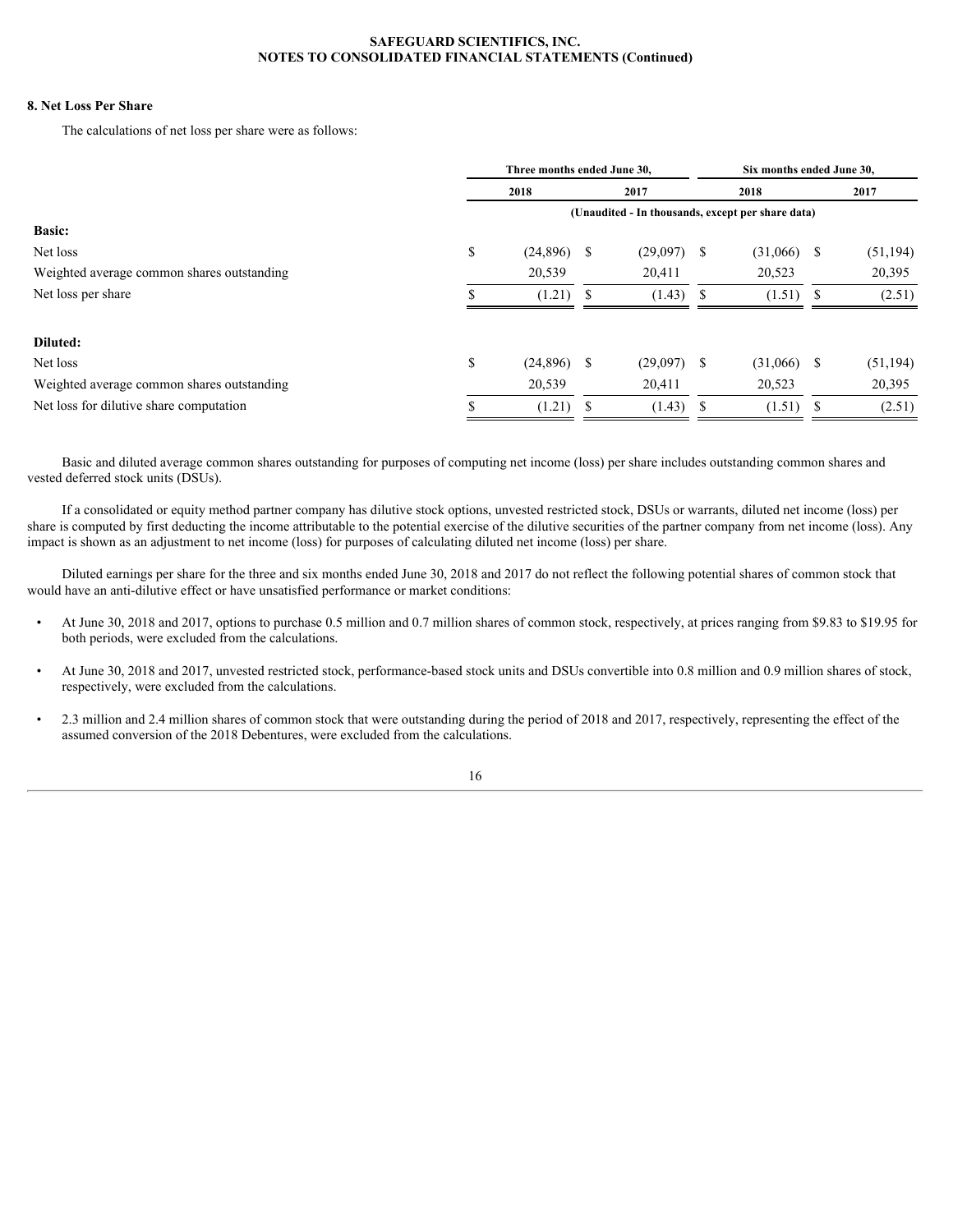### 8. Net Loss Per Share

The calculations of net loss per share were as follows:

| | Three months ended June 30, | | Six months ended June 30, | |
|---|---|---|---|---|
| | 2018 | 2017 | 2018 | 2017 |
| | (Unaudited - In thousands, except per share data) | | | |
| **Basic:** | | | | |
| Net loss | $ (24,896) | $ (29,097) | $ (31,066) | $ (51,194) |
| Weighted average common shares outstanding | 20,539 | 20,411 | 20,523 | 20,395 |
| Net loss per share | $ (1.21) | $ (1.43) | $ (1.51) | $ (2.51) |
| **Diluted:** | | | | |
| Net loss | $ (24,896) | $ (29,097) | $ (31,066) | $ (51,194) |
| Weighted average common shares outstanding | 20,539 | 20,411 | 20,523 | 20,395 |
| Net loss for dilutive share computation | $ (1.21) | $ (1.43) | $ (1.51) | $ (2.51) |

Basic and diluted average common shares outstanding for purposes of computing net income (loss) per share includes outstanding common shares and vested deferred stock units (DSUs).

If a consolidated or equity method partner company has dilutive stock options, unvested restricted stock, DSUs or warrants, diluted net income (loss) per share is computed by first deducting the income attributable to the potential exercise of the dilutive securities of the partner company from net income (loss). Any impact is shown as an adjustment to net income (loss) for purposes of calculating diluted net income (loss) per share.

Diluted earnings per share for the three and six months ended June 30, 2018 and 2017 do not reflect the following potential shares of common stock that would have an anti-dilutive effect or have unsatisfied performance or market conditions:

- At June 30, 2018 and 2017, options to purchase 0.5 million and 0.7 million shares of common stock, respectively, at prices ranging from $9.83 to $19.95 for both periods, were excluded from the calculations.
- At June 30, 2018 and 2017, unvested restricted stock, performance-based stock units and DSUs convertible into 0.8 million and 0.9 million shares of stock, respectively, were excluded from the calculations.
- 2.3 million and 2.4 million shares of common stock that were outstanding during the period of 2018 and 2017, respectively, representing the effect of the assumed conversion of the 2018 Debentures, were excluded from the calculations.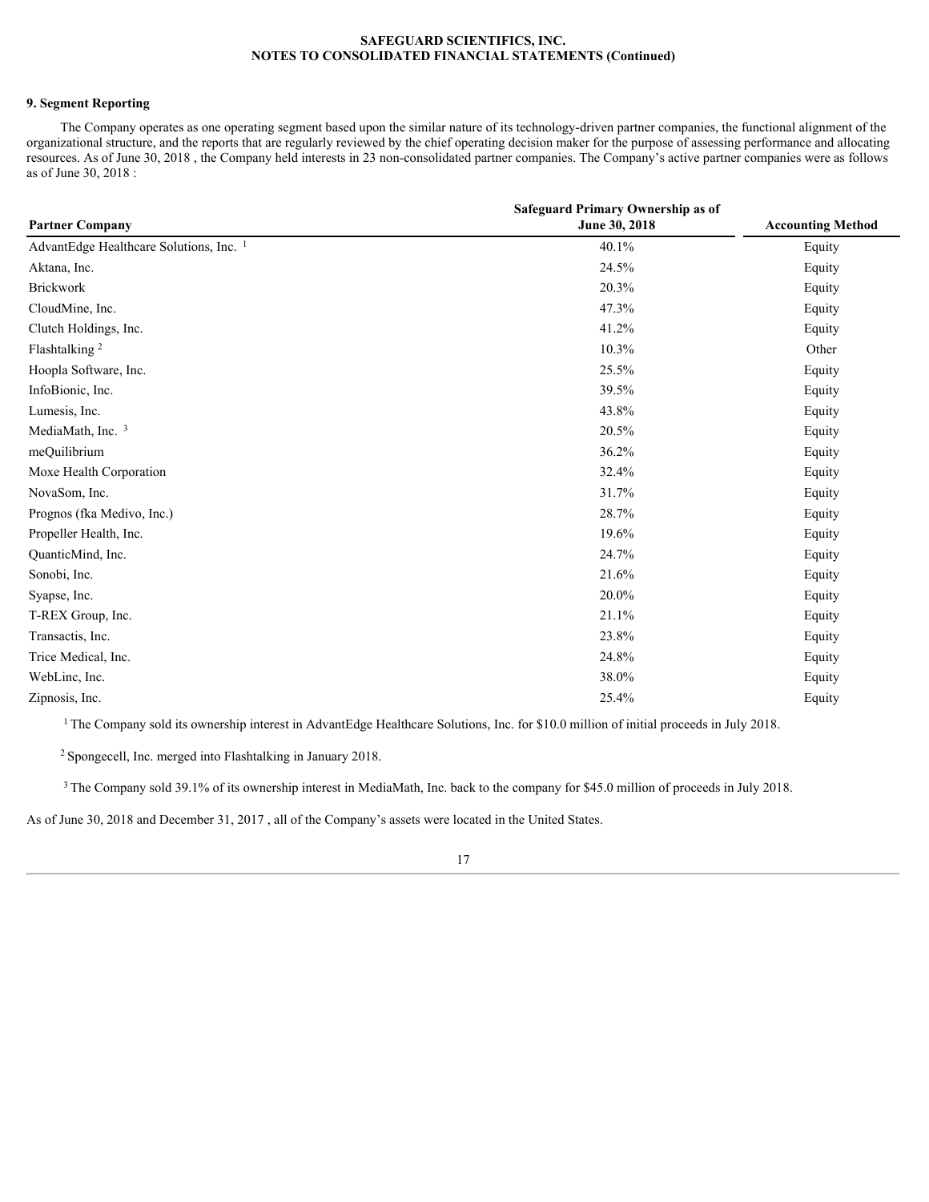## 9. Segment Reporting

The Company operates as one operating segment based upon the similar nature of its technology-driven partner companies, the functional alignment of the organizational structure, and the reports that are regularly reviewed by the chief operating decision maker for the purpose of assessing performance and allocating resources. As of June 30, 2018 , the Company held interests in 23 non-consolidated partner companies. The Company's active partner companies were as follows as of June 30, 2018 :

| Partner Company | Safeguard Primary Ownership as of June 30, 2018 | Accounting Method |
|---|---|---|
| AdvantEdge Healthcare Solutions, Inc. [1] | 40.1% | Equity |
| Aktana, Inc. | 24.5% | Equity |
| Brickwork | 20.3% | Equity |
| CloudMine, Inc. | 47.3% | Equity |
| Clutch Holdings, Inc. | 41.2% | Equity |
| Flashtalking [2] | 10.3% | Other |
| Hoopla Software, Inc. | 25.5% | Equity |
| InfoBionic, Inc. | 39.5% | Equity |
| Lumesis, Inc. | 43.8% | Equity |
| MediaMath, Inc. [3] | 20.5% | Equity |
| meQuilibrium | 36.2% | Equity |
| Moxe Health Corporation | 32.4% | Equity |
| NovaSom, Inc. | 31.7% | Equity |
| Prognos (fka Medivo, Inc.) | 28.7% | Equity |
| Propeller Health, Inc. | 19.6% | Equity |
| QuanticMind, Inc. | 24.7% | Equity |
| Sonobi, Inc. | 21.6% | Equity |
| Syapse, Inc. | 20.0% | Equity |
| T-REX Group, Inc. | 21.1% | Equity |
| Transactis, Inc. | 23.8% | Equity |
| Trice Medical, Inc. | 24.8% | Equity |
| WebLinc, Inc. | 38.0% | Equity |
| Zipnosis, Inc. | 25.4% | Equity |

[1] The Company sold its ownership interest in AdvantEdge Healthcare Solutions, Inc. for $10.0 million of initial proceeds in July 2018.

[2] Spongecell, Inc. merged into Flashtalking in January 2018.

[3] The Company sold 39.1% of its ownership interest in MediaMath, Inc. back to the company for $45.0 million of proceeds in July 2018.

As of June 30, 2018 and December 31, 2017 , all of the Company's assets were located in the United States.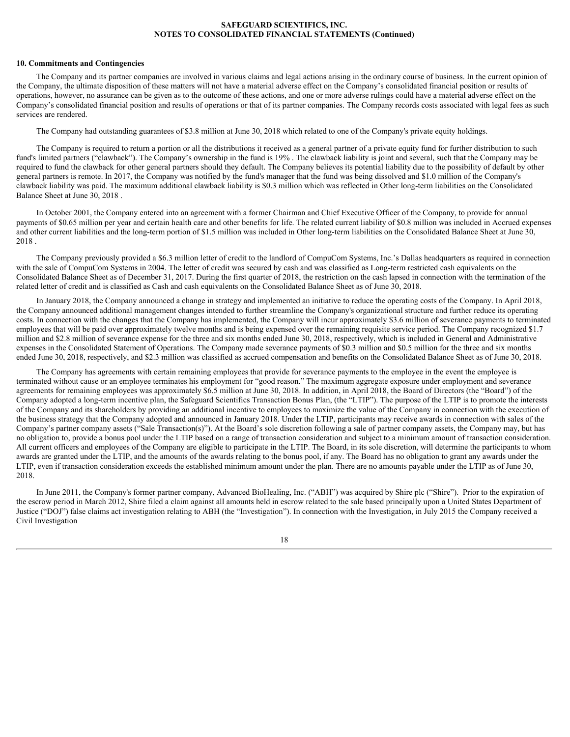## 10. Commitments and Contingencies

The Company and its partner companies are involved in various claims and legal actions arising in the ordinary course of business. In the current opinion of the Company, the ultimate disposition of these matters will not have a material adverse effect on the Company's consolidated financial position or results of operations, however, no assurance can be given as to the outcome of these actions, and one or more adverse rulings could have a material adverse effect on the Company's consolidated financial position and results of operations or that of its partner companies. The Company records costs associated with legal fees as such services are rendered.

The Company had outstanding guarantees of $3.8 million at June 30, 2018 which related to one of the Company's private equity holdings.

The Company is required to return a portion or all the distributions it received as a general partner of a private equity fund for further distribution to such fund's limited partners ("clawback"). The Company's ownership in the fund is 19% . The clawback liability is joint and several, such that the Company may be required to fund the clawback for other general partners should they default. The Company believes its potential liability due to the possibility of default by other general partners is remote. In 2017, the Company was notified by the fund's manager that the fund was being dissolved and $1.0 million of the Company's clawback liability was paid. The maximum additional clawback liability is $0.3 million which was reflected in Other long-term liabilities on the Consolidated Balance Sheet at June 30, 2018 .

In October 2001, the Company entered into an agreement with a former Chairman and Chief Executive Officer of the Company, to provide for annual payments of $0.65 million per year and certain health care and other benefits for life. The related current liability of $0.8 million was included in Accrued expenses and other current liabilities and the long-term portion of $1.5 million was included in Other long-term liabilities on the Consolidated Balance Sheet at June 30, 2018 .

The Company previously provided a $6.3 million letter of credit to the landlord of CompuCom Systems, Inc.'s Dallas headquarters as required in connection with the sale of CompuCom Systems in 2004. The letter of credit was secured by cash and was classified as Long-term restricted cash equivalents on the Consolidated Balance Sheet as of December 31, 2017. During the first quarter of 2018, the restriction on the cash lapsed in connection with the termination of the related letter of credit and is classified as Cash and cash equivalents on the Consolidated Balance Sheet as of June 30, 2018.

In January 2018, the Company announced a change in strategy and implemented an initiative to reduce the operating costs of the Company. In April 2018, the Company announced additional management changes intended to further streamline the Company's organizational structure and further reduce its operating costs. In connection with the changes that the Company has implemented, the Company will incur approximately $3.6 million of severance payments to terminated employees that will be paid over approximately twelve months and is being expensed over the remaining requisite service period. The Company recognized $1.7 million and $2.8 million of severance expense for the three and six months ended June 30, 2018, respectively, which is included in General and Administrative expenses in the Consolidated Statement of Operations. The Company made severance payments of $0.3 million and $0.5 million for the three and six months ended June 30, 2018, respectively, and $2.3 million was classified as accrued compensation and benefits on the Consolidated Balance Sheet as of June 30, 2018.

The Company has agreements with certain remaining employees that provide for severance payments to the employee in the event the employee is terminated without cause or an employee terminates his employment for "good reason." The maximum aggregate exposure under employment and severance agreements for remaining employees was approximately $6.5 million at June 30, 2018. In addition, in April 2018, the Board of Directors (the "Board") of the Company adopted a long-term incentive plan, the Safeguard Scientifics Transaction Bonus Plan, (the "LTIP"). The purpose of the LTIP is to promote the interests of the Company and its shareholders by providing an additional incentive to employees to maximize the value of the Company in connection with the execution of the business strategy that the Company adopted and announced in January 2018. Under the LTIP, participants may receive awards in connection with sales of the Company's partner company assets ("Sale Transaction(s)"). At the Board's sole discretion following a sale of partner company assets, the Company may, but has no obligation to, provide a bonus pool under the LTIP based on a range of transaction consideration and subject to a minimum amount of transaction consideration. All current officers and employees of the Company are eligible to participate in the LTIP. The Board, in its sole discretion, will determine the participants to whom awards are granted under the LTIP, and the amounts of the awards relating to the bonus pool, if any. The Board has no obligation to grant any awards under the LTIP, even if transaction consideration exceeds the established minimum amount under the plan. There are no amounts payable under the LTIP as of June 30, 2018.

In June 2011, the Company's former partner company, Advanced BioHealing, Inc. ("ABH") was acquired by Shire plc ("Shire"). Prior to the expiration of the escrow period in March 2012, Shire filed a claim against all amounts held in escrow related to the sale based principally upon a United States Department of Justice ("DOJ") false claims act investigation relating to ABH (the "Investigation"). In connection with the Investigation, in July 2015 the Company received a Civil Investigation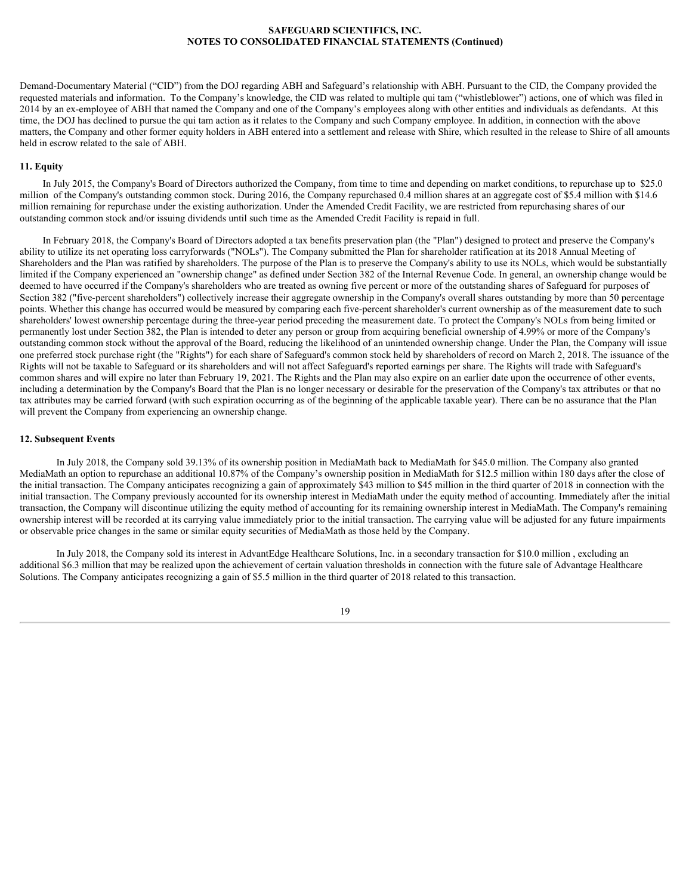Demand-Documentary Material ("CID") from the DOJ regarding ABH and Safeguard's relationship with ABH. Pursuant to the CID, the Company provided the requested materials and information. To the Company's knowledge, the CID was related to multiple qui tam ("whistleblower") actions, one of which was filed in 2014 by an ex-employee of ABH that named the Company and one of the Company's employees along with other entities and individuals as defendants. At this time, the DOJ has declined to pursue the qui tam action as it relates to the Company and such Company employee. In addition, in connection with the above matters, the Company and other former equity holders in ABH entered into a settlement and release with Shire, which resulted in the release to Shire of all amounts held in escrow related to the sale of ABH.

## 11. Equity

In July 2015, the Company's Board of Directors authorized the Company, from time to time and depending on market conditions, to repurchase up to $25.0 million of the Company's outstanding common stock. During 2016, the Company repurchased 0.4 million shares at an aggregate cost of $5.4 million with $14.6 million remaining for repurchase under the existing authorization. Under the Amended Credit Facility, we are restricted from repurchasing shares of our outstanding common stock and/or issuing dividends until such time as the Amended Credit Facility is repaid in full.

In February 2018, the Company's Board of Directors adopted a tax benefits preservation plan (the "Plan") designed to protect and preserve the Company's ability to utilize its net operating loss carryforwards ("NOLs"). The Company submitted the Plan for shareholder ratification at its 2018 Annual Meeting of Shareholders and the Plan was ratified by shareholders. The purpose of the Plan is to preserve the Company's ability to use its NOLs, which would be substantially limited if the Company experienced an "ownership change" as defined under Section 382 of the Internal Revenue Code. In general, an ownership change would be deemed to have occurred if the Company's shareholders who are treated as owning five percent or more of the outstanding shares of Safeguard for purposes of Section 382 ("five-percent shareholders") collectively increase their aggregate ownership in the Company's overall shares outstanding by more than 50 percentage points. Whether this change has occurred would be measured by comparing each five-percent shareholder's current ownership as of the measurement date to such shareholders' lowest ownership percentage during the three-year period preceding the measurement date. To protect the Company's NOLs from being limited or permanently lost under Section 382, the Plan is intended to deter any person or group from acquiring beneficial ownership of 4.99% or more of the Company's outstanding common stock without the approval of the Board, reducing the likelihood of an unintended ownership change. Under the Plan, the Company will issue one preferred stock purchase right (the "Rights") for each share of Safeguard's common stock held by shareholders of record on March 2, 2018. The issuance of the Rights will not be taxable to Safeguard or its shareholders and will not affect Safeguard's reported earnings per share. The Rights will trade with Safeguard's common shares and will expire no later than February 19, 2021. The Rights and the Plan may also expire on an earlier date upon the occurrence of other events, including a determination by the Company's Board that the Plan is no longer necessary or desirable for the preservation of the Company's tax attributes or that no tax attributes may be carried forward (with such expiration occurring as of the beginning of the applicable taxable year). There can be no assurance that the Plan will prevent the Company from experiencing an ownership change.

## 12. Subsequent Events

In July 2018, the Company sold 39.13% of its ownership position in MediaMath back to MediaMath for $45.0 million. The Company also granted MediaMath an option to repurchase an additional 10.87% of the Company's ownership position in MediaMath for $12.5 million within 180 days after the close of the initial transaction. The Company anticipates recognizing a gain of approximately $43 million to $45 million in the third quarter of 2018 in connection with the initial transaction. The Company previously accounted for its ownership interest in MediaMath under the equity method of accounting. Immediately after the initial transaction, the Company will discontinue utilizing the equity method of accounting for its remaining ownership interest in MediaMath. The Company's remaining ownership interest will be recorded at its carrying value immediately prior to the initial transaction. The carrying value will be adjusted for any future impairments or observable price changes in the same or similar equity securities of MediaMath as those held by the Company.

In July 2018, the Company sold its interest in AdvantEdge Healthcare Solutions, Inc. in a secondary transaction for $10.0 million , excluding an additional $6.3 million that may be realized upon the achievement of certain valuation thresholds in connection with the future sale of Advantage Healthcare Solutions. The Company anticipates recognizing a gain of $5.5 million in the third quarter of 2018 related to this transaction.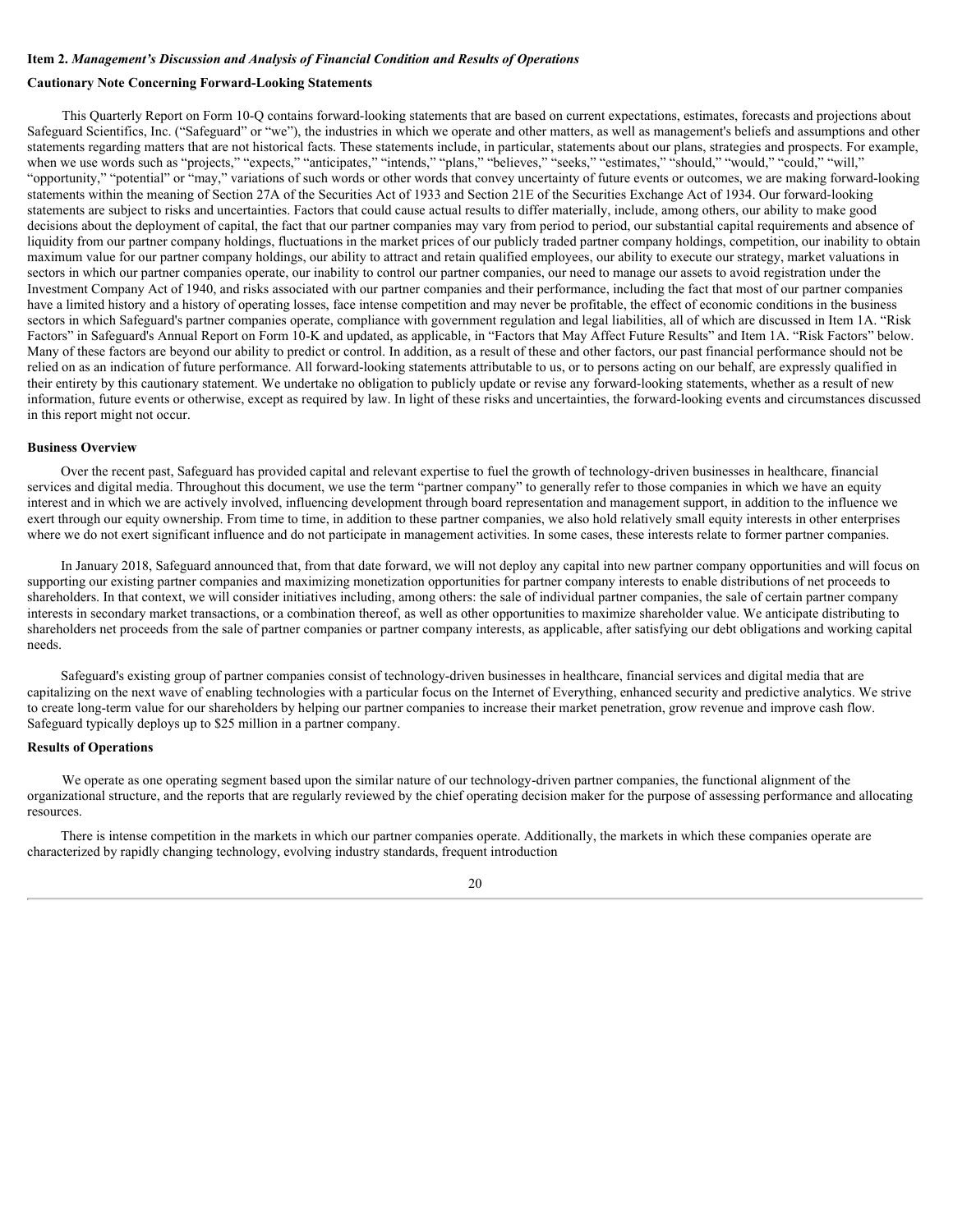**Item 2.** ***Management's Discussion and Analysis of Financial Condition and Results of Operations***

**Cautionary Note Concerning Forward-Looking Statements**

This Quarterly Report on Form 10-Q contains forward-looking statements that are based on current expectations, estimates, forecasts and projections about Safeguard Scientifics, Inc. ("Safeguard" or "we"), the industries in which we operate and other matters, as well as management's beliefs and assumptions and other statements regarding matters that are not historical facts. These statements include, in particular, statements about our plans, strategies and prospects. For example, when we use words such as "projects," "expects," "anticipates," "intends," "plans," "believes," "seeks," "estimates," "should," "would," "could," "will," "opportunity," "potential" or "may," variations of such words or other words that convey uncertainty of future events or outcomes, we are making forward-looking statements within the meaning of Section 27A of the Securities Act of 1933 and Section 21E of the Securities Exchange Act of 1934. Our forward-looking statements are subject to risks and uncertainties. Factors that could cause actual results to differ materially, include, among others, our ability to make good decisions about the deployment of capital, the fact that our partner companies may vary from period to period, our substantial capital requirements and absence of liquidity from our partner company holdings, fluctuations in the market prices of our publicly traded partner company holdings, competition, our inability to obtain maximum value for our partner company holdings, our ability to attract and retain qualified employees, our ability to execute our strategy, market valuations in sectors in which our partner companies operate, our inability to control our partner companies, our need to manage our assets to avoid registration under the Investment Company Act of 1940, and risks associated with our partner companies and their performance, including the fact that most of our partner companies have a limited history and a history of operating losses, face intense competition and may never be profitable, the effect of economic conditions in the business sectors in which Safeguard's partner companies operate, compliance with government regulation and legal liabilities, all of which are discussed in Item 1A. "Risk Factors" in Safeguard's Annual Report on Form 10-K and updated, as applicable, in "Factors that May Affect Future Results" and Item 1A. "Risk Factors" below. Many of these factors are beyond our ability to predict or control. In addition, as a result of these and other factors, our past financial performance should not be relied on as an indication of future performance. All forward-looking statements attributable to us, or to persons acting on our behalf, are expressly qualified in their entirety by this cautionary statement. We undertake no obligation to publicly update or revise any forward-looking statements, whether as a result of new information, future events or otherwise, except as required by law. In light of these risks and uncertainties, the forward-looking events and circumstances discussed in this report might not occur.

**Business Overview**

Over the recent past, Safeguard has provided capital and relevant expertise to fuel the growth of technology-driven businesses in healthcare, financial services and digital media. Throughout this document, we use the term "partner company" to generally refer to those companies in which we have an equity interest and in which we are actively involved, influencing development through board representation and management support, in addition to the influence we exert through our equity ownership. From time to time, in addition to these partner companies, we also hold relatively small equity interests in other enterprises where we do not exert significant influence and do not participate in management activities. In some cases, these interests relate to former partner companies.

In January 2018, Safeguard announced that, from that date forward, we will not deploy any capital into new partner company opportunities and will focus on supporting our existing partner companies and maximizing monetization opportunities for partner company interests to enable distributions of net proceeds to shareholders. In that context, we will consider initiatives including, among others: the sale of individual partner companies, the sale of certain partner company interests in secondary market transactions, or a combination thereof, as well as other opportunities to maximize shareholder value. We anticipate distributing to shareholders net proceeds from the sale of partner companies or partner company interests, as applicable, after satisfying our debt obligations and working capital needs.

Safeguard's existing group of partner companies consist of technology-driven businesses in healthcare, financial services and digital media that are capitalizing on the next wave of enabling technologies with a particular focus on the Internet of Everything, enhanced security and predictive analytics. We strive to create long-term value for our shareholders by helping our partner companies to increase their market penetration, grow revenue and improve cash flow. Safeguard typically deploys up to $25 million in a partner company.

**Results of Operations**

We operate as one operating segment based upon the similar nature of our technology-driven partner companies, the functional alignment of the organizational structure, and the reports that are regularly reviewed by the chief operating decision maker for the purpose of assessing performance and allocating resources.

There is intense competition in the markets in which our partner companies operate. Additionally, the markets in which these companies operate are characterized by rapidly changing technology, evolving industry standards, frequent introduction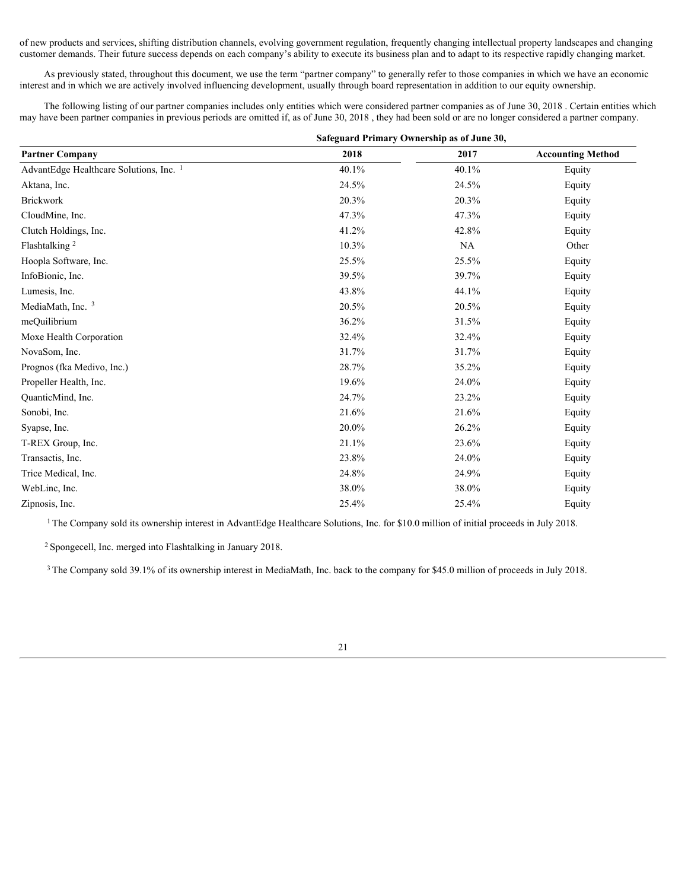of new products and services, shifting distribution channels, evolving government regulation, frequently changing intellectual property landscapes and changing customer demands. Their future success depends on each company's ability to execute its business plan and to adapt to its respective rapidly changing market.

As previously stated, throughout this document, we use the term "partner company" to generally refer to those companies in which we have an economic interest and in which we are actively involved influencing development, usually through board representation in addition to our equity ownership.

The following listing of our partner companies includes only entities which were considered partner companies as of June 30, 2018 . Certain entities which may have been partner companies in previous periods are omitted if, as of June 30, 2018 , they had been sold or are no longer considered a partner company.

| | Safeguard Primary Ownership as of June 30, | | |
|---|---|---|---|
| **Partner Company** | **2018** | **2017** | **Accounting Method** |
| AdvantEdge Healthcare Solutions, Inc. [1] | 40.1% | 40.1% | Equity |
| Aktana, Inc. | 24.5% | 24.5% | Equity |
| Brickwork | 20.3% | 20.3% | Equity |
| CloudMine, Inc. | 47.3% | 47.3% | Equity |
| Clutch Holdings, Inc. | 41.2% | 42.8% | Equity |
| Flashtalking [2] | 10.3% | NA | Other |
| Hoopla Software, Inc. | 25.5% | 25.5% | Equity |
| InfoBionic, Inc. | 39.5% | 39.7% | Equity |
| Lumesis, Inc. | 43.8% | 44.1% | Equity |
| MediaMath, Inc. [3] | 20.5% | 20.5% | Equity |
| meQuilibrium | 36.2% | 31.5% | Equity |
| Moxe Health Corporation | 32.4% | 32.4% | Equity |
| NovaSom, Inc. | 31.7% | 31.7% | Equity |
| Prognos (fka Medivo, Inc.) | 28.7% | 35.2% | Equity |
| Propeller Health, Inc. | 19.6% | 24.0% | Equity |
| QuanticMind, Inc. | 24.7% | 23.2% | Equity |
| Sonobi, Inc. | 21.6% | 21.6% | Equity |
| Syapse, Inc. | 20.0% | 26.2% | Equity |
| T-REX Group, Inc. | 21.1% | 23.6% | Equity |
| Transactis, Inc. | 23.8% | 24.0% | Equity |
| Trice Medical, Inc. | 24.8% | 24.9% | Equity |
| WebLinc, Inc. | 38.0% | 38.0% | Equity |
| Zipnosis, Inc. | 25.4% | 25.4% | Equity |

[1] The Company sold its ownership interest in AdvantEdge Healthcare Solutions, Inc. for $10.0 million of initial proceeds in July 2018.

[2] Spongecell, Inc. merged into Flashtalking in January 2018.

[3] The Company sold 39.1% of its ownership interest in MediaMath, Inc. back to the company for $45.0 million of proceeds in July 2018.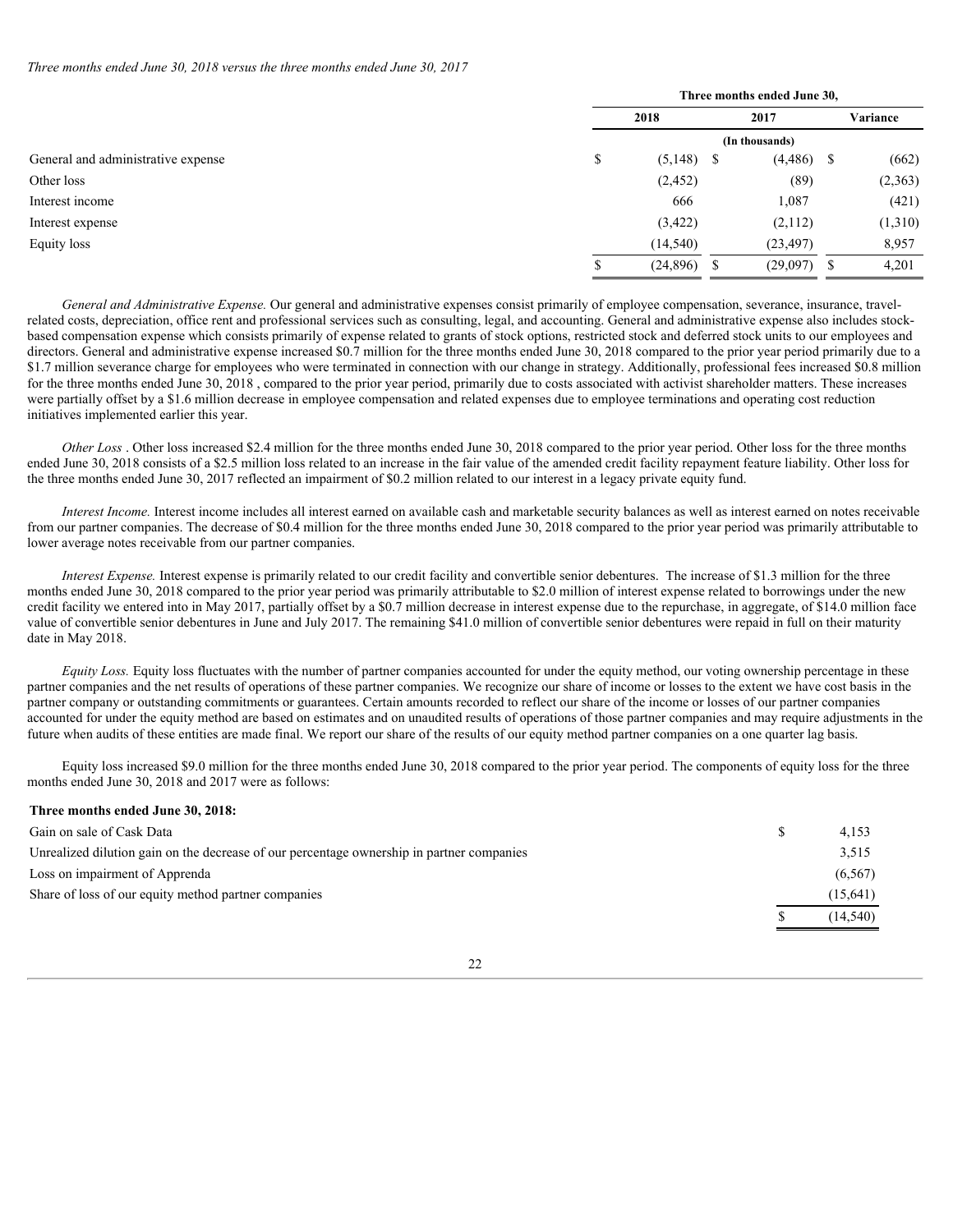*Three months ended June 30, 2018 versus the three months ended June 30, 2017*

| | Three months ended June 30, | | |
|---|---|---|---|
| | 2018 | 2017 | Variance |
| | (In thousands) | | |
| General and administrative expense | $ (5,148) | $ (4,486) | $ (662) |
| Other loss | (2,452) | (89) | (2,363) |
| Interest income | 666 | 1,087 | (421) |
| Interest expense | (3,422) | (2,112) | (1,310) |
| Equity loss | (14,540) | (23,497) | 8,957 |
| | $ (24,896) | $ (29,097) | $ 4,201 |

*General and Administrative Expense.* Our general and administrative expenses consist primarily of employee compensation, severance, insurance, travel-related costs, depreciation, office rent and professional services such as consulting, legal, and accounting. General and administrative expense also includes stock-based compensation expense which consists primarily of expense related to grants of stock options, restricted stock and deferred stock units to our employees and directors. General and administrative expense increased $0.7 million for the three months ended June 30, 2018 compared to the prior year period primarily due to a $1.7 million severance charge for employees who were terminated in connection with our change in strategy. Additionally, professional fees increased $0.8 million for the three months ended June 30, 2018 , compared to the prior year period, primarily due to costs associated with activist shareholder matters. These increases were partially offset by a $1.6 million decrease in employee compensation and related expenses due to employee terminations and operating cost reduction initiatives implemented earlier this year.

*Other Loss* . Other loss increased $2.4 million for the three months ended June 30, 2018 compared to the prior year period. Other loss for the three months ended June 30, 2018 consists of a $2.5 million loss related to an increase in the fair value of the amended credit facility repayment feature liability. Other loss for the three months ended June 30, 2017 reflected an impairment of $0.2 million related to our interest in a legacy private equity fund.

*Interest Income.* Interest income includes all interest earned on available cash and marketable security balances as well as interest earned on notes receivable from our partner companies. The decrease of $0.4 million for the three months ended June 30, 2018 compared to the prior year period was primarily attributable to lower average notes receivable from our partner companies.

*Interest Expense.* Interest expense is primarily related to our credit facility and convertible senior debentures. The increase of $1.3 million for the three months ended June 30, 2018 compared to the prior year period was primarily attributable to $2.0 million of interest expense related to borrowings under the new credit facility we entered into in May 2017, partially offset by a $0.7 million decrease in interest expense due to the repurchase, in aggregate, of $14.0 million face value of convertible senior debentures in June and July 2017. The remaining $41.0 million of convertible senior debentures were repaid in full on their maturity date in May 2018.

*Equity Loss.* Equity loss fluctuates with the number of partner companies accounted for under the equity method, our voting ownership percentage in these partner companies and the net results of operations of these partner companies. We recognize our share of income or losses to the extent we have cost basis in the partner company or outstanding commitments or guarantees. Certain amounts recorded to reflect our share of the income or losses of our partner companies accounted for under the equity method are based on estimates and on unaudited results of operations of those partner companies and may require adjustments in the future when audits of these entities are made final. We report our share of the results of our equity method partner companies on a one quarter lag basis.

Equity loss increased $9.0 million for the three months ended June 30, 2018 compared to the prior year period. The components of equity loss for the three months ended June 30, 2018 and 2017 were as follows:

| **Three months ended June 30, 2018:** | |
|---|---|
| Gain on sale of Cask Data | $ 4,153 |
| Unrealized dilution gain on the decrease of our percentage ownership in partner companies | 3,515 |
| Loss on impairment of Apprenda | (6,567) |
| Share of loss of our equity method partner companies | (15,641) |
| | $ (14,540) |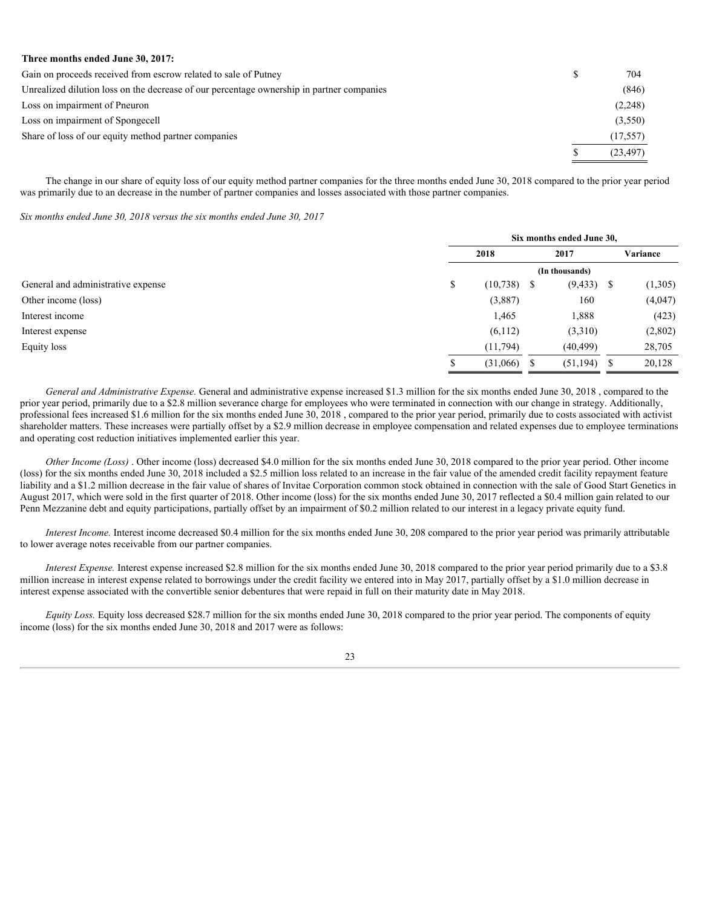**Three months ended June 30, 2017:**

| | |
|---|---|
| Gain on proceeds received from escrow related to sale of Putney | $ 704 |
| Unrealized dilution loss on the decrease of our percentage ownership in partner companies | (846) |
| Loss on impairment of Pneuron | (2,248) |
| Loss on impairment of Spongecell | (3,550) |
| Share of loss of our equity method partner companies | (17,557) |
| | $ (23,497) |

The change in our share of equity loss of our equity method partner companies for the three months ended June 30, 2018 compared to the prior year period was primarily due to an decrease in the number of partner companies and losses associated with those partner companies.

*Six months ended June 30, 2018 versus the six months ended June 30, 2017*

| | Six months ended June 30, | | |
|---|---|---|---|
| | 2018 | 2017 | Variance |
| | (In thousands) | | |
| General and administrative expense | $ (10,738) | $ (9,433) | $ (1,305) |
| Other income (loss) | (3,887) | 160 | (4,047) |
| Interest income | 1,465 | 1,888 | (423) |
| Interest expense | (6,112) | (3,310) | (2,802) |
| Equity loss | (11,794) | (40,499) | 28,705 |
| | $ (31,066) | $ (51,194) | $ 20,128 |

*General and Administrative Expense.* General and administrative expense increased $1.3 million for the six months ended June 30, 2018 , compared to the prior year period, primarily due to a $2.8 million severance charge for employees who were terminated in connection with our change in strategy. Additionally, professional fees increased $1.6 million for the six months ended June 30, 2018 , compared to the prior year period, primarily due to costs associated with activist shareholder matters. These increases were partially offset by a $2.9 million decrease in employee compensation and related expenses due to employee terminations and operating cost reduction initiatives implemented earlier this year.

*Other Income (Loss)* . Other income (loss) decreased $4.0 million for the six months ended June 30, 2018 compared to the prior year period. Other income (loss) for the six months ended June 30, 2018 included a $2.5 million loss related to an increase in the fair value of the amended credit facility repayment feature liability and a $1.2 million decrease in the fair value of shares of Invitae Corporation common stock obtained in connection with the sale of Good Start Genetics in August 2017, which were sold in the first quarter of 2018. Other income (loss) for the six months ended June 30, 2017 reflected a $0.4 million gain related to our Penn Mezzanine debt and equity participations, partially offset by an impairment of $0.2 million related to our interest in a legacy private equity fund.

*Interest Income.* Interest income decreased $0.4 million for the six months ended June 30, 208 compared to the prior year period was primarily attributable to lower average notes receivable from our partner companies.

*Interest Expense.* Interest expense increased $2.8 million for the six months ended June 30, 2018 compared to the prior year period primarily due to a $3.8 million increase in interest expense related to borrowings under the credit facility we entered into in May 2017, partially offset by a $1.0 million decrease in interest expense associated with the convertible senior debentures that were repaid in full on their maturity date in May 2018.

*Equity Loss.* Equity loss decreased $28.7 million for the six months ended June 30, 2018 compared to the prior year period. The components of equity income (loss) for the six months ended June 30, 2018 and 2017 were as follows: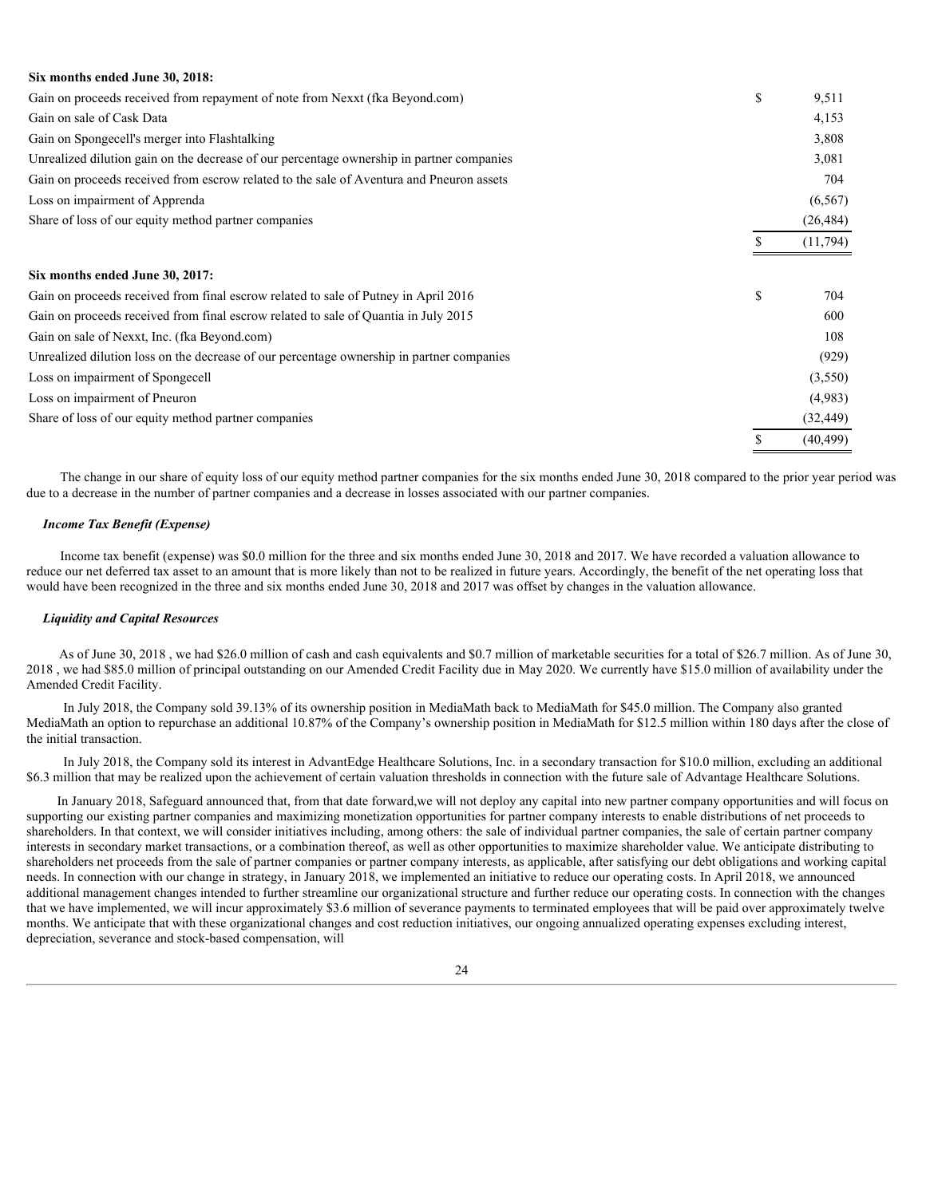| | |
|---|---|
| **Six months ended June 30, 2018:** | |
| Gain on proceeds received from repayment of note from Nexxt (fka Beyond.com) | $ 9,511 |
| Gain on sale of Cask Data | 4,153 |
| Gain on Spongecell's merger into Flashtalking | 3,808 |
| Unrealized dilution gain on the decrease of our percentage ownership in partner companies | 3,081 |
| Gain on proceeds received from escrow related to the sale of Aventura and Pneuron assets | 704 |
| Loss on impairment of Apprenda | (6,567) |
| Share of loss of our equity method partner companies | (26,484) |
| | $ (11,794) |
| **Six months ended June 30, 2017:** | |
| Gain on proceeds received from final escrow related to sale of Putney in April 2016 | $ 704 |
| Gain on proceeds received from final escrow related to sale of Quantia in July 2015 | 600 |
| Gain on sale of Nexxt, Inc. (fka Beyond.com) | 108 |
| Unrealized dilution loss on the decrease of our percentage ownership in partner companies | (929) |
| Loss on impairment of Spongecell | (3,550) |
| Loss on impairment of Pneuron | (4,983) |
| Share of loss of our equity method partner companies | (32,449) |
| | $ (40,499) |

The change in our share of equity loss of our equity method partner companies for the six months ended June 30, 2018 compared to the prior year period was due to a decrease in the number of partner companies and a decrease in losses associated with our partner companies.

***Income Tax Benefit (Expense)***

Income tax benefit (expense) was $0.0 million for the three and six months ended June 30, 2018 and 2017. We have recorded a valuation allowance to reduce our net deferred tax asset to an amount that is more likely than not to be realized in future years. Accordingly, the benefit of the net operating loss that would have been recognized in the three and six months ended June 30, 2018 and 2017 was offset by changes in the valuation allowance.

***Liquidity and Capital Resources***

As of June 30, 2018 , we had $26.0 million of cash and cash equivalents and $0.7 million of marketable securities for a total of $26.7 million. As of June 30, 2018 , we had $85.0 million of principal outstanding on our Amended Credit Facility due in May 2020. We currently have $15.0 million of availability under the Amended Credit Facility.

In July 2018, the Company sold 39.13% of its ownership position in MediaMath back to MediaMath for $45.0 million. The Company also granted MediaMath an option to repurchase an additional 10.87% of the Company's ownership position in MediaMath for $12.5 million within 180 days after the close of the initial transaction.

In July 2018, the Company sold its interest in AdvantEdge Healthcare Solutions, Inc. in a secondary transaction for $10.0 million, excluding an additional $6.3 million that may be realized upon the achievement of certain valuation thresholds in connection with the future sale of Advantage Healthcare Solutions.

In January 2018, Safeguard announced that, from that date forward,we will not deploy any capital into new partner company opportunities and will focus on supporting our existing partner companies and maximizing monetization opportunities for partner company interests to enable distributions of net proceeds to shareholders. In that context, we will consider initiatives including, among others: the sale of individual partner companies, the sale of certain partner company interests in secondary market transactions, or a combination thereof, as well as other opportunities to maximize shareholder value. We anticipate distributing to shareholders net proceeds from the sale of partner companies or partner company interests, as applicable, after satisfying our debt obligations and working capital needs. In connection with our change in strategy, in January 2018, we implemented an initiative to reduce our operating costs. In April 2018, we announced additional management changes intended to further streamline our organizational structure and further reduce our operating costs. In connection with the changes that we have implemented, we will incur approximately $3.6 million of severance payments to terminated employees that will be paid over approximately twelve months. We anticipate that with these organizational changes and cost reduction initiatives, our ongoing annualized operating expenses excluding interest, depreciation, severance and stock-based compensation, will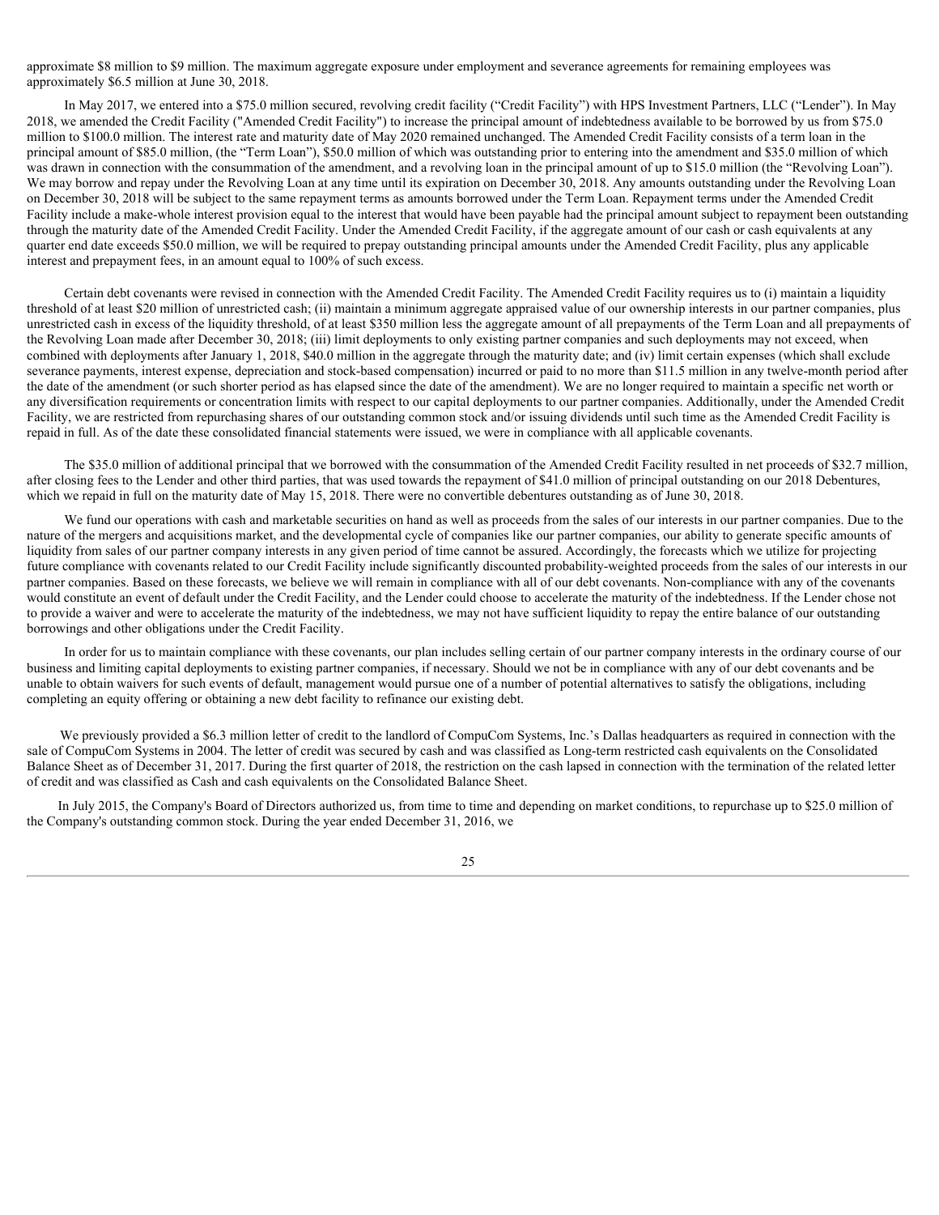approximate $8 million to $9 million. The maximum aggregate exposure under employment and severance agreements for remaining employees was approximately $6.5 million at June 30, 2018.

In May 2017, we entered into a $75.0 million secured, revolving credit facility (“Credit Facility”) with HPS Investment Partners, LLC (“Lender”). In May 2018, we amended the Credit Facility ("Amended Credit Facility") to increase the principal amount of indebtedness available to be borrowed by us from $75.0 million to $100.0 million. The interest rate and maturity date of May 2020 remained unchanged. The Amended Credit Facility consists of a term loan in the principal amount of $85.0 million, (the “Term Loan”), $50.0 million of which was outstanding prior to entering into the amendment and $35.0 million of which was drawn in connection with the consummation of the amendment, and a revolving loan in the principal amount of up to $15.0 million (the “Revolving Loan”). We may borrow and repay under the Revolving Loan at any time until its expiration on December 30, 2018. Any amounts outstanding under the Revolving Loan on December 30, 2018 will be subject to the same repayment terms as amounts borrowed under the Term Loan. Repayment terms under the Amended Credit Facility include a make-whole interest provision equal to the interest that would have been payable had the principal amount subject to repayment been outstanding through the maturity date of the Amended Credit Facility. Under the Amended Credit Facility, if the aggregate amount of our cash or cash equivalents at any quarter end date exceeds $50.0 million, we will be required to prepay outstanding principal amounts under the Amended Credit Facility, plus any applicable interest and prepayment fees, in an amount equal to 100% of such excess.

Certain debt covenants were revised in connection with the Amended Credit Facility. The Amended Credit Facility requires us to (i) maintain a liquidity threshold of at least $20 million of unrestricted cash; (ii) maintain a minimum aggregate appraised value of our ownership interests in our partner companies, plus unrestricted cash in excess of the liquidity threshold, of at least $350 million less the aggregate amount of all prepayments of the Term Loan and all prepayments of the Revolving Loan made after December 30, 2018; (iii) limit deployments to only existing partner companies and such deployments may not exceed, when combined with deployments after January 1, 2018, $40.0 million in the aggregate through the maturity date; and (iv) limit certain expenses (which shall exclude severance payments, interest expense, depreciation and stock-based compensation) incurred or paid to no more than $11.5 million in any twelve-month period after the date of the amendment (or such shorter period as has elapsed since the date of the amendment). We are no longer required to maintain a specific net worth or any diversification requirements or concentration limits with respect to our capital deployments to our partner companies. Additionally, under the Amended Credit Facility, we are restricted from repurchasing shares of our outstanding common stock and/or issuing dividends until such time as the Amended Credit Facility is repaid in full. As of the date these consolidated financial statements were issued, we were in compliance with all applicable covenants.

The $35.0 million of additional principal that we borrowed with the consummation of the Amended Credit Facility resulted in net proceeds of $32.7 million, after closing fees to the Lender and other third parties, that was used towards the repayment of $41.0 million of principal outstanding on our 2018 Debentures, which we repaid in full on the maturity date of May 15, 2018. There were no convertible debentures outstanding as of June 30, 2018.

We fund our operations with cash and marketable securities on hand as well as proceeds from the sales of our interests in our partner companies. Due to the nature of the mergers and acquisitions market, and the developmental cycle of companies like our partner companies, our ability to generate specific amounts of liquidity from sales of our partner company interests in any given period of time cannot be assured. Accordingly, the forecasts which we utilize for projecting future compliance with covenants related to our Credit Facility include significantly discounted probability-weighted proceeds from the sales of our interests in our partner companies. Based on these forecasts, we believe we will remain in compliance with all of our debt covenants. Non-compliance with any of the covenants would constitute an event of default under the Credit Facility, and the Lender could choose to accelerate the maturity of the indebtedness. If the Lender chose not to provide a waiver and were to accelerate the maturity of the indebtedness, we may not have sufficient liquidity to repay the entire balance of our outstanding borrowings and other obligations under the Credit Facility.

In order for us to maintain compliance with these covenants, our plan includes selling certain of our partner company interests in the ordinary course of our business and limiting capital deployments to existing partner companies, if necessary. Should we not be in compliance with any of our debt covenants and be unable to obtain waivers for such events of default, management would pursue one of a number of potential alternatives to satisfy the obligations, including completing an equity offering or obtaining a new debt facility to refinance our existing debt.

We previously provided a $6.3 million letter of credit to the landlord of CompuCom Systems, Inc.’s Dallas headquarters as required in connection with the sale of CompuCom Systems in 2004. The letter of credit was secured by cash and was classified as Long-term restricted cash equivalents on the Consolidated Balance Sheet as of December 31, 2017. During the first quarter of 2018, the restriction on the cash lapsed in connection with the termination of the related letter of credit and was classified as Cash and cash equivalents on the Consolidated Balance Sheet.

In July 2015, the Company's Board of Directors authorized us, from time to time and depending on market conditions, to repurchase up to $25.0 million of the Company's outstanding common stock. During the year ended December 31, 2016, we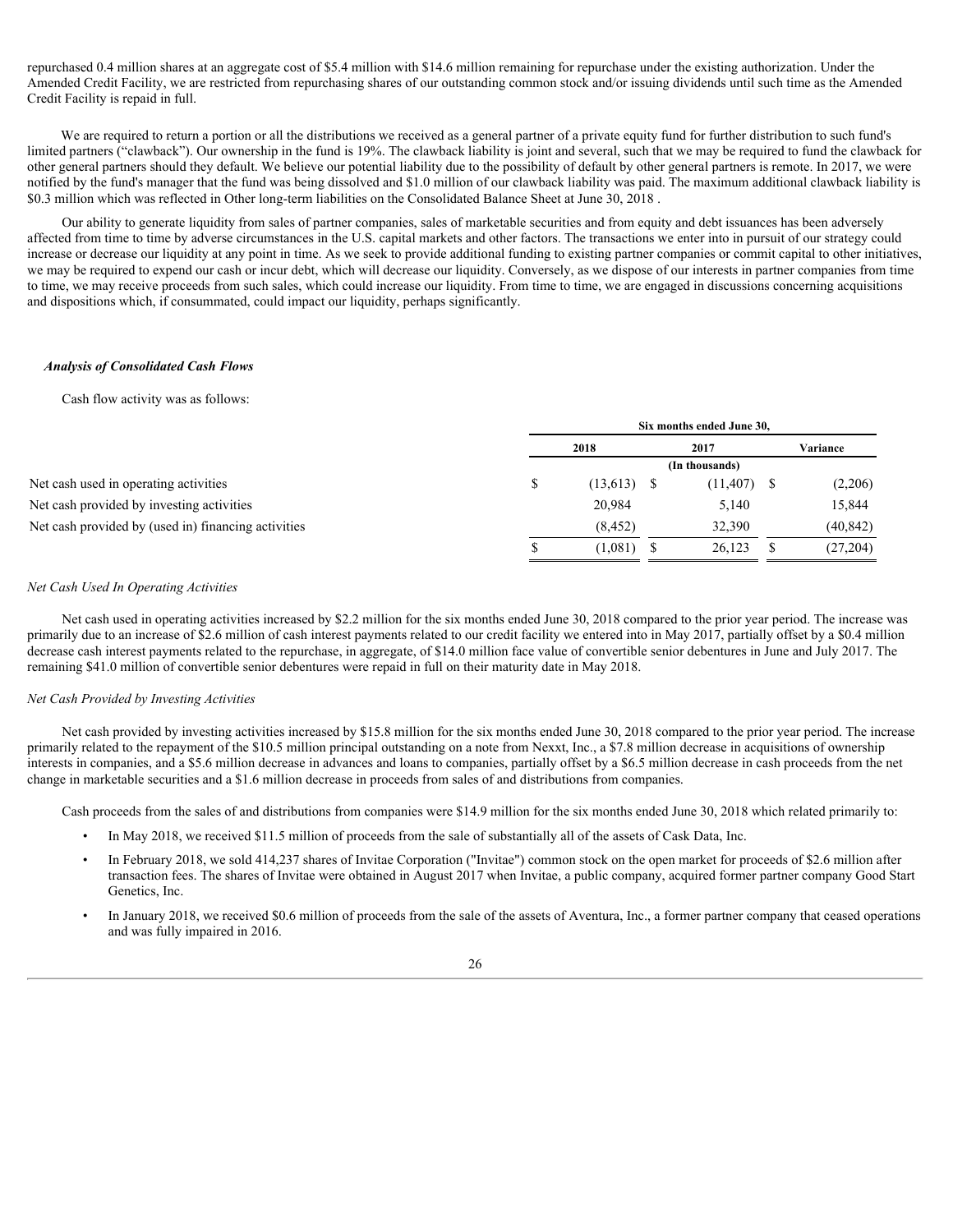repurchased 0.4 million shares at an aggregate cost of $5.4 million with $14.6 million remaining for repurchase under the existing authorization. Under the Amended Credit Facility, we are restricted from repurchasing shares of our outstanding common stock and/or issuing dividends until such time as the Amended Credit Facility is repaid in full.

We are required to return a portion or all the distributions we received as a general partner of a private equity fund for further distribution to such fund's limited partners ("clawback"). Our ownership in the fund is 19%. The clawback liability is joint and several, such that we may be required to fund the clawback for other general partners should they default. We believe our potential liability due to the possibility of default by other general partners is remote. In 2017, we were notified by the fund's manager that the fund was being dissolved and $1.0 million of our clawback liability was paid. The maximum additional clawback liability is $0.3 million which was reflected in Other long-term liabilities on the Consolidated Balance Sheet at June 30, 2018 .

Our ability to generate liquidity from sales of partner companies, sales of marketable securities and from equity and debt issuances has been adversely affected from time to time by adverse circumstances in the U.S. capital markets and other factors. The transactions we enter into in pursuit of our strategy could increase or decrease our liquidity at any point in time. As we seek to provide additional funding to existing partner companies or commit capital to other initiatives, we may be required to expend our cash or incur debt, which will decrease our liquidity. Conversely, as we dispose of our interests in partner companies from time to time, we may receive proceeds from such sales, which could increase our liquidity. From time to time, we are engaged in discussions concerning acquisitions and dispositions which, if consummated, could impact our liquidity, perhaps significantly.

***Analysis of Consolidated Cash Flows***

Cash flow activity was as follows:

| | Six months ended June 30, | | |
|---|---|---|---|
| | 2018 | 2017 | Variance |
| | (In thousands) | | |
| Net cash used in operating activities | $ (13,613) | $ (11,407) | $ (2,206) |
| Net cash provided by investing activities | 20,984 | 5,140 | 15,844 |
| Net cash provided by (used in) financing activities | (8,452) | 32,390 | (40,842) |
| | $ (1,081) | $ 26,123 | $ (27,204) |

*Net Cash Used In Operating Activities*

Net cash used in operating activities increased by $2.2 million for the six months ended June 30, 2018 compared to the prior year period. The increase was primarily due to an increase of $2.6 million of cash interest payments related to our credit facility we entered into in May 2017, partially offset by a $0.4 million decrease cash interest payments related to the repurchase, in aggregate, of $14.0 million face value of convertible senior debentures in June and July 2017. The remaining $41.0 million of convertible senior debentures were repaid in full on their maturity date in May 2018.

*Net Cash Provided by Investing Activities*

Net cash provided by investing activities increased by $15.8 million for the six months ended June 30, 2018 compared to the prior year period. The increase primarily related to the repayment of the $10.5 million principal outstanding on a note from Nexxt, Inc., a $7.8 million decrease in acquisitions of ownership interests in companies, and a $5.6 million decrease in advances and loans to companies, partially offset by a $6.5 million decrease in cash proceeds from the net change in marketable securities and a $1.6 million decrease in proceeds from sales of and distributions from companies.

Cash proceeds from the sales of and distributions from companies were $14.9 million for the six months ended June 30, 2018 which related primarily to:

- In May 2018, we received $11.5 million of proceeds from the sale of substantially all of the assets of Cask Data, Inc.
- In February 2018, we sold 414,237 shares of Invitae Corporation ("Invitae") common stock on the open market for proceeds of $2.6 million after transaction fees. The shares of Invitae were obtained in August 2017 when Invitae, a public company, acquired former partner company Good Start Genetics, Inc.
- In January 2018, we received $0.6 million of proceeds from the sale of the assets of Aventura, Inc., a former partner company that ceased operations and was fully impaired in 2016.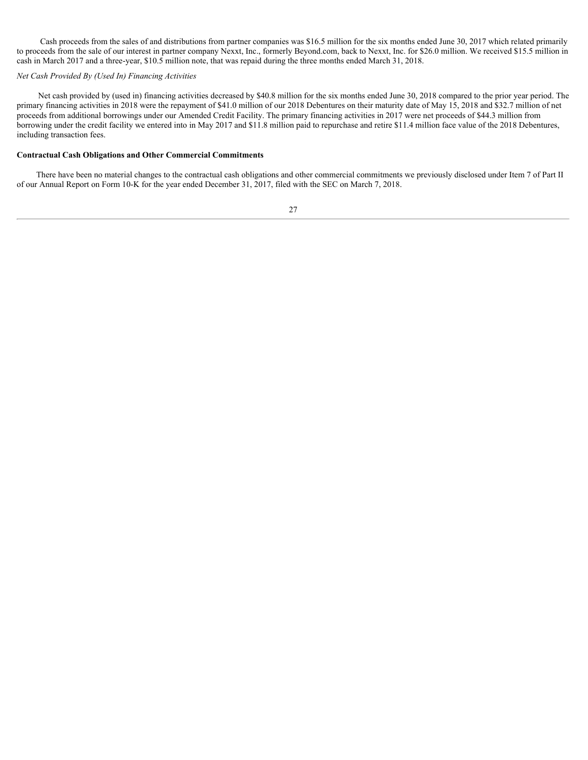Cash proceeds from the sales of and distributions from partner companies was $16.5 million for the six months ended June 30, 2017 which related primarily to proceeds from the sale of our interest in partner company Nexxt, Inc., formerly Beyond.com, back to Nexxt, Inc. for $26.0 million. We received $15.5 million in cash in March 2017 and a three-year, $10.5 million note, that was repaid during the three months ended March 31, 2018.

*Net Cash Provided By (Used In) Financing Activities*

Net cash provided by (used in) financing activities decreased by $40.8 million for the six months ended June 30, 2018 compared to the prior year period. The primary financing activities in 2018 were the repayment of $41.0 million of our 2018 Debentures on their maturity date of May 15, 2018 and $32.7 million of net proceeds from additional borrowings under our Amended Credit Facility. The primary financing activities in 2017 were net proceeds of $44.3 million from borrowing under the credit facility we entered into in May 2017 and $11.8 million paid to repurchase and retire $11.4 million face value of the 2018 Debentures, including transaction fees.

**Contractual Cash Obligations and Other Commercial Commitments**

There have been no material changes to the contractual cash obligations and other commercial commitments we previously disclosed under Item 7 of Part II of our Annual Report on Form 10-K for the year ended December 31, 2017, filed with the SEC on March 7, 2018.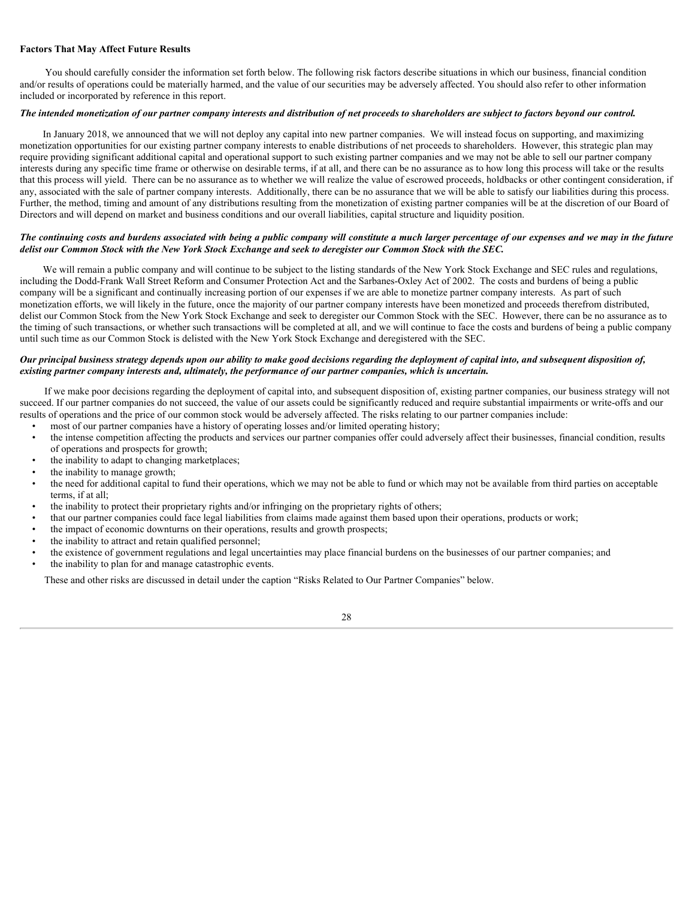**Factors That May Affect Future Results**

You should carefully consider the information set forth below. The following risk factors describe situations in which our business, financial condition and/or results of operations could be materially harmed, and the value of our securities may be adversely affected. You should also refer to other information included or incorporated by reference in this report.

***The intended monetization of our partner company interests and distribution of net proceeds to shareholders are subject to factors beyond our control.***

In January 2018, we announced that we will not deploy any capital into new partner companies. We will instead focus on supporting, and maximizing monetization opportunities for our existing partner company interests to enable distributions of net proceeds to shareholders. However, this strategic plan may require providing significant additional capital and operational support to such existing partner companies and we may not be able to sell our partner company interests during any specific time frame or otherwise on desirable terms, if at all, and there can be no assurance as to how long this process will take or the results that this process will yield. There can be no assurance as to whether we will realize the value of escrowed proceeds, holdbacks or other contingent consideration, if any, associated with the sale of partner company interests. Additionally, there can be no assurance that we will be able to satisfy our liabilities during this process. Further, the method, timing and amount of any distributions resulting from the monetization of existing partner companies will be at the discretion of our Board of Directors and will depend on market and business conditions and our overall liabilities, capital structure and liquidity position.

***The continuing costs and burdens associated with being a public company will constitute a much larger percentage of our expenses and we may in the future delist our Common Stock with the New York Stock Exchange and seek to deregister our Common Stock with the SEC.***

We will remain a public company and will continue to be subject to the listing standards of the New York Stock Exchange and SEC rules and regulations, including the Dodd-Frank Wall Street Reform and Consumer Protection Act and the Sarbanes-Oxley Act of 2002. The costs and burdens of being a public company will be a significant and continually increasing portion of our expenses if we are able to monetize partner company interests. As part of such monetization efforts, we will likely in the future, once the majority of our partner company interests have been monetized and proceeds therefrom distributed, delist our Common Stock from the New York Stock Exchange and seek to deregister our Common Stock with the SEC. However, there can be no assurance as to the timing of such transactions, or whether such transactions will be completed at all, and we will continue to face the costs and burdens of being a public company until such time as our Common Stock is delisted with the New York Stock Exchange and deregistered with the SEC.

***Our principal business strategy depends upon our ability to make good decisions regarding the deployment of capital into, and subsequent disposition of, existing partner company interests and, ultimately, the performance of our partner companies, which is uncertain.***

If we make poor decisions regarding the deployment of capital into, and subsequent disposition of, existing partner companies, our business strategy will not succeed. If our partner companies do not succeed, the value of our assets could be significantly reduced and require substantial impairments or write-offs and our results of operations and the price of our common stock would be adversely affected. The risks relating to our partner companies include:

- most of our partner companies have a history of operating losses and/or limited operating history;
- the intense competition affecting the products and services our partner companies offer could adversely affect their businesses, financial condition, results of operations and prospects for growth;
- the inability to adapt to changing marketplaces;
- the inability to manage growth;
- the need for additional capital to fund their operations, which we may not be able to fund or which may not be available from third parties on acceptable terms, if at all;
- the inability to protect their proprietary rights and/or infringing on the proprietary rights of others;
- that our partner companies could face legal liabilities from claims made against them based upon their operations, products or work;
- the impact of economic downturns on their operations, results and growth prospects;
- the inability to attract and retain qualified personnel;
- the existence of government regulations and legal uncertainties may place financial burdens on the businesses of our partner companies; and
- the inability to plan for and manage catastrophic events.

These and other risks are discussed in detail under the caption "Risks Related to Our Partner Companies" below.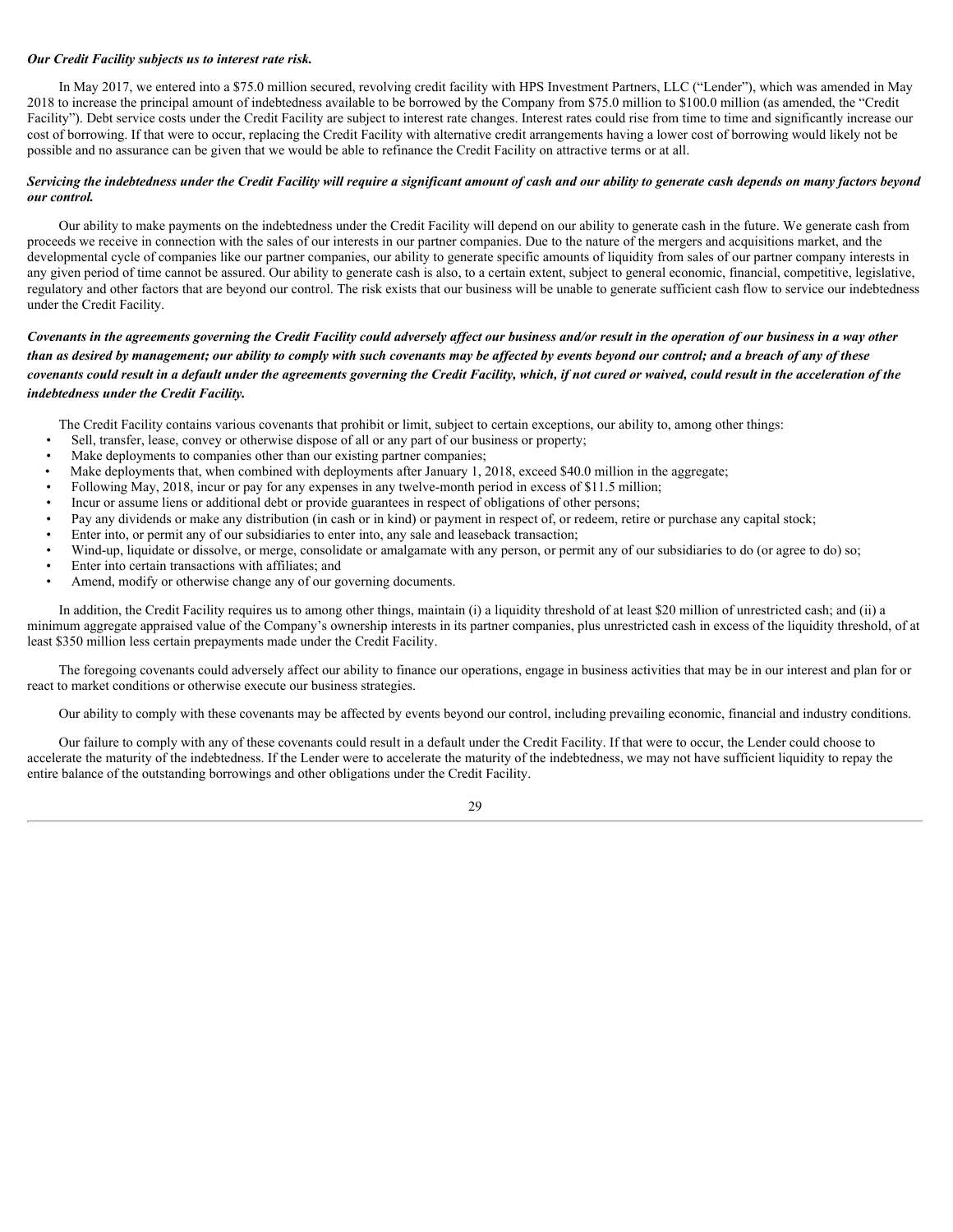***Our Credit Facility subjects us to interest rate risk.***

In May 2017, we entered into a $75.0 million secured, revolving credit facility with HPS Investment Partners, LLC ("Lender"), which was amended in May 2018 to increase the principal amount of indebtedness available to be borrowed by the Company from $75.0 million to $100.0 million (as amended, the "Credit Facility"). Debt service costs under the Credit Facility are subject to interest rate changes. Interest rates could rise from time to time and significantly increase our cost of borrowing. If that were to occur, replacing the Credit Facility with alternative credit arrangements having a lower cost of borrowing would likely not be possible and no assurance can be given that we would be able to refinance the Credit Facility on attractive terms or at all.

***Servicing the indebtedness under the Credit Facility will require a significant amount of cash and our ability to generate cash depends on many factors beyond our control.***

Our ability to make payments on the indebtedness under the Credit Facility will depend on our ability to generate cash in the future. We generate cash from proceeds we receive in connection with the sales of our interests in our partner companies. Due to the nature of the mergers and acquisitions market, and the developmental cycle of companies like our partner companies, our ability to generate specific amounts of liquidity from sales of our partner company interests in any given period of time cannot be assured. Our ability to generate cash is also, to a certain extent, subject to general economic, financial, competitive, legislative, regulatory and other factors that are beyond our control. The risk exists that our business will be unable to generate sufficient cash flow to service our indebtedness under the Credit Facility.

***Covenants in the agreements governing the Credit Facility could adversely affect our business and/or result in the operation of our business in a way other than as desired by management; our ability to comply with such covenants may be affected by events beyond our control; and a breach of any of these covenants could result in a default under the agreements governing the Credit Facility, which, if not cured or waived, could result in the acceleration of the indebtedness under the Credit Facility.***

The Credit Facility contains various covenants that prohibit or limit, subject to certain exceptions, our ability to, among other things:

- Sell, transfer, lease, convey or otherwise dispose of all or any part of our business or property;
- Make deployments to companies other than our existing partner companies;
- Make deployments that, when combined with deployments after January 1, 2018, exceed $40.0 million in the aggregate;
- Following May, 2018, incur or pay for any expenses in any twelve-month period in excess of $11.5 million;
- Incur or assume liens or additional debt or provide guarantees in respect of obligations of other persons;
- Pay any dividends or make any distribution (in cash or in kind) or payment in respect of, or redeem, retire or purchase any capital stock;
- Enter into, or permit any of our subsidiaries to enter into, any sale and leaseback transaction;
- Wind-up, liquidate or dissolve, or merge, consolidate or amalgamate with any person, or permit any of our subsidiaries to do (or agree to do) so;
- Enter into certain transactions with affiliates; and
- Amend, modify or otherwise change any of our governing documents.

In addition, the Credit Facility requires us to among other things, maintain (i) a liquidity threshold of at least $20 million of unrestricted cash; and (ii) a minimum aggregate appraised value of the Company's ownership interests in its partner companies, plus unrestricted cash in excess of the liquidity threshold, of at least $350 million less certain prepayments made under the Credit Facility.

The foregoing covenants could adversely affect our ability to finance our operations, engage in business activities that may be in our interest and plan for or react to market conditions or otherwise execute our business strategies.

Our ability to comply with these covenants may be affected by events beyond our control, including prevailing economic, financial and industry conditions.

Our failure to comply with any of these covenants could result in a default under the Credit Facility. If that were to occur, the Lender could choose to accelerate the maturity of the indebtedness. If the Lender were to accelerate the maturity of the indebtedness, we may not have sufficient liquidity to repay the entire balance of the outstanding borrowings and other obligations under the Credit Facility.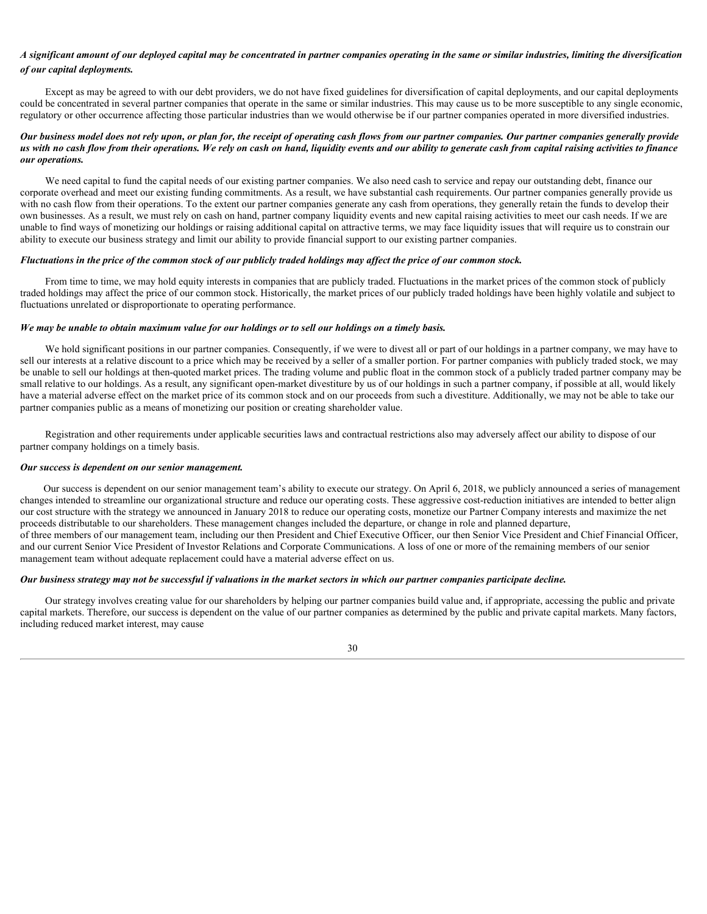***A significant amount of our deployed capital may be concentrated in partner companies operating in the same or similar industries, limiting the diversification of our capital deployments.***

Except as may be agreed to with our debt providers, we do not have fixed guidelines for diversification of capital deployments, and our capital deployments could be concentrated in several partner companies that operate in the same or similar industries. This may cause us to be more susceptible to any single economic, regulatory or other occurrence affecting those particular industries than we would otherwise be if our partner companies operated in more diversified industries.

***Our business model does not rely upon, or plan for, the receipt of operating cash flows from our partner companies. Our partner companies generally provide us with no cash flow from their operations. We rely on cash on hand, liquidity events and our ability to generate cash from capital raising activities to finance our operations.***

We need capital to fund the capital needs of our existing partner companies. We also need cash to service and repay our outstanding debt, finance our corporate overhead and meet our existing funding commitments. As a result, we have substantial cash requirements. Our partner companies generally provide us with no cash flow from their operations. To the extent our partner companies generate any cash from operations, they generally retain the funds to develop their own businesses. As a result, we must rely on cash on hand, partner company liquidity events and new capital raising activities to meet our cash needs. If we are unable to find ways of monetizing our holdings or raising additional capital on attractive terms, we may face liquidity issues that will require us to constrain our ability to execute our business strategy and limit our ability to provide financial support to our existing partner companies.

***Fluctuations in the price of the common stock of our publicly traded holdings may affect the price of our common stock.***

From time to time, we may hold equity interests in companies that are publicly traded. Fluctuations in the market prices of the common stock of publicly traded holdings may affect the price of our common stock. Historically, the market prices of our publicly traded holdings have been highly volatile and subject to fluctuations unrelated or disproportionate to operating performance.

***We may be unable to obtain maximum value for our holdings or to sell our holdings on a timely basis.***

We hold significant positions in our partner companies. Consequently, if we were to divest all or part of our holdings in a partner company, we may have to sell our interests at a relative discount to a price which may be received by a seller of a smaller portion. For partner companies with publicly traded stock, we may be unable to sell our holdings at then-quoted market prices. The trading volume and public float in the common stock of a publicly traded partner company may be small relative to our holdings. As a result, any significant open-market divestiture by us of our holdings in such a partner company, if possible at all, would likely have a material adverse effect on the market price of its common stock and on our proceeds from such a divestiture. Additionally, we may not be able to take our partner companies public as a means of monetizing our position or creating shareholder value.

Registration and other requirements under applicable securities laws and contractual restrictions also may adversely affect our ability to dispose of our partner company holdings on a timely basis.

***Our success is dependent on our senior management.***

Our success is dependent on our senior management team's ability to execute our strategy. On April 6, 2018, we publicly announced a series of management changes intended to streamline our organizational structure and reduce our operating costs. These aggressive cost-reduction initiatives are intended to better align our cost structure with the strategy we announced in January 2018 to reduce our operating costs, monetize our Partner Company interests and maximize the net proceeds distributable to our shareholders. These management changes included the departure, or change in role and planned departure, of three members of our management team, including our then President and Chief Executive Officer, our then Senior Vice President and Chief Financial Officer, and our current Senior Vice President of Investor Relations and Corporate Communications. A loss of one or more of the remaining members of our senior management team without adequate replacement could have a material adverse effect on us.

***Our business strategy may not be successful if valuations in the market sectors in which our partner companies participate decline.***

Our strategy involves creating value for our shareholders by helping our partner companies build value and, if appropriate, accessing the public and private capital markets. Therefore, our success is dependent on the value of our partner companies as determined by the public and private capital markets. Many factors, including reduced market interest, may cause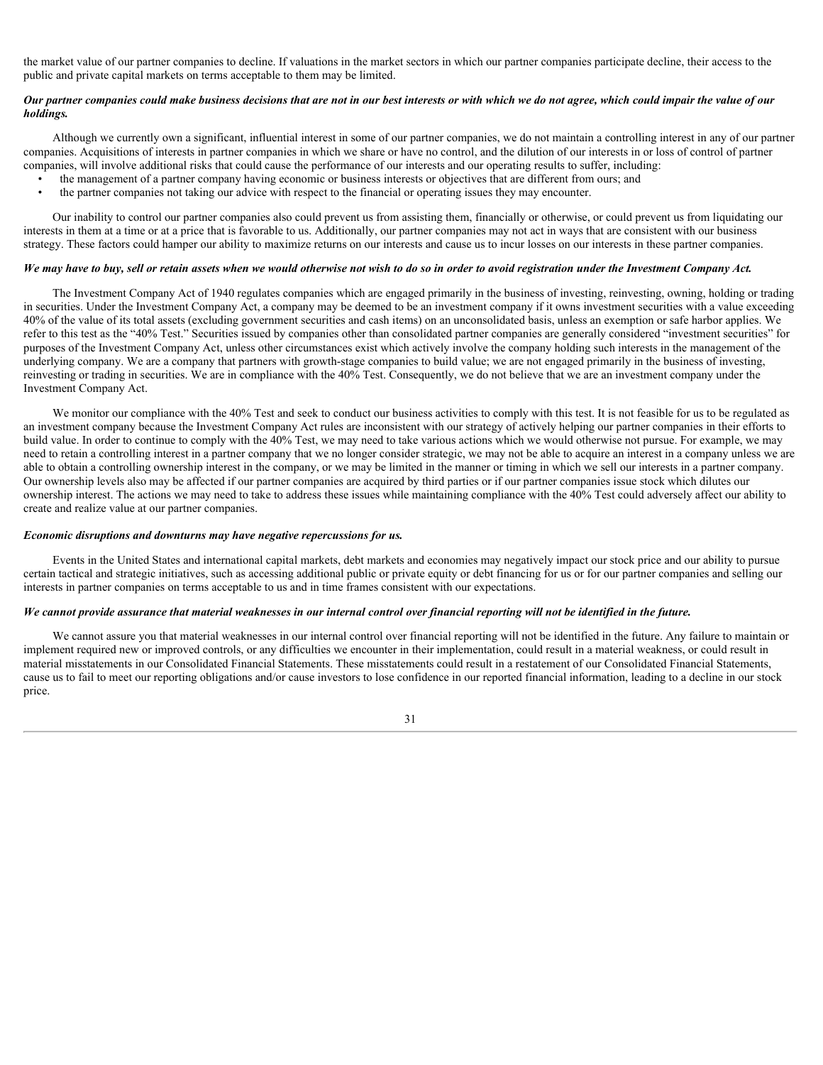the market value of our partner companies to decline. If valuations in the market sectors in which our partner companies participate decline, their access to the public and private capital markets on terms acceptable to them may be limited.

***Our partner companies could make business decisions that are not in our best interests or with which we do not agree, which could impair the value of our holdings.***

Although we currently own a significant, influential interest in some of our partner companies, we do not maintain a controlling interest in any of our partner companies. Acquisitions of interests in partner companies in which we share or have no control, and the dilution of our interests in or loss of control of partner companies, will involve additional risks that could cause the performance of our interests and our operating results to suffer, including:

- the management of a partner company having economic or business interests or objectives that are different from ours; and
- the partner companies not taking our advice with respect to the financial or operating issues they may encounter.

Our inability to control our partner companies also could prevent us from assisting them, financially or otherwise, or could prevent us from liquidating our interests in them at a time or at a price that is favorable to us. Additionally, our partner companies may not act in ways that are consistent with our business strategy. These factors could hamper our ability to maximize returns on our interests and cause us to incur losses on our interests in these partner companies.

***We may have to buy, sell or retain assets when we would otherwise not wish to do so in order to avoid registration under the Investment Company Act.***

The Investment Company Act of 1940 regulates companies which are engaged primarily in the business of investing, reinvesting, owning, holding or trading in securities. Under the Investment Company Act, a company may be deemed to be an investment company if it owns investment securities with a value exceeding 40% of the value of its total assets (excluding government securities and cash items) on an unconsolidated basis, unless an exemption or safe harbor applies. We refer to this test as the "40% Test." Securities issued by companies other than consolidated partner companies are generally considered "investment securities" for purposes of the Investment Company Act, unless other circumstances exist which actively involve the company holding such interests in the management of the underlying company. We are a company that partners with growth-stage companies to build value; we are not engaged primarily in the business of investing, reinvesting or trading in securities. We are in compliance with the 40% Test. Consequently, we do not believe that we are an investment company under the Investment Company Act.

We monitor our compliance with the 40% Test and seek to conduct our business activities to comply with this test. It is not feasible for us to be regulated as an investment company because the Investment Company Act rules are inconsistent with our strategy of actively helping our partner companies in their efforts to build value. In order to continue to comply with the 40% Test, we may need to take various actions which we would otherwise not pursue. For example, we may need to retain a controlling interest in a partner company that we no longer consider strategic, we may not be able to acquire an interest in a company unless we are able to obtain a controlling ownership interest in the company, or we may be limited in the manner or timing in which we sell our interests in a partner company. Our ownership levels also may be affected if our partner companies are acquired by third parties or if our partner companies issue stock which dilutes our ownership interest. The actions we may need to take to address these issues while maintaining compliance with the 40% Test could adversely affect our ability to create and realize value at our partner companies.

***Economic disruptions and downturns may have negative repercussions for us.***

Events in the United States and international capital markets, debt markets and economies may negatively impact our stock price and our ability to pursue certain tactical and strategic initiatives, such as accessing additional public or private equity or debt financing for us or for our partner companies and selling our interests in partner companies on terms acceptable to us and in time frames consistent with our expectations.

***We cannot provide assurance that material weaknesses in our internal control over financial reporting will not be identified in the future.***

We cannot assure you that material weaknesses in our internal control over financial reporting will not be identified in the future. Any failure to maintain or implement required new or improved controls, or any difficulties we encounter in their implementation, could result in a material weakness, or could result in material misstatements in our Consolidated Financial Statements. These misstatements could result in a restatement of our Consolidated Financial Statements, cause us to fail to meet our reporting obligations and/or cause investors to lose confidence in our reported financial information, leading to a decline in our stock price.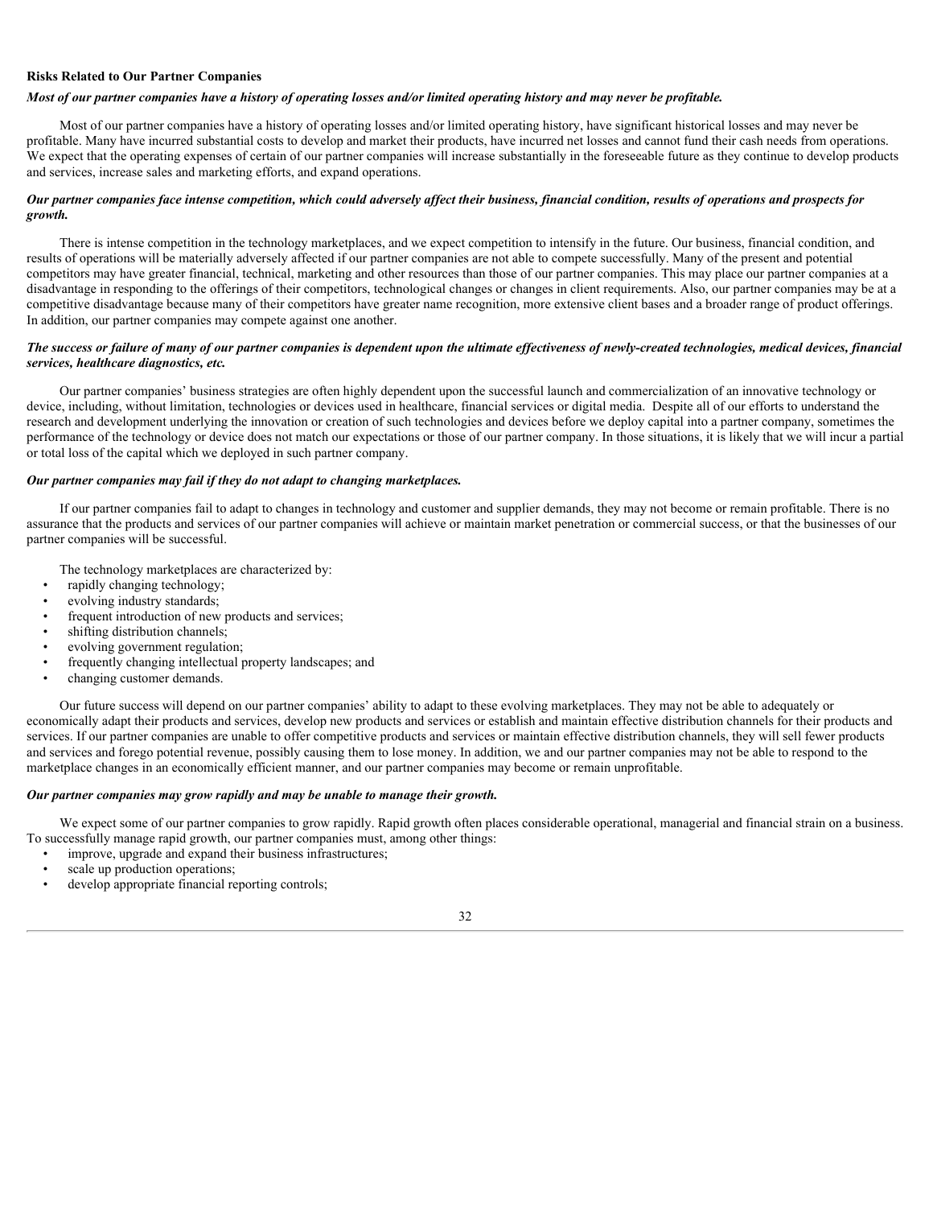**Risks Related to Our Partner Companies**

***Most of our partner companies have a history of operating losses and/or limited operating history and may never be profitable.***

Most of our partner companies have a history of operating losses and/or limited operating history, have significant historical losses and may never be profitable. Many have incurred substantial costs to develop and market their products, have incurred net losses and cannot fund their cash needs from operations. We expect that the operating expenses of certain of our partner companies will increase substantially in the foreseeable future as they continue to develop products and services, increase sales and marketing efforts, and expand operations.

***Our partner companies face intense competition, which could adversely affect their business, financial condition, results of operations and prospects for growth.***

There is intense competition in the technology marketplaces, and we expect competition to intensify in the future. Our business, financial condition, and results of operations will be materially adversely affected if our partner companies are not able to compete successfully. Many of the present and potential competitors may have greater financial, technical, marketing and other resources than those of our partner companies. This may place our partner companies at a disadvantage in responding to the offerings of their competitors, technological changes or changes in client requirements. Also, our partner companies may be at a competitive disadvantage because many of their competitors have greater name recognition, more extensive client bases and a broader range of product offerings. In addition, our partner companies may compete against one another.

***The success or failure of many of our partner companies is dependent upon the ultimate effectiveness of newly-created technologies, medical devices, financial services, healthcare diagnostics, etc.***

Our partner companies' business strategies are often highly dependent upon the successful launch and commercialization of an innovative technology or device, including, without limitation, technologies or devices used in healthcare, financial services or digital media. Despite all of our efforts to understand the research and development underlying the innovation or creation of such technologies and devices before we deploy capital into a partner company, sometimes the performance of the technology or device does not match our expectations or those of our partner company. In those situations, it is likely that we will incur a partial or total loss of the capital which we deployed in such partner company.

***Our partner companies may fail if they do not adapt to changing marketplaces.***

If our partner companies fail to adapt to changes in technology and customer and supplier demands, they may not become or remain profitable. There is no assurance that the products and services of our partner companies will achieve or maintain market penetration or commercial success, or that the businesses of our partner companies will be successful.

The technology marketplaces are characterized by:

- rapidly changing technology;
- evolving industry standards;
- frequent introduction of new products and services;
- shifting distribution channels;
- evolving government regulation;
- frequently changing intellectual property landscapes; and
- changing customer demands.

Our future success will depend on our partner companies' ability to adapt to these evolving marketplaces. They may not be able to adequately or economically adapt their products and services, develop new products and services or establish and maintain effective distribution channels for their products and services. If our partner companies are unable to offer competitive products and services or maintain effective distribution channels, they will sell fewer products and services and forego potential revenue, possibly causing them to lose money. In addition, we and our partner companies may not be able to respond to the marketplace changes in an economically efficient manner, and our partner companies may become or remain unprofitable.

***Our partner companies may grow rapidly and may be unable to manage their growth.***

We expect some of our partner companies to grow rapidly. Rapid growth often places considerable operational, managerial and financial strain on a business. To successfully manage rapid growth, our partner companies must, among other things:

- improve, upgrade and expand their business infrastructures;
- scale up production operations;
- develop appropriate financial reporting controls;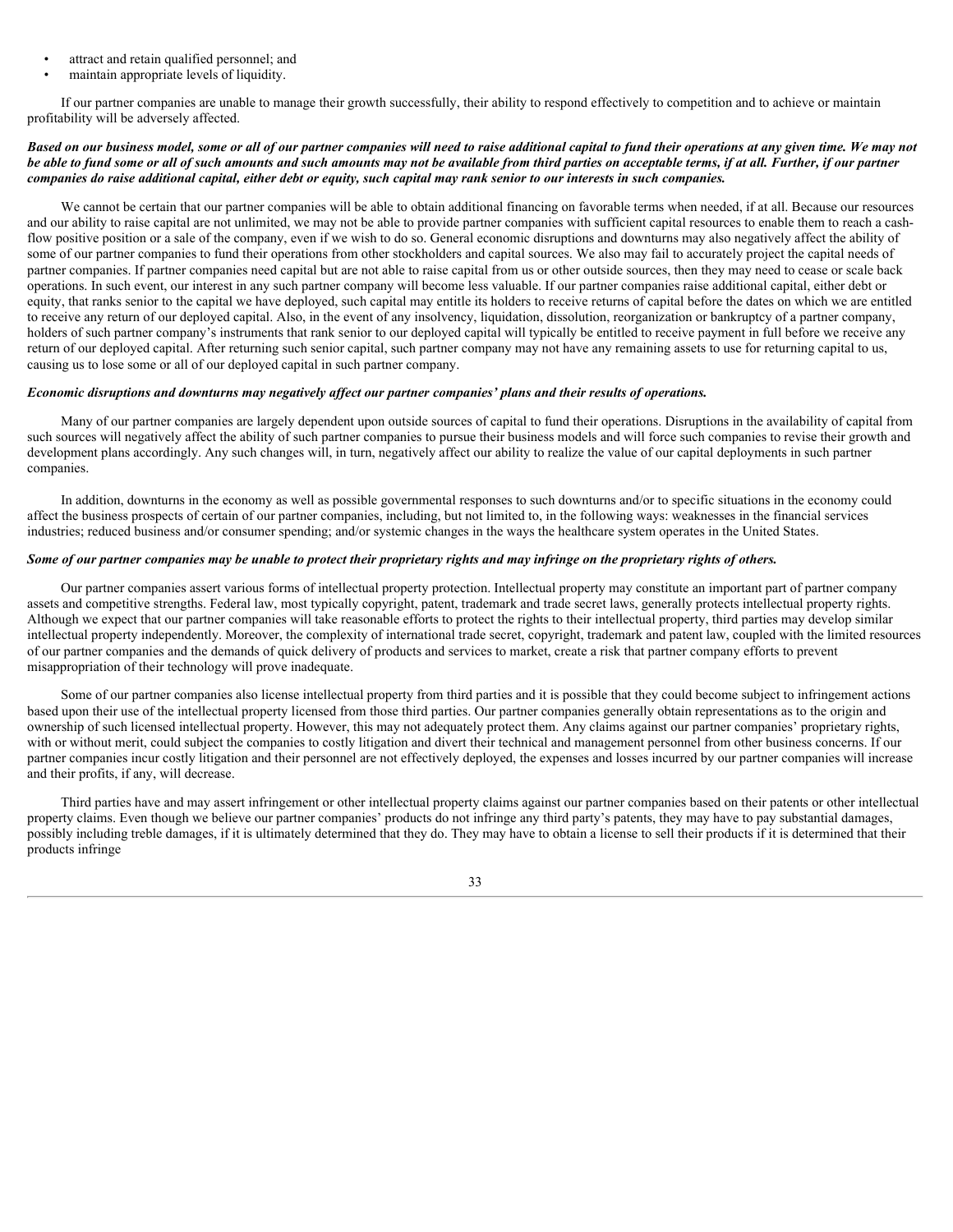- attract and retain qualified personnel; and
- maintain appropriate levels of liquidity.

If our partner companies are unable to manage their growth successfully, their ability to respond effectively to competition and to achieve or maintain profitability will be adversely affected.

***Based on our business model, some or all of our partner companies will need to raise additional capital to fund their operations at any given time. We may not be able to fund some or all of such amounts and such amounts may not be available from third parties on acceptable terms, if at all. Further, if our partner companies do raise additional capital, either debt or equity, such capital may rank senior to our interests in such companies.***

We cannot be certain that our partner companies will be able to obtain additional financing on favorable terms when needed, if at all. Because our resources and our ability to raise capital are not unlimited, we may not be able to provide partner companies with sufficient capital resources to enable them to reach a cash-flow positive position or a sale of the company, even if we wish to do so. General economic disruptions and downturns may also negatively affect the ability of some of our partner companies to fund their operations from other stockholders and capital sources. We also may fail to accurately project the capital needs of partner companies. If partner companies need capital but are not able to raise capital from us or other outside sources, then they may need to cease or scale back operations. In such event, our interest in any such partner company will become less valuable. If our partner companies raise additional capital, either debt or equity, that ranks senior to the capital we have deployed, such capital may entitle its holders to receive returns of capital before the dates on which we are entitled to receive any return of our deployed capital. Also, in the event of any insolvency, liquidation, dissolution, reorganization or bankruptcy of a partner company, holders of such partner company's instruments that rank senior to our deployed capital will typically be entitled to receive payment in full before we receive any return of our deployed capital. After returning such senior capital, such partner company may not have any remaining assets to use for returning capital to us, causing us to lose some or all of our deployed capital in such partner company.

***Economic disruptions and downturns may negatively affect our partner companies' plans and their results of operations.***

Many of our partner companies are largely dependent upon outside sources of capital to fund their operations. Disruptions in the availability of capital from such sources will negatively affect the ability of such partner companies to pursue their business models and will force such companies to revise their growth and development plans accordingly. Any such changes will, in turn, negatively affect our ability to realize the value of our capital deployments in such partner companies.

In addition, downturns in the economy as well as possible governmental responses to such downturns and/or to specific situations in the economy could affect the business prospects of certain of our partner companies, including, but not limited to, in the following ways: weaknesses in the financial services industries; reduced business and/or consumer spending; and/or systemic changes in the ways the healthcare system operates in the United States.

***Some of our partner companies may be unable to protect their proprietary rights and may infringe on the proprietary rights of others.***

Our partner companies assert various forms of intellectual property protection. Intellectual property may constitute an important part of partner company assets and competitive strengths. Federal law, most typically copyright, patent, trademark and trade secret laws, generally protects intellectual property rights. Although we expect that our partner companies will take reasonable efforts to protect the rights to their intellectual property, third parties may develop similar intellectual property independently. Moreover, the complexity of international trade secret, copyright, trademark and patent law, coupled with the limited resources of our partner companies and the demands of quick delivery of products and services to market, create a risk that partner company efforts to prevent misappropriation of their technology will prove inadequate.

Some of our partner companies also license intellectual property from third parties and it is possible that they could become subject to infringement actions based upon their use of the intellectual property licensed from those third parties. Our partner companies generally obtain representations as to the origin and ownership of such licensed intellectual property. However, this may not adequately protect them. Any claims against our partner companies' proprietary rights, with or without merit, could subject the companies to costly litigation and divert their technical and management personnel from other business concerns. If our partner companies incur costly litigation and their personnel are not effectively deployed, the expenses and losses incurred by our partner companies will increase and their profits, if any, will decrease.

Third parties have and may assert infringement or other intellectual property claims against our partner companies based on their patents or other intellectual property claims. Even though we believe our partner companies' products do not infringe any third party's patents, they may have to pay substantial damages, possibly including treble damages, if it is ultimately determined that they do. They may have to obtain a license to sell their products if it is determined that their products infringe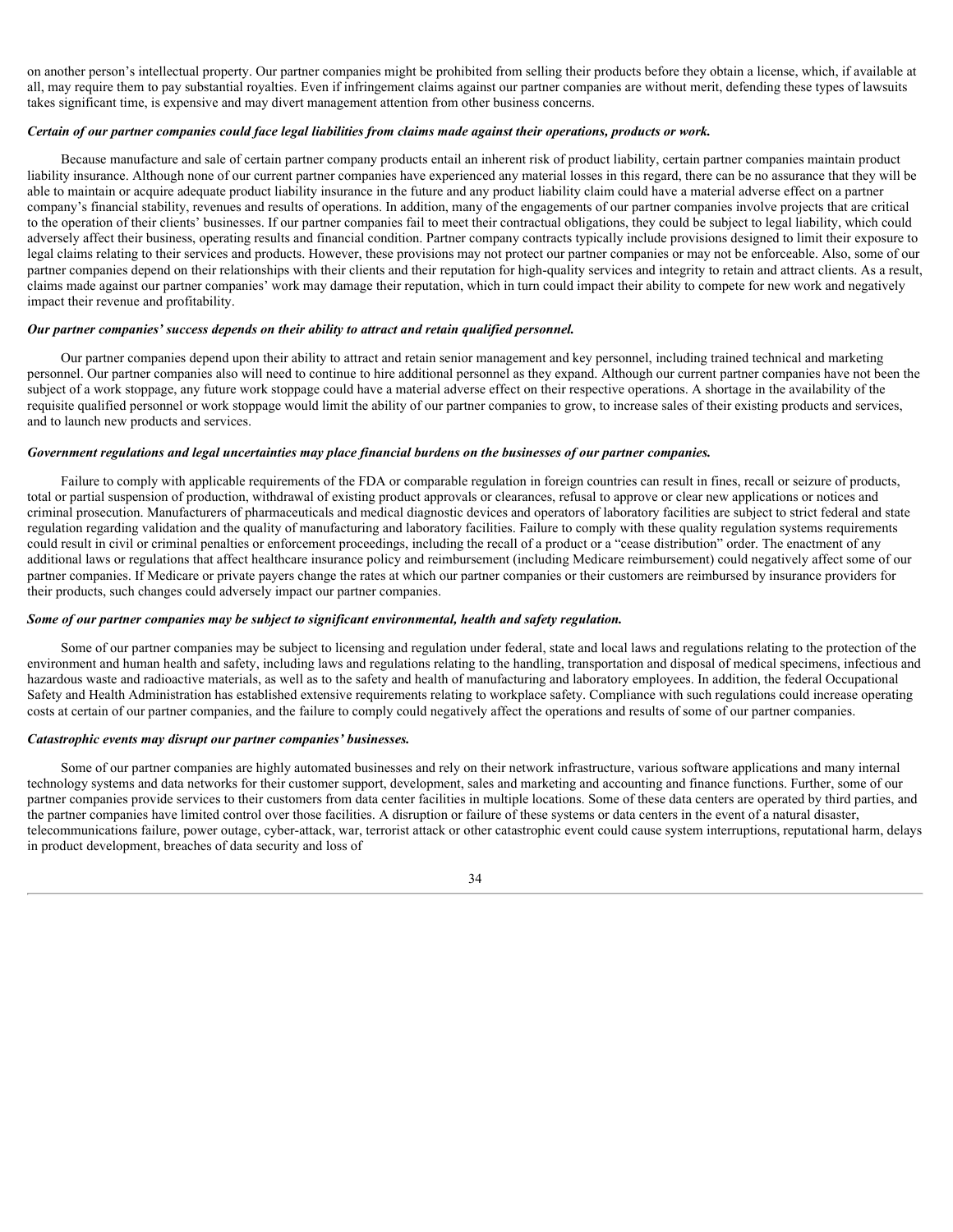on another person's intellectual property. Our partner companies might be prohibited from selling their products before they obtain a license, which, if available at all, may require them to pay substantial royalties. Even if infringement claims against our partner companies are without merit, defending these types of lawsuits takes significant time, is expensive and may divert management attention from other business concerns.

***Certain of our partner companies could face legal liabilities from claims made against their operations, products or work.***

Because manufacture and sale of certain partner company products entail an inherent risk of product liability, certain partner companies maintain product liability insurance. Although none of our current partner companies have experienced any material losses in this regard, there can be no assurance that they will be able to maintain or acquire adequate product liability insurance in the future and any product liability claim could have a material adverse effect on a partner company's financial stability, revenues and results of operations. In addition, many of the engagements of our partner companies involve projects that are critical to the operation of their clients' businesses. If our partner companies fail to meet their contractual obligations, they could be subject to legal liability, which could adversely affect their business, operating results and financial condition. Partner company contracts typically include provisions designed to limit their exposure to legal claims relating to their services and products. However, these provisions may not protect our partner companies or may not be enforceable. Also, some of our partner companies depend on their relationships with their clients and their reputation for high-quality services and integrity to retain and attract clients. As a result, claims made against our partner companies' work may damage their reputation, which in turn could impact their ability to compete for new work and negatively impact their revenue and profitability.

***Our partner companies' success depends on their ability to attract and retain qualified personnel.***

Our partner companies depend upon their ability to attract and retain senior management and key personnel, including trained technical and marketing personnel. Our partner companies also will need to continue to hire additional personnel as they expand. Although our current partner companies have not been the subject of a work stoppage, any future work stoppage could have a material adverse effect on their respective operations. A shortage in the availability of the requisite qualified personnel or work stoppage would limit the ability of our partner companies to grow, to increase sales of their existing products and services, and to launch new products and services.

***Government regulations and legal uncertainties may place financial burdens on the businesses of our partner companies.***

Failure to comply with applicable requirements of the FDA or comparable regulation in foreign countries can result in fines, recall or seizure of products, total or partial suspension of production, withdrawal of existing product approvals or clearances, refusal to approve or clear new applications or notices and criminal prosecution. Manufacturers of pharmaceuticals and medical diagnostic devices and operators of laboratory facilities are subject to strict federal and state regulation regarding validation and the quality of manufacturing and laboratory facilities. Failure to comply with these quality regulation systems requirements could result in civil or criminal penalties or enforcement proceedings, including the recall of a product or a "cease distribution" order. The enactment of any additional laws or regulations that affect healthcare insurance policy and reimbursement (including Medicare reimbursement) could negatively affect some of our partner companies. If Medicare or private payers change the rates at which our partner companies or their customers are reimbursed by insurance providers for their products, such changes could adversely impact our partner companies.

***Some of our partner companies may be subject to significant environmental, health and safety regulation.***

Some of our partner companies may be subject to licensing and regulation under federal, state and local laws and regulations relating to the protection of the environment and human health and safety, including laws and regulations relating to the handling, transportation and disposal of medical specimens, infectious and hazardous waste and radioactive materials, as well as to the safety and health of manufacturing and laboratory employees. In addition, the federal Occupational Safety and Health Administration has established extensive requirements relating to workplace safety. Compliance with such regulations could increase operating costs at certain of our partner companies, and the failure to comply could negatively affect the operations and results of some of our partner companies.

***Catastrophic events may disrupt our partner companies' businesses.***

Some of our partner companies are highly automated businesses and rely on their network infrastructure, various software applications and many internal technology systems and data networks for their customer support, development, sales and marketing and accounting and finance functions. Further, some of our partner companies provide services to their customers from data center facilities in multiple locations. Some of these data centers are operated by third parties, and the partner companies have limited control over those facilities. A disruption or failure of these systems or data centers in the event of a natural disaster, telecommunications failure, power outage, cyber-attack, war, terrorist attack or other catastrophic event could cause system interruptions, reputational harm, delays in product development, breaches of data security and loss of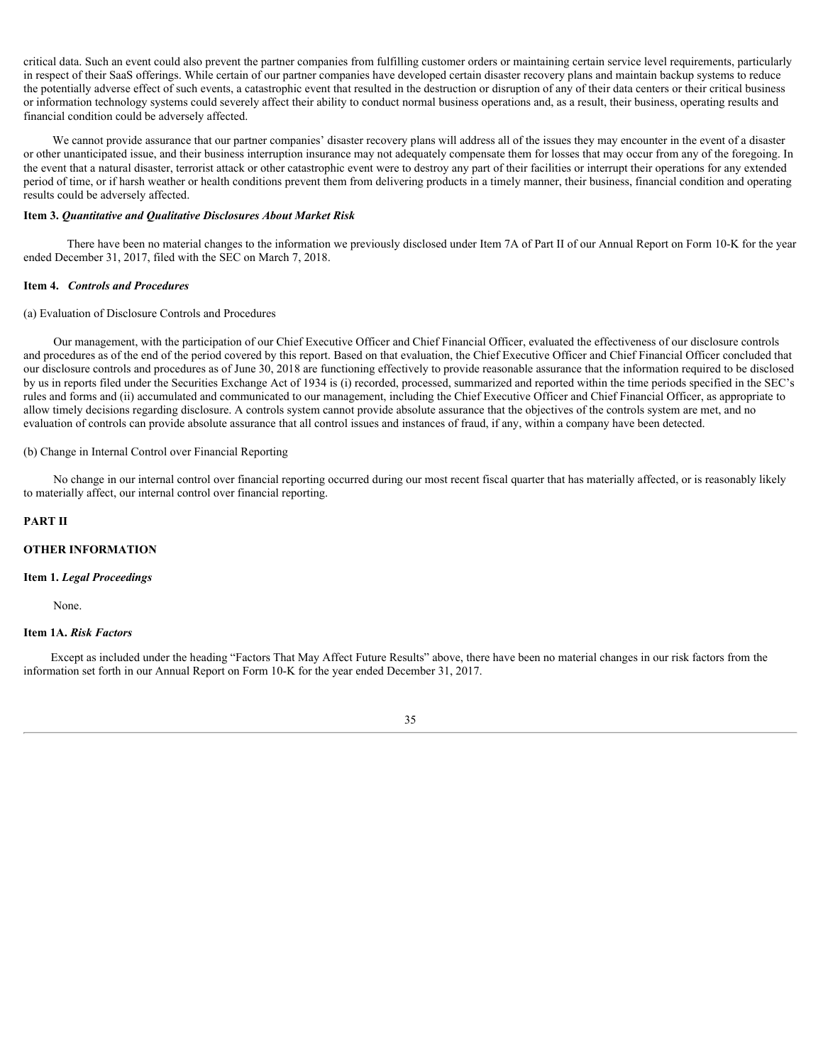critical data. Such an event could also prevent the partner companies from fulfilling customer orders or maintaining certain service level requirements, particularly in respect of their SaaS offerings. While certain of our partner companies have developed certain disaster recovery plans and maintain backup systems to reduce the potentially adverse effect of such events, a catastrophic event that resulted in the destruction or disruption of any of their data centers or their critical business or information technology systems could severely affect their ability to conduct normal business operations and, as a result, their business, operating results and financial condition could be adversely affected.

We cannot provide assurance that our partner companies' disaster recovery plans will address all of the issues they may encounter in the event of a disaster or other unanticipated issue, and their business interruption insurance may not adequately compensate them for losses that may occur from any of the foregoing. In the event that a natural disaster, terrorist attack or other catastrophic event were to destroy any part of their facilities or interrupt their operations for any extended period of time, or if harsh weather or health conditions prevent them from delivering products in a timely manner, their business, financial condition and operating results could be adversely affected.

### Item 3. *Quantitative and Qualitative Disclosures About Market Risk*

There have been no material changes to the information we previously disclosed under Item 7A of Part II of our Annual Report on Form 10-K for the year ended December 31, 2017, filed with the SEC on March 7, 2018.

### Item 4. *Controls and Procedures*

(a) Evaluation of Disclosure Controls and Procedures

Our management, with the participation of our Chief Executive Officer and Chief Financial Officer, evaluated the effectiveness of our disclosure controls and procedures as of the end of the period covered by this report. Based on that evaluation, the Chief Executive Officer and Chief Financial Officer concluded that our disclosure controls and procedures as of June 30, 2018 are functioning effectively to provide reasonable assurance that the information required to be disclosed by us in reports filed under the Securities Exchange Act of 1934 is (i) recorded, processed, summarized and reported within the time periods specified in the SEC's rules and forms and (ii) accumulated and communicated to our management, including the Chief Executive Officer and Chief Financial Officer, as appropriate to allow timely decisions regarding disclosure. A controls system cannot provide absolute assurance that the objectives of the controls system are met, and no evaluation of controls can provide absolute assurance that all control issues and instances of fraud, if any, within a company have been detected.

(b) Change in Internal Control over Financial Reporting

No change in our internal control over financial reporting occurred during our most recent fiscal quarter that has materially affected, or is reasonably likely to materially affect, our internal control over financial reporting.

## PART II

## OTHER INFORMATION

### Item 1. *Legal Proceedings*

None.

### Item 1A. *Risk Factors*

Except as included under the heading "Factors That May Affect Future Results" above, there have been no material changes in our risk factors from the information set forth in our Annual Report on Form 10-K for the year ended December 31, 2017.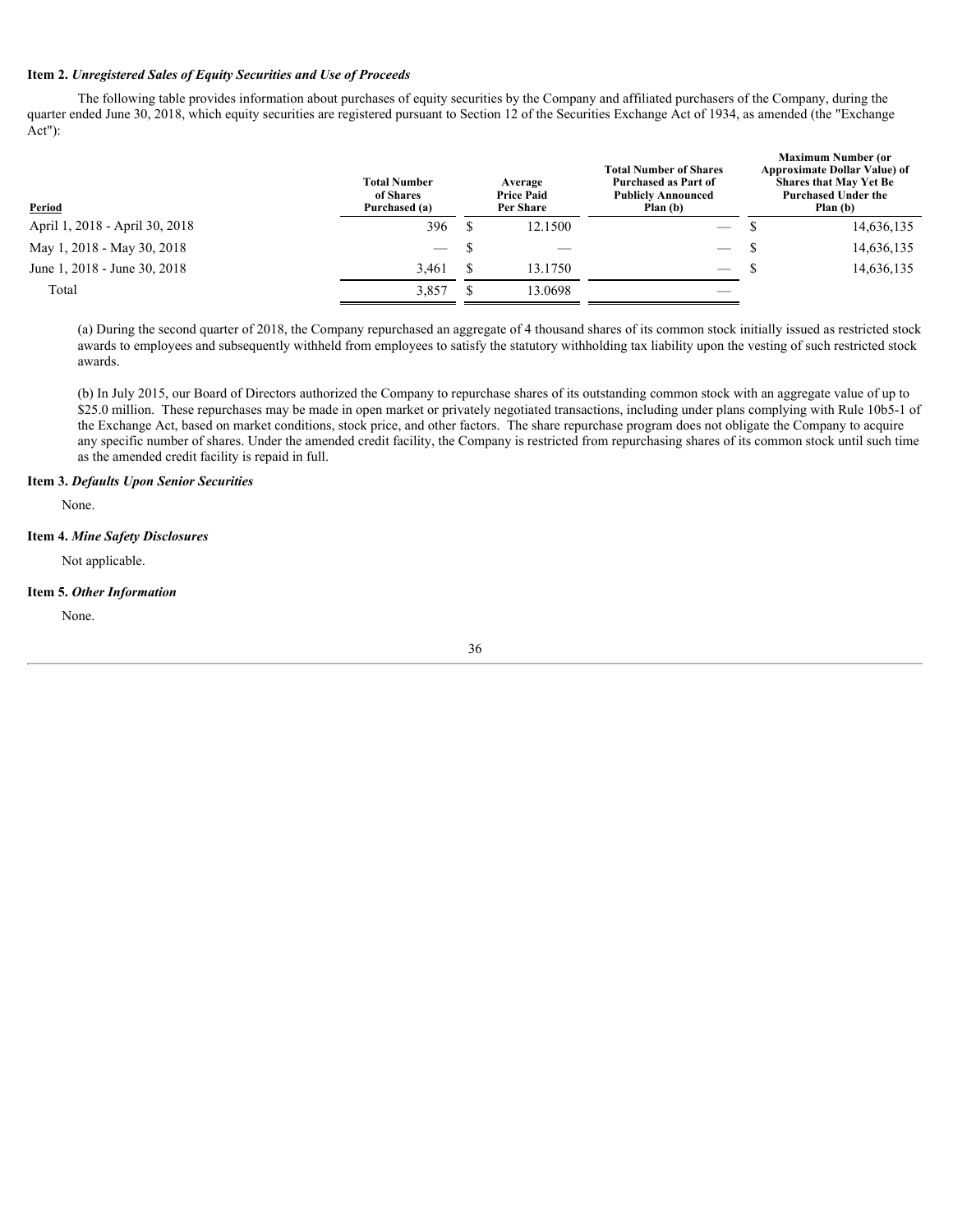**Item 2.** ***Unregistered Sales of Equity Securities and Use of Proceeds***

The following table provides information about purchases of equity securities by the Company and affiliated purchasers of the Company, during the quarter ended June 30, 2018, which equity securities are registered pursuant to Section 12 of the Securities Exchange Act of 1934, as amended (the "Exchange Act"):

| Period | Total Number of Shares Purchased (a) | Average Price Paid Per Share | Total Number of Shares Purchased as Part of Publicly Announced Plan (b) | Maximum Number (or Approximate Dollar Value) of Shares that May Yet Be Purchased Under the Plan (b) |
|---|---|---|---|---|
| April 1, 2018 - April 30, 2018 | 396 | $ 12.1500 | — | $ 14,636,135 |
| May 1, 2018 - May 30, 2018 | — | $ — | — | $ 14,636,135 |
| June 1, 2018 - June 30, 2018 | 3,461 | $ 13.1750 | — | $ 14,636,135 |
| Total | 3,857 | $ 13.0698 | — | |

(a) During the second quarter of 2018, the Company repurchased an aggregate of 4 thousand shares of its common stock initially issued as restricted stock awards to employees and subsequently withheld from employees to satisfy the statutory withholding tax liability upon the vesting of such restricted stock awards.

(b) In July 2015, our Board of Directors authorized the Company to repurchase shares of its outstanding common stock with an aggregate value of up to $25.0 million. These repurchases may be made in open market or privately negotiated transactions, including under plans complying with Rule 10b5-1 of the Exchange Act, based on market conditions, stock price, and other factors. The share repurchase program does not obligate the Company to acquire any specific number of shares. Under the amended credit facility, the Company is restricted from repurchasing shares of its common stock until such time as the amended credit facility is repaid in full.

**Item 3.** ***Defaults Upon Senior Securities***

None.

**Item 4.** ***Mine Safety Disclosures***

Not applicable.

**Item 5.** ***Other Information***

None.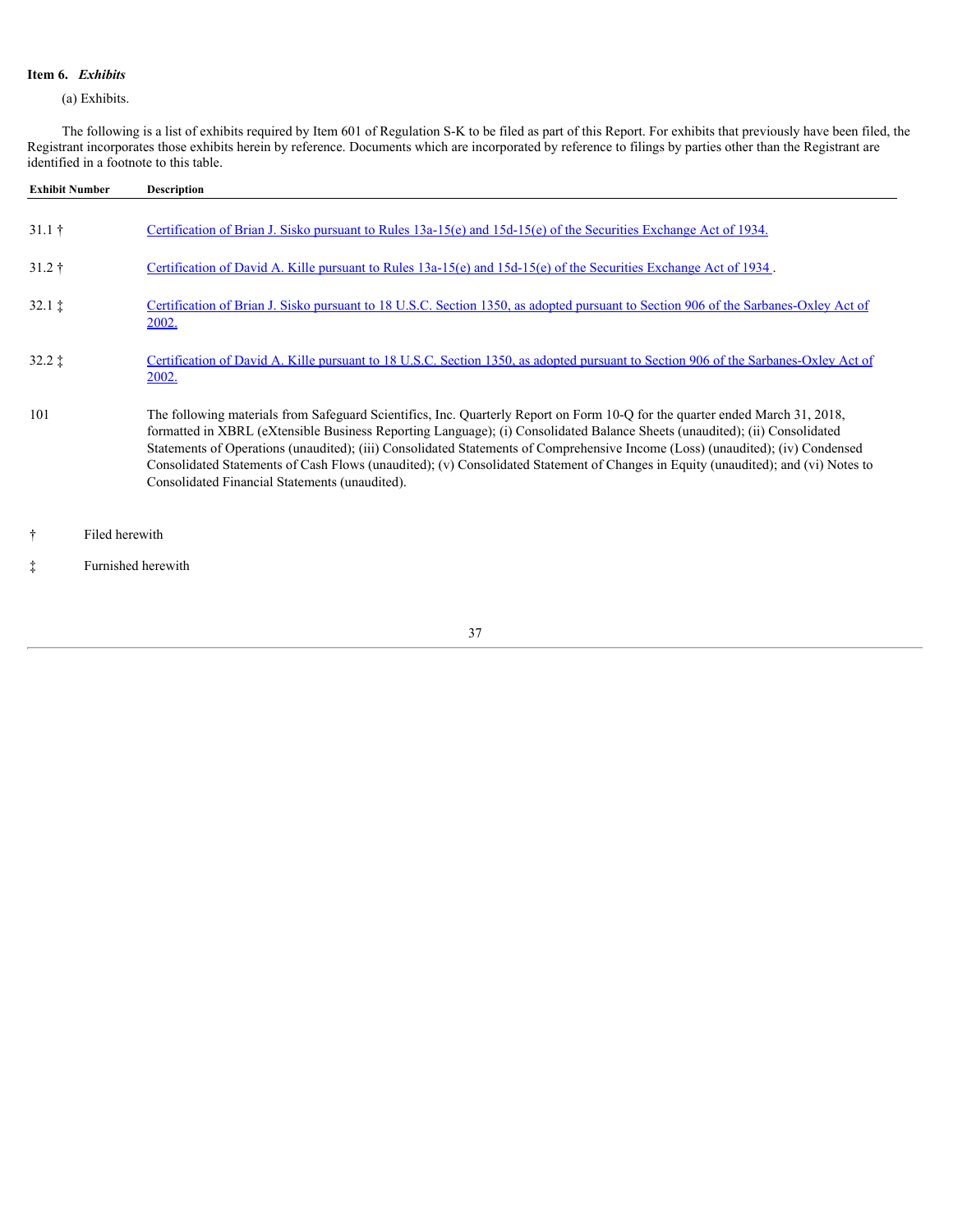**Item 6.** ***Exhibits***

(a) Exhibits.

The following is a list of exhibits required by Item 601 of Regulation S-K to be filed as part of this Report. For exhibits that previously have been filed, the Registrant incorporates those exhibits herein by reference. Documents which are incorporated by reference to filings by parties other than the Registrant are identified in a footnote to this table.

| Exhibit Number | Description |
|---|---|
| 31.1 † | Certification of Brian J. Sisko pursuant to Rules 13a-15(e) and 15d-15(e) of the Securities Exchange Act of 1934. |
| 31.2 † | Certification of David A. Kille pursuant to Rules 13a-15(e) and 15d-15(e) of the Securities Exchange Act of 1934 . |
| 32.1 ‡ | Certification of Brian J. Sisko pursuant to 18 U.S.C. Section 1350, as adopted pursuant to Section 906 of the Sarbanes-Oxley Act of 2002. |
| 32.2 ‡ | Certification of David A. Kille pursuant to 18 U.S.C. Section 1350, as adopted pursuant to Section 906 of the Sarbanes-Oxley Act of 2002. |
| 101 | The following materials from Safeguard Scientifics, Inc. Quarterly Report on Form 10-Q for the quarter ended March 31, 2018, formatted in XBRL (eXtensible Business Reporting Language); (i) Consolidated Balance Sheets (unaudited); (ii) Consolidated Statements of Operations (unaudited); (iii) Consolidated Statements of Comprehensive Income (Loss) (unaudited); (iv) Condensed Consolidated Statements of Cash Flows (unaudited); (v) Consolidated Statement of Changes in Equity (unaudited); and (vi) Notes to Consolidated Financial Statements (unaudited). |

† Filed herewith

‡ Furnished herewith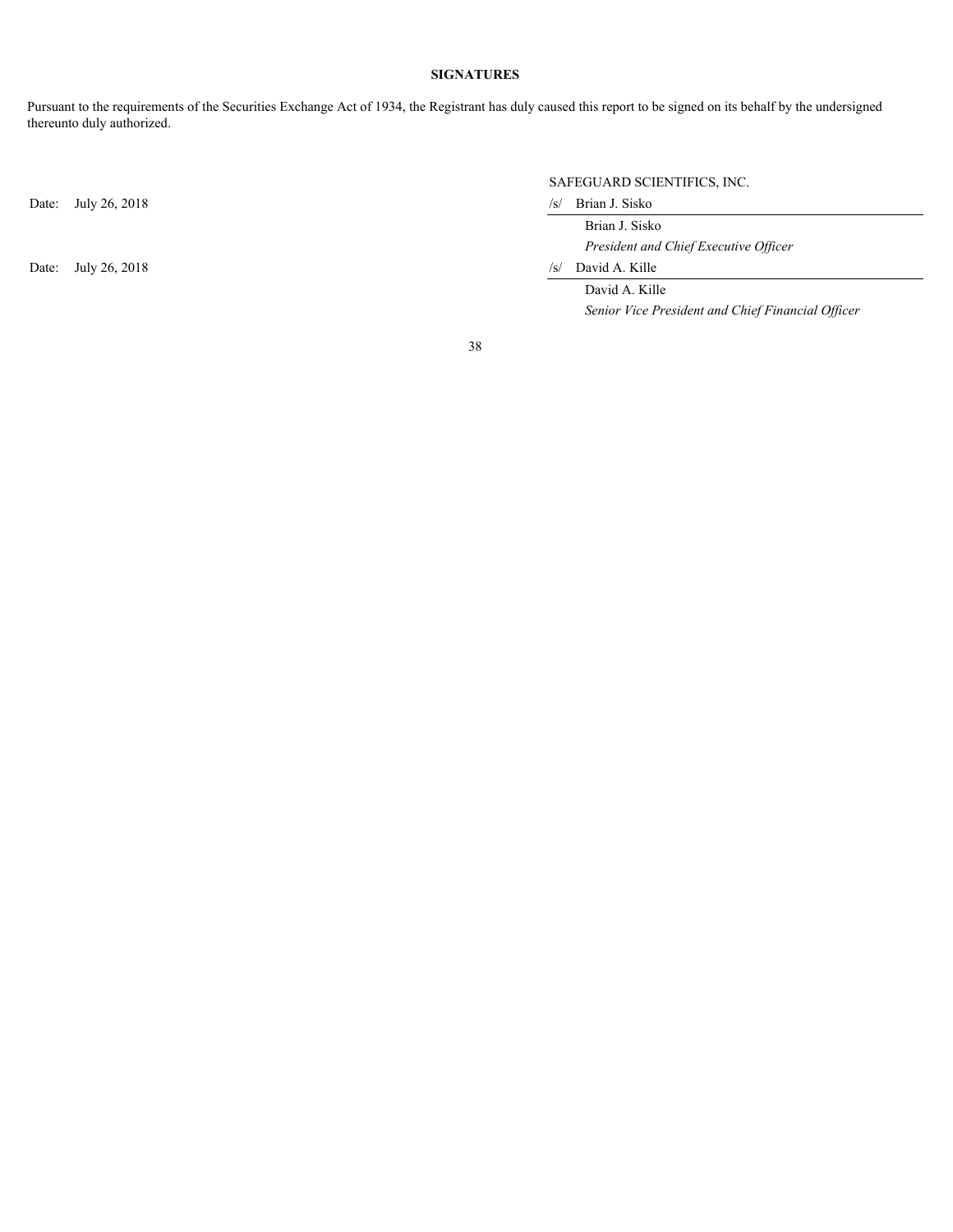**SIGNATURES**

Pursuant to the requirements of the Securities Exchange Act of 1934, the Registrant has duly caused this report to be signed on its behalf by the undersigned thereunto duly authorized.

| | SAFEGUARD SCIENTIFICS, INC. |
|---|---|
| Date: July 26, 2018 | /s/ Brian J. Sisko |
| | Brian J. Sisko |
| | *President and Chief Executive Officer* |
| Date: July 26, 2018 | /s/ David A. Kille |
| | David A. Kille |
| | *Senior Vice President and Chief Financial Officer* |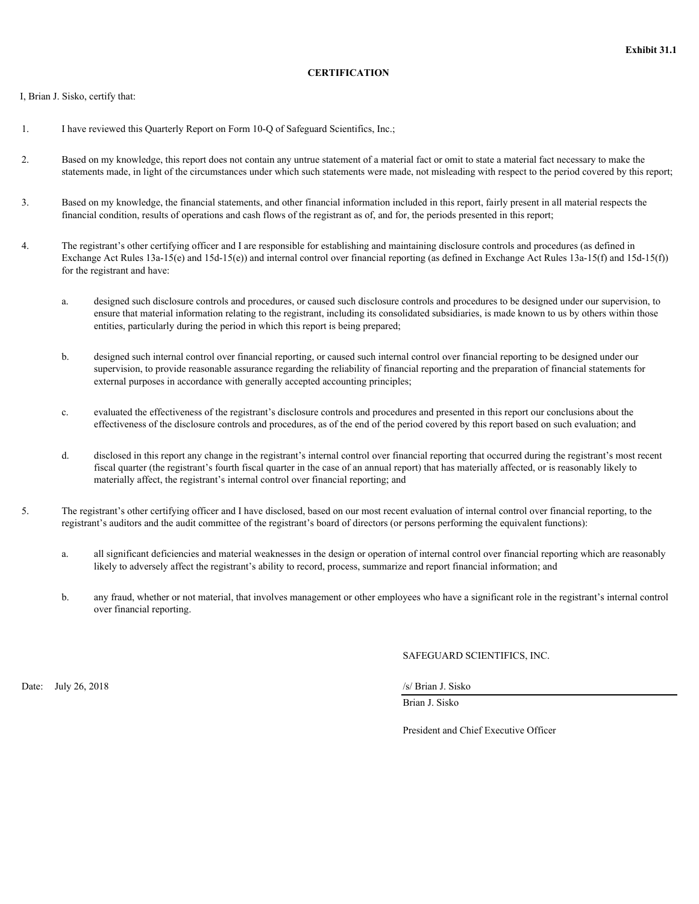**Exhibit 31.1**

**CERTIFICATION**

I, Brian J. Sisko, certify that:

1. I have reviewed this Quarterly Report on Form 10-Q of Safeguard Scientifics, Inc.;

2. Based on my knowledge, this report does not contain any untrue statement of a material fact or omit to state a material fact necessary to make the statements made, in light of the circumstances under which such statements were made, not misleading with respect to the period covered by this report;

3. Based on my knowledge, the financial statements, and other financial information included in this report, fairly present in all material respects the financial condition, results of operations and cash flows of the registrant as of, and for, the periods presented in this report;

4. The registrant's other certifying officer and I are responsible for establishing and maintaining disclosure controls and procedures (as defined in Exchange Act Rules 13a-15(e) and 15d-15(e)) and internal control over financial reporting (as defined in Exchange Act Rules 13a-15(f) and 15d-15(f)) for the registrant and have:

   a. designed such disclosure controls and procedures, or caused such disclosure controls and procedures to be designed under our supervision, to ensure that material information relating to the registrant, including its consolidated subsidiaries, is made known to us by others within those entities, particularly during the period in which this report is being prepared;

   b. designed such internal control over financial reporting, or caused such internal control over financial reporting to be designed under our supervision, to provide reasonable assurance regarding the reliability of financial reporting and the preparation of financial statements for external purposes in accordance with generally accepted accounting principles;

   c. evaluated the effectiveness of the registrant's disclosure controls and procedures and presented in this report our conclusions about the effectiveness of the disclosure controls and procedures, as of the end of the period covered by this report based on such evaluation; and

   d. disclosed in this report any change in the registrant's internal control over financial reporting that occurred during the registrant's most recent fiscal quarter (the registrant's fourth fiscal quarter in the case of an annual report) that has materially affected, or is reasonably likely to materially affect, the registrant's internal control over financial reporting; and

5. The registrant's other certifying officer and I have disclosed, based on our most recent evaluation of internal control over financial reporting, to the registrant's auditors and the audit committee of the registrant's board of directors (or persons performing the equivalent functions):

   a. all significant deficiencies and material weaknesses in the design or operation of internal control over financial reporting which are reasonably likely to adversely affect the registrant's ability to record, process, summarize and report financial information; and

   b. any fraud, whether or not material, that involves management or other employees who have a significant role in the registrant's internal control over financial reporting.

SAFEGUARD SCIENTIFICS, INC.

Date: July 26, 2018

/s/ Brian J. Sisko

Brian J. Sisko

President and Chief Executive Officer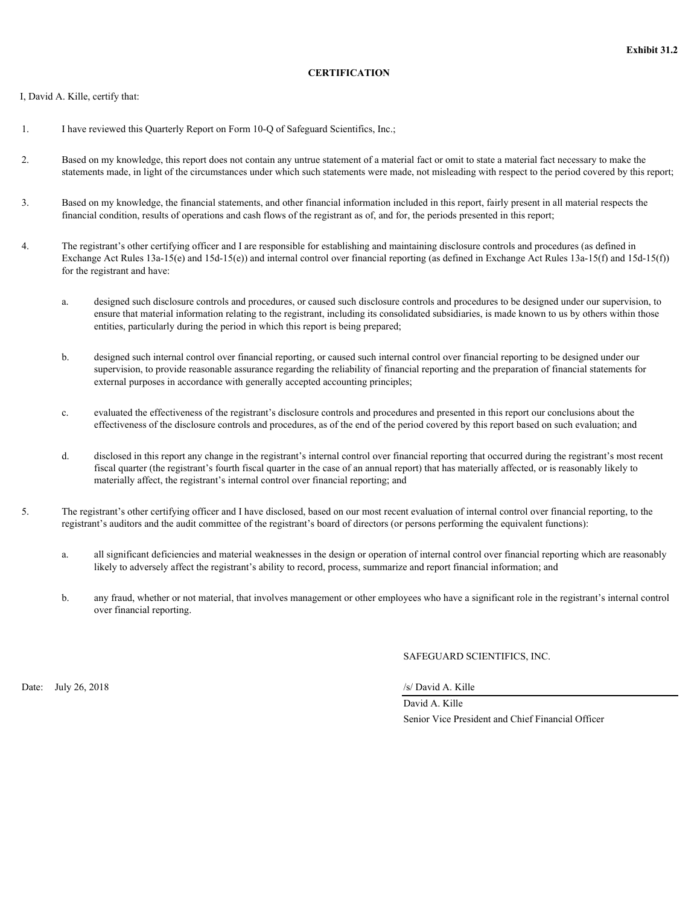**Exhibit 31.2**

**CERTIFICATION**

I, David A. Kille, certify that:

1. I have reviewed this Quarterly Report on Form 10-Q of Safeguard Scientifics, Inc.;

2. Based on my knowledge, this report does not contain any untrue statement of a material fact or omit to state a material fact necessary to make the statements made, in light of the circumstances under which such statements were made, not misleading with respect to the period covered by this report;

3. Based on my knowledge, the financial statements, and other financial information included in this report, fairly present in all material respects the financial condition, results of operations and cash flows of the registrant as of, and for, the periods presented in this report;

4. The registrant's other certifying officer and I are responsible for establishing and maintaining disclosure controls and procedures (as defined in Exchange Act Rules 13a-15(e) and 15d-15(e)) and internal control over financial reporting (as defined in Exchange Act Rules 13a-15(f) and 15d-15(f)) for the registrant and have:

   a. designed such disclosure controls and procedures, or caused such disclosure controls and procedures to be designed under our supervision, to ensure that material information relating to the registrant, including its consolidated subsidiaries, is made known to us by others within those entities, particularly during the period in which this report is being prepared;

   b. designed such internal control over financial reporting, or caused such internal control over financial reporting to be designed under our supervision, to provide reasonable assurance regarding the reliability of financial reporting and the preparation of financial statements for external purposes in accordance with generally accepted accounting principles;

   c. evaluated the effectiveness of the registrant's disclosure controls and procedures and presented in this report our conclusions about the effectiveness of the disclosure controls and procedures, as of the end of the period covered by this report based on such evaluation; and

   d. disclosed in this report any change in the registrant's internal control over financial reporting that occurred during the registrant's most recent fiscal quarter (the registrant's fourth fiscal quarter in the case of an annual report) that has materially affected, or is reasonably likely to materially affect, the registrant's internal control over financial reporting; and

5. The registrant's other certifying officer and I have disclosed, based on our most recent evaluation of internal control over financial reporting, to the registrant's auditors and the audit committee of the registrant's board of directors (or persons performing the equivalent functions):

   a. all significant deficiencies and material weaknesses in the design or operation of internal control over financial reporting which are reasonably likely to adversely affect the registrant's ability to record, process, summarize and report financial information; and

   b. any fraud, whether or not material, that involves management or other employees who have a significant role in the registrant's internal control over financial reporting.

SAFEGUARD SCIENTIFICS, INC.

Date: July 26, 2018

/s/ David A. Kille

David A. Kille
Senior Vice President and Chief Financial Officer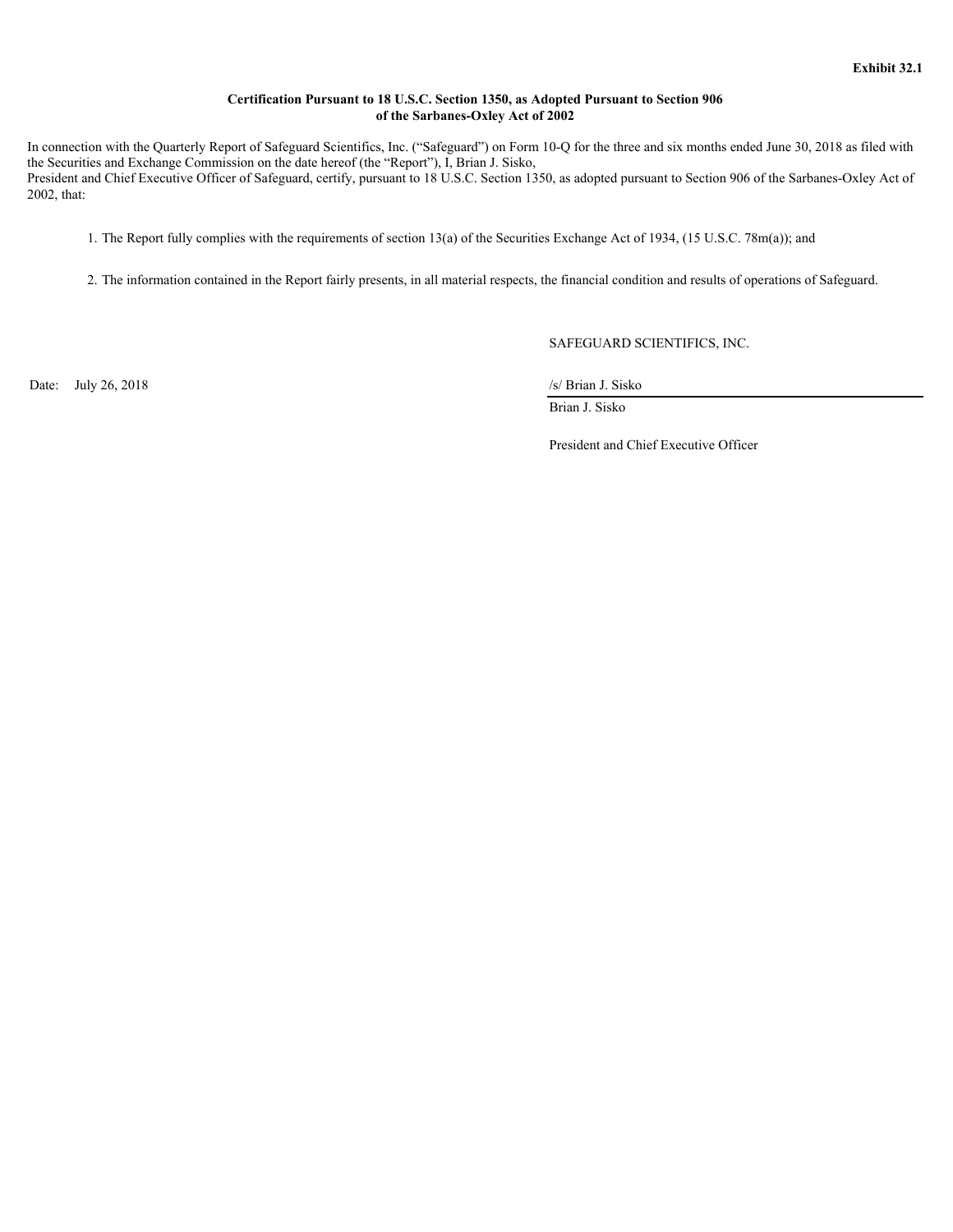**Exhibit 32.1**

**Certification Pursuant to 18 U.S.C. Section 1350, as Adopted Pursuant to Section 906 of the Sarbanes-Oxley Act of 2002**

In connection with the Quarterly Report of Safeguard Scientifics, Inc. ("Safeguard") on Form 10-Q for the three and six months ended June 30, 2018 as filed with the Securities and Exchange Commission on the date hereof (the "Report"), I, Brian J. Sisko,
President and Chief Executive Officer of Safeguard, certify, pursuant to 18 U.S.C. Section 1350, as adopted pursuant to Section 906 of the Sarbanes-Oxley Act of 2002, that:

1. The Report fully complies with the requirements of section 13(a) of the Securities Exchange Act of 1934, (15 U.S.C. 78m(a)); and

2. The information contained in the Report fairly presents, in all material respects, the financial condition and results of operations of Safeguard.

SAFEGUARD SCIENTIFICS, INC.

Date: July 26, 2018

/s/ Brian J. Sisko

Brian J. Sisko

President and Chief Executive Officer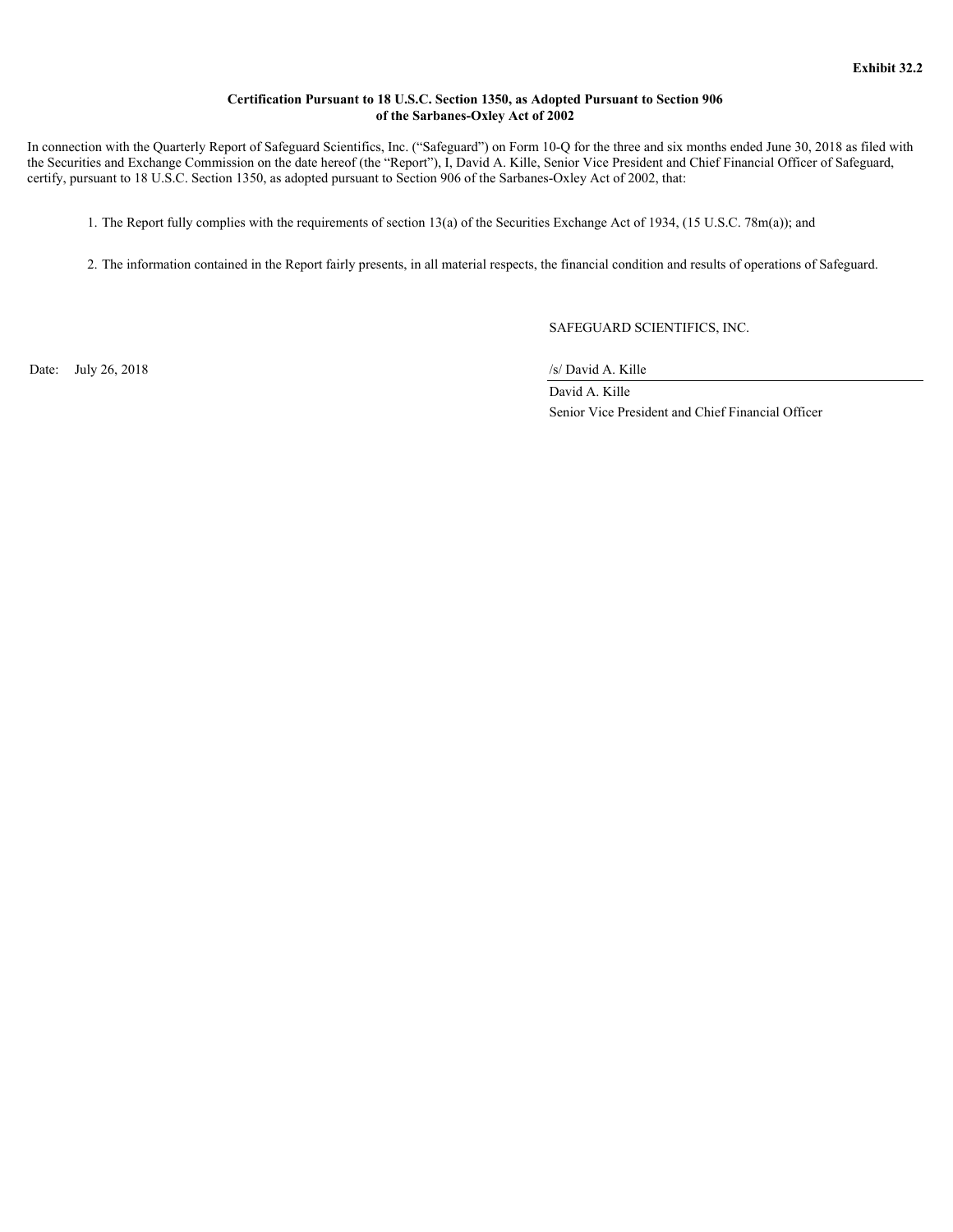**Exhibit 32.2**

**Certification Pursuant to 18 U.S.C. Section 1350, as Adopted Pursuant to Section 906 of the Sarbanes-Oxley Act of 2002**

In connection with the Quarterly Report of Safeguard Scientifics, Inc. ("Safeguard") on Form 10-Q for the three and six months ended June 30, 2018 as filed with the Securities and Exchange Commission on the date hereof (the "Report"), I, David A. Kille, Senior Vice President and Chief Financial Officer of Safeguard, certify, pursuant to 18 U.S.C. Section 1350, as adopted pursuant to Section 906 of the Sarbanes-Oxley Act of 2002, that:

1. The Report fully complies with the requirements of section 13(a) of the Securities Exchange Act of 1934, (15 U.S.C. 78m(a)); and

2. The information contained in the Report fairly presents, in all material respects, the financial condition and results of operations of Safeguard.

SAFEGUARD SCIENTIFICS, INC.

Date: July 26, 2018

/s/ David A. Kille

David A. Kille

Senior Vice President and Chief Financial Officer